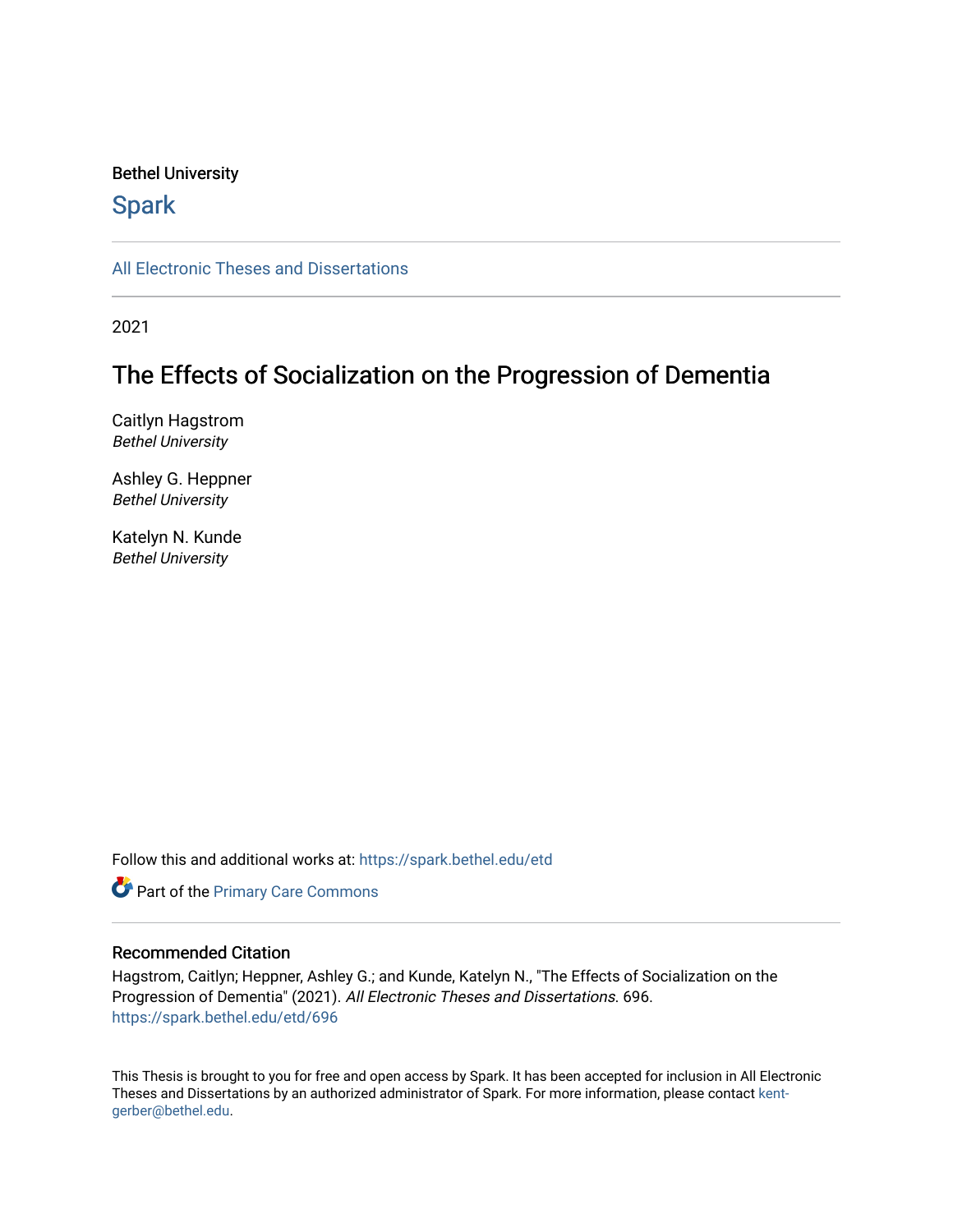Bethel University

Spark

All Electronic Theses and Dissertations

2021

# The Effects of Socialization on the Progression of Dementia

Caitlyn Hagstrom
*Bethel University*

Ashley G. Heppner
*Bethel University*

Katelyn N. Kunde
*Bethel University*

Follow this and additional works at: https://spark.bethel.edu/etd

Part of the Primary Care Commons

## Recommended Citation

Hagstrom, Caitlyn; Heppner, Ashley G.; and Kunde, Katelyn N., "The Effects of Socialization on the Progression of Dementia" (2021). *All Electronic Theses and Dissertations*. 696.
https://spark.bethel.edu/etd/696

This Thesis is brought to you for free and open access by Spark. It has been accepted for inclusion in All Electronic Theses and Dissertations by an authorized administrator of Spark. For more information, please contact kent-gerber@bethel.edu.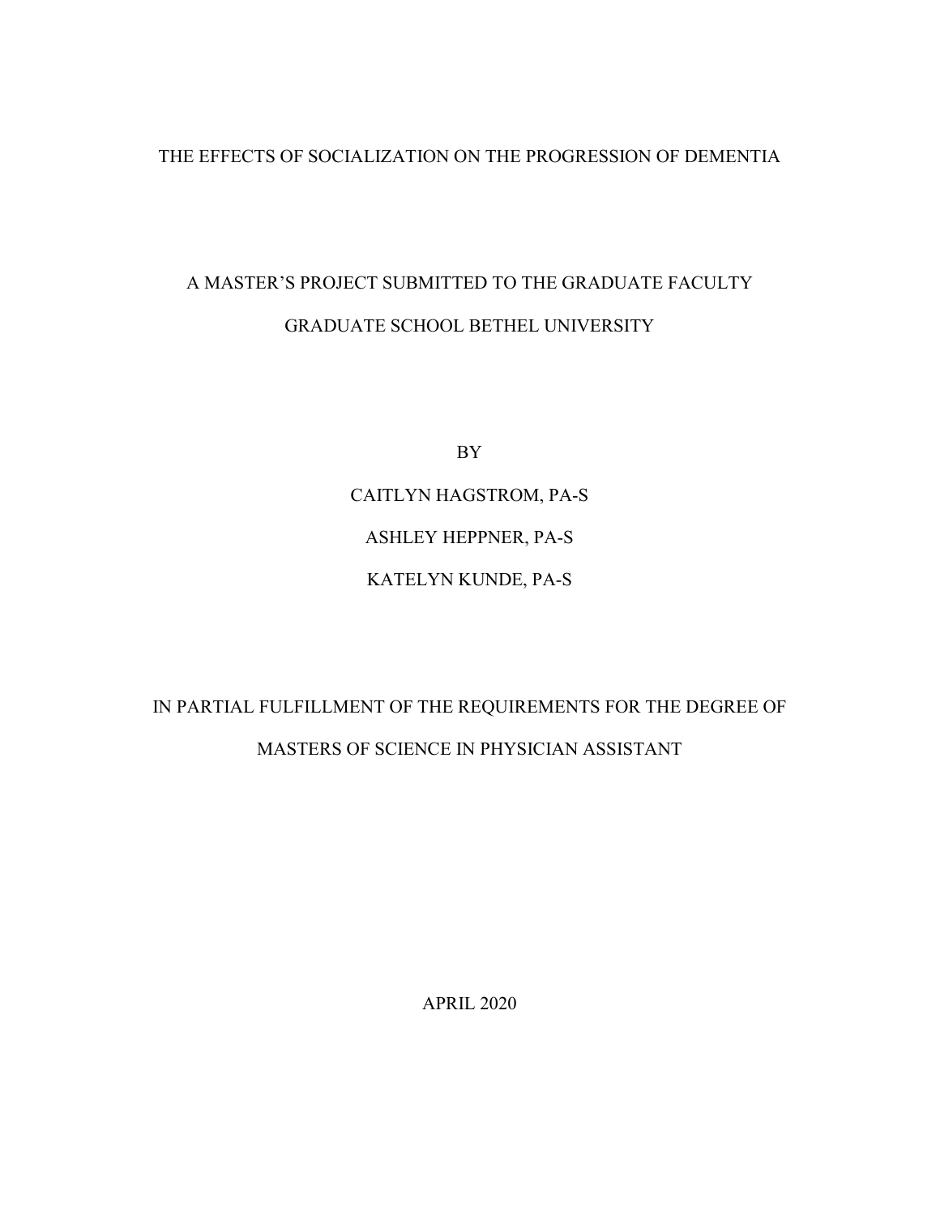# THE EFFECTS OF SOCIALIZATION ON THE PROGRESSION OF DEMENTIA

A MASTER'S PROJECT SUBMITTED TO THE GRADUATE FACULTY

GRADUATE SCHOOL BETHEL UNIVERSITY

BY

CAITLYN HAGSTROM, PA-S

ASHLEY HEPPNER, PA-S

KATELYN KUNDE, PA-S

IN PARTIAL FULFILLMENT OF THE REQUIREMENTS FOR THE DEGREE OF

MASTERS OF SCIENCE IN PHYSICIAN ASSISTANT

APRIL 2020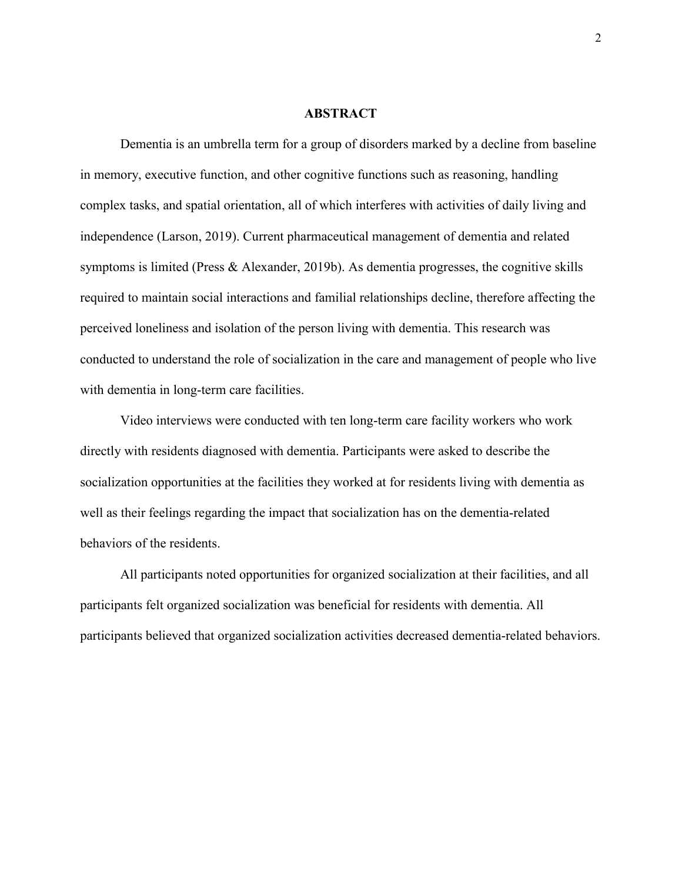# ABSTRACT

Dementia is an umbrella term for a group of disorders marked by a decline from baseline in memory, executive function, and other cognitive functions such as reasoning, handling complex tasks, and spatial orientation, all of which interferes with activities of daily living and independence (Larson, 2019). Current pharmaceutical management of dementia and related symptoms is limited (Press & Alexander, 2019b). As dementia progresses, the cognitive skills required to maintain social interactions and familial relationships decline, therefore affecting the perceived loneliness and isolation of the person living with dementia. This research was conducted to understand the role of socialization in the care and management of people who live with dementia in long-term care facilities.

Video interviews were conducted with ten long-term care facility workers who work directly with residents diagnosed with dementia. Participants were asked to describe the socialization opportunities at the facilities they worked at for residents living with dementia as well as their feelings regarding the impact that socialization has on the dementia-related behaviors of the residents.

All participants noted opportunities for organized socialization at their facilities, and all participants felt organized socialization was beneficial for residents with dementia. All participants believed that organized socialization activities decreased dementia-related behaviors.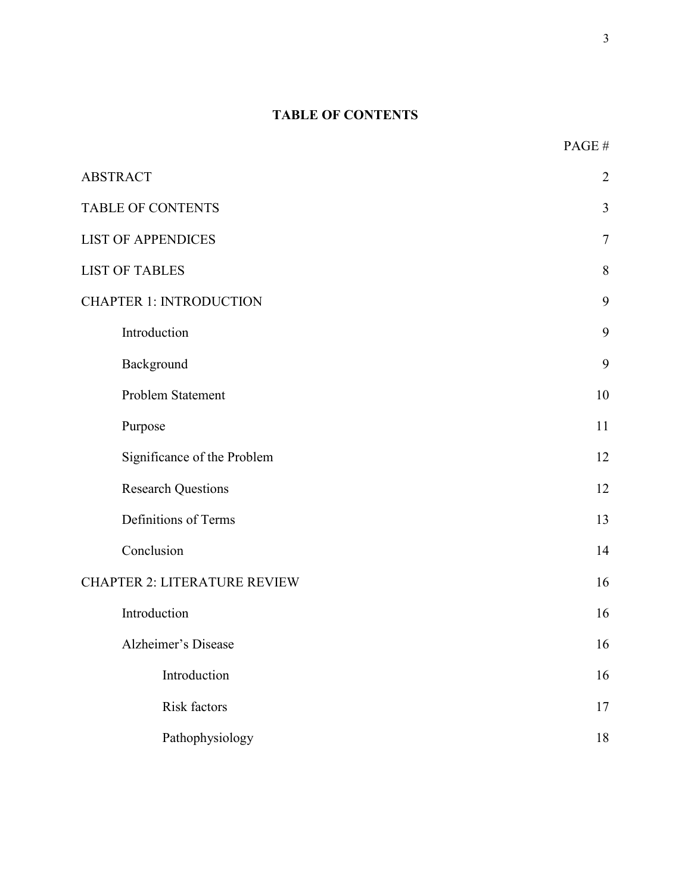# TABLE OF CONTENTS

| | PAGE # |
|---|---|
| ABSTRACT | 2 |
| TABLE OF CONTENTS | 3 |
| LIST OF APPENDICES | 7 |
| LIST OF TABLES | 8 |
| CHAPTER 1: INTRODUCTION | 9 |
| Introduction | 9 |
| Background | 9 |
| Problem Statement | 10 |
| Purpose | 11 |
| Significance of the Problem | 12 |
| Research Questions | 12 |
| Definitions of Terms | 13 |
| Conclusion | 14 |
| CHAPTER 2: LITERATURE REVIEW | 16 |
| Introduction | 16 |
| Alzheimer's Disease | 16 |
| Introduction | 16 |
| Risk factors | 17 |
| Pathophysiology | 18 |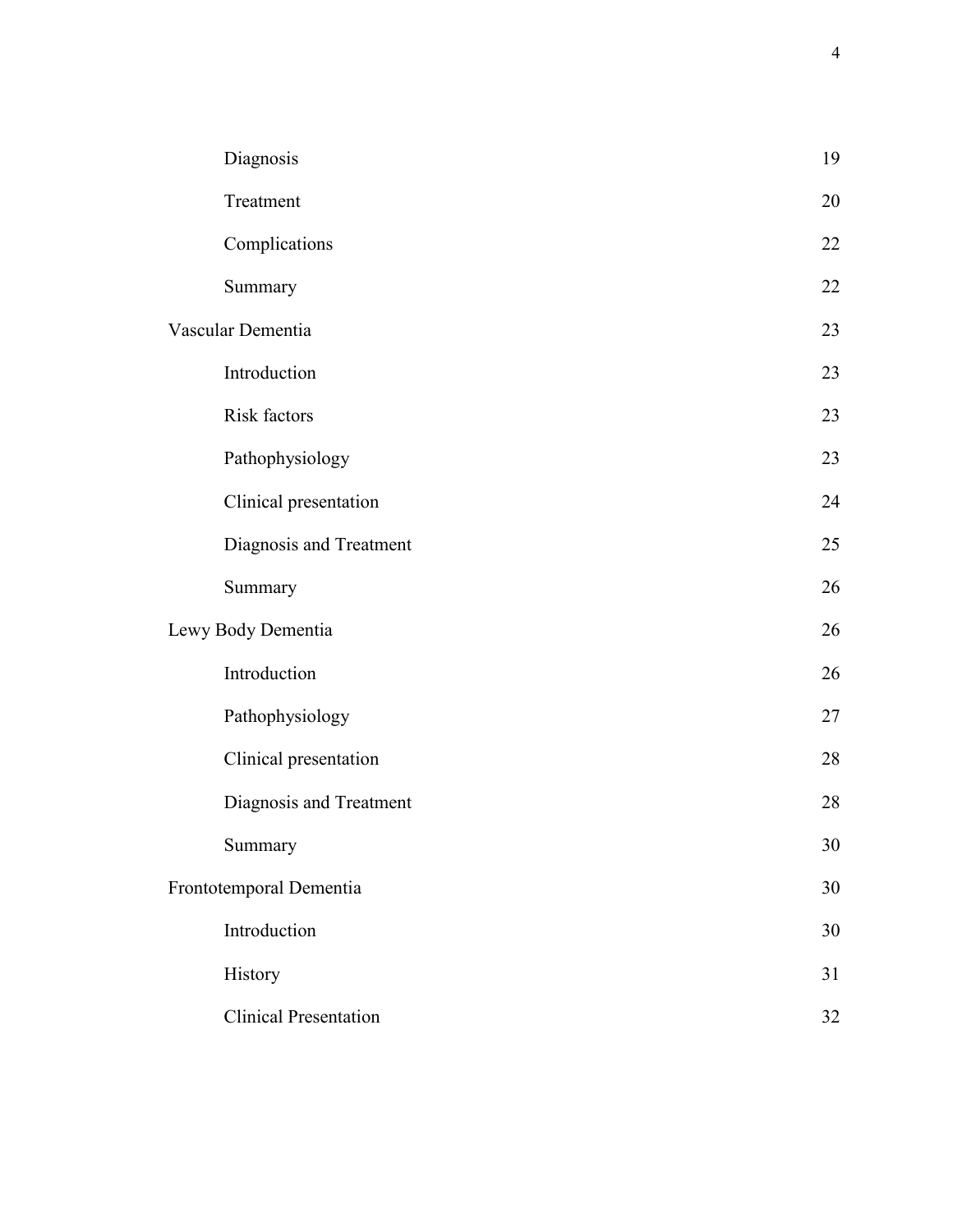| | |
|---|---|
| Diagnosis | 19 |
| Treatment | 20 |
| Complications | 22 |
| Summary | 22 |
| Vascular Dementia | 23 |
| Introduction | 23 |
| Risk factors | 23 |
| Pathophysiology | 23 |
| Clinical presentation | 24 |
| Diagnosis and Treatment | 25 |
| Summary | 26 |
| Lewy Body Dementia | 26 |
| Introduction | 26 |
| Pathophysiology | 27 |
| Clinical presentation | 28 |
| Diagnosis and Treatment | 28 |
| Summary | 30 |
| Frontotemporal Dementia | 30 |
| Introduction | 30 |
| History | 31 |
| Clinical Presentation | 32 |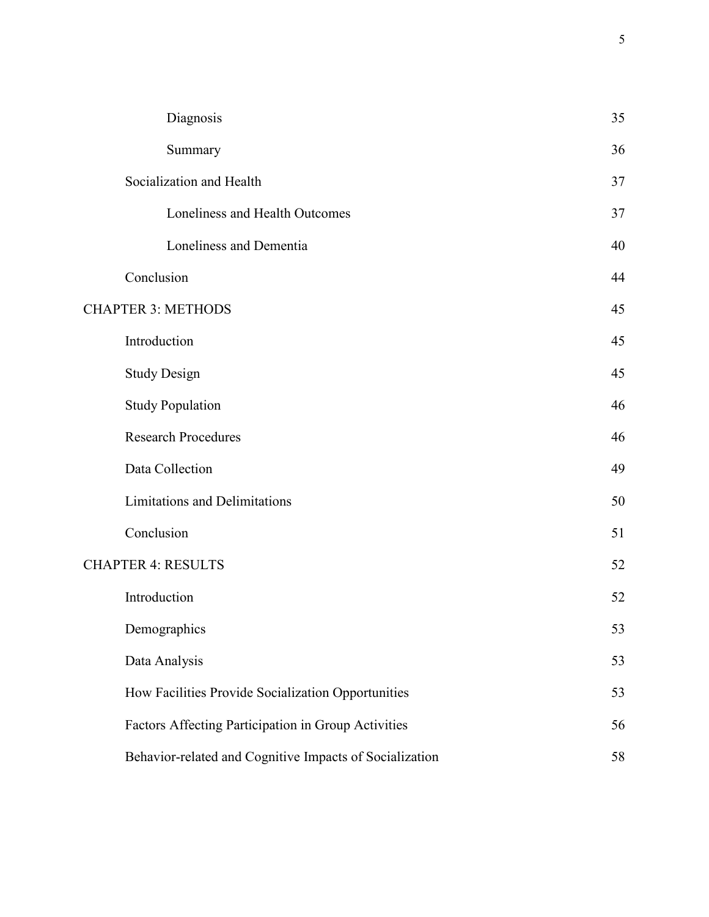| | |
|---|---|
| Diagnosis | 35 |
| Summary | 36 |
| Socialization and Health | 37 |
| Loneliness and Health Outcomes | 37 |
| Loneliness and Dementia | 40 |
| Conclusion | 44 |
| CHAPTER 3: METHODS | 45 |
| Introduction | 45 |
| Study Design | 45 |
| Study Population | 46 |
| Research Procedures | 46 |
| Data Collection | 49 |
| Limitations and Delimitations | 50 |
| Conclusion | 51 |
| CHAPTER 4: RESULTS | 52 |
| Introduction | 52 |
| Demographics | 53 |
| Data Analysis | 53 |
| How Facilities Provide Socialization Opportunities | 53 |
| Factors Affecting Participation in Group Activities | 56 |
| Behavior-related and Cognitive Impacts of Socialization | 58 |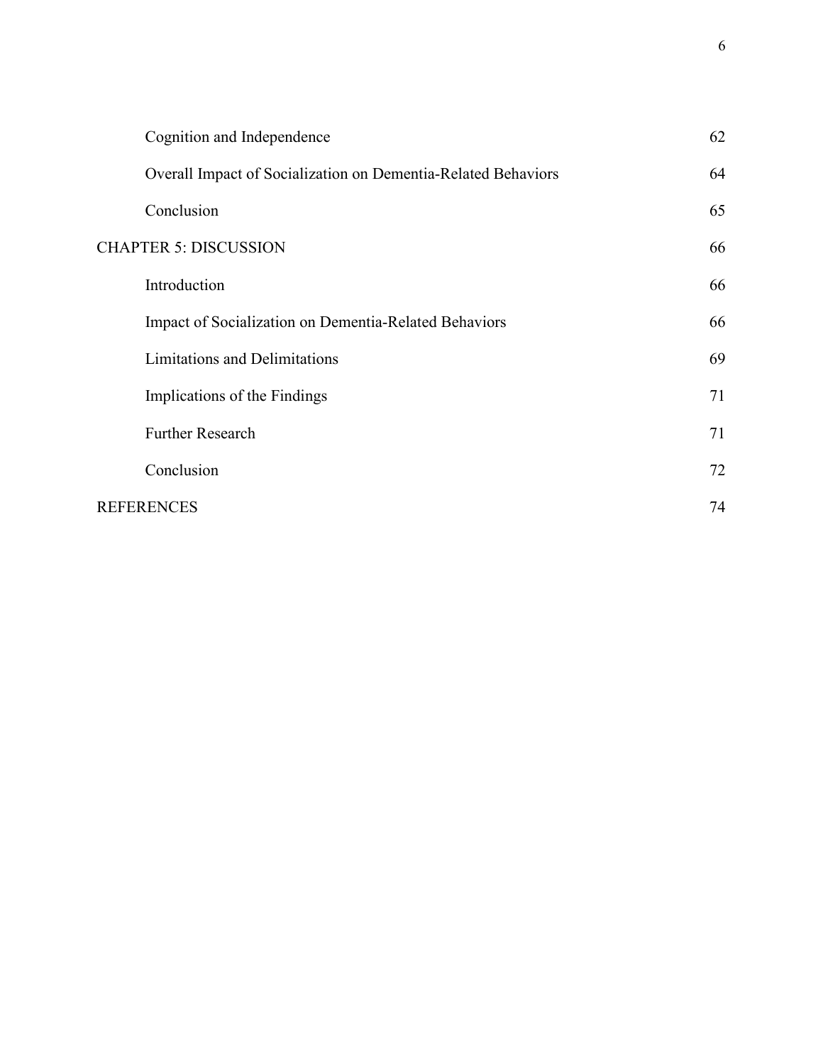| | |
|---|---|
| Cognition and Independence | 62 |
| Overall Impact of Socialization on Dementia-Related Behaviors | 64 |
| Conclusion | 65 |
| CHAPTER 5: DISCUSSION | 66 |
| Introduction | 66 |
| Impact of Socialization on Dementia-Related Behaviors | 66 |
| Limitations and Delimitations | 69 |
| Implications of the Findings | 71 |
| Further Research | 71 |
| Conclusion | 72 |
| REFERENCES | 74 |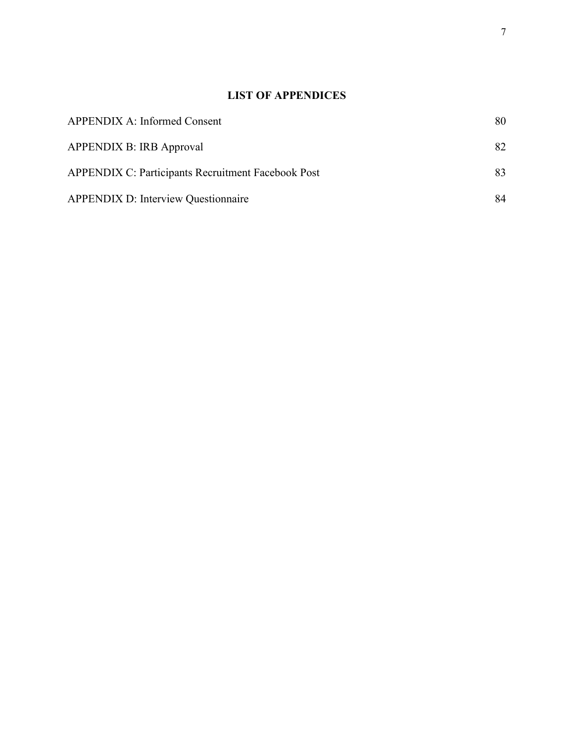# LIST OF APPENDICES

| | |
|---|---|
| APPENDIX A: Informed Consent | 80 |
| APPENDIX B: IRB Approval | 82 |
| APPENDIX C: Participants Recruitment Facebook Post | 83 |
| APPENDIX D: Interview Questionnaire | 84 |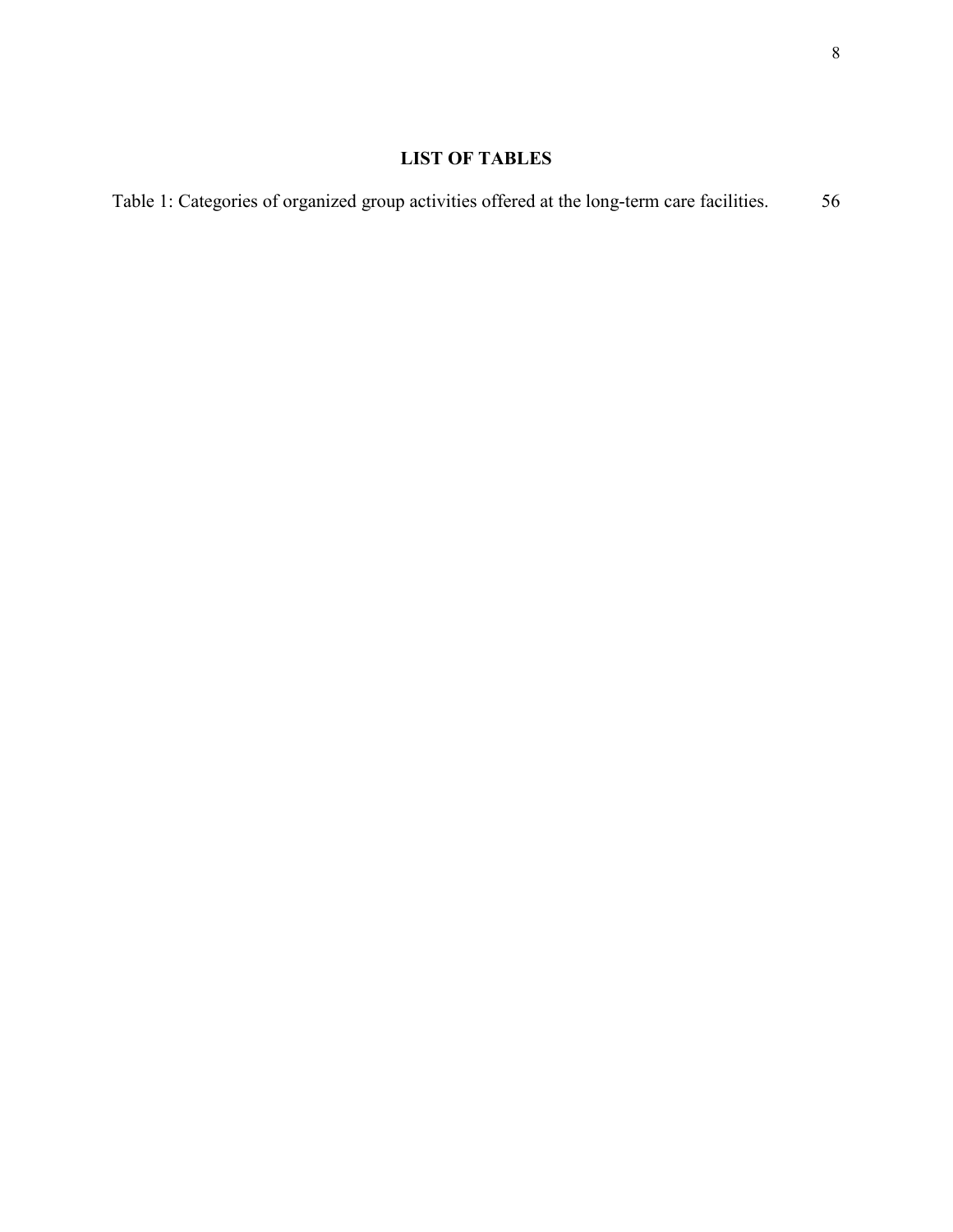## LIST OF TABLES

Table 1: Categories of organized group activities offered at the long-term care facilities. 56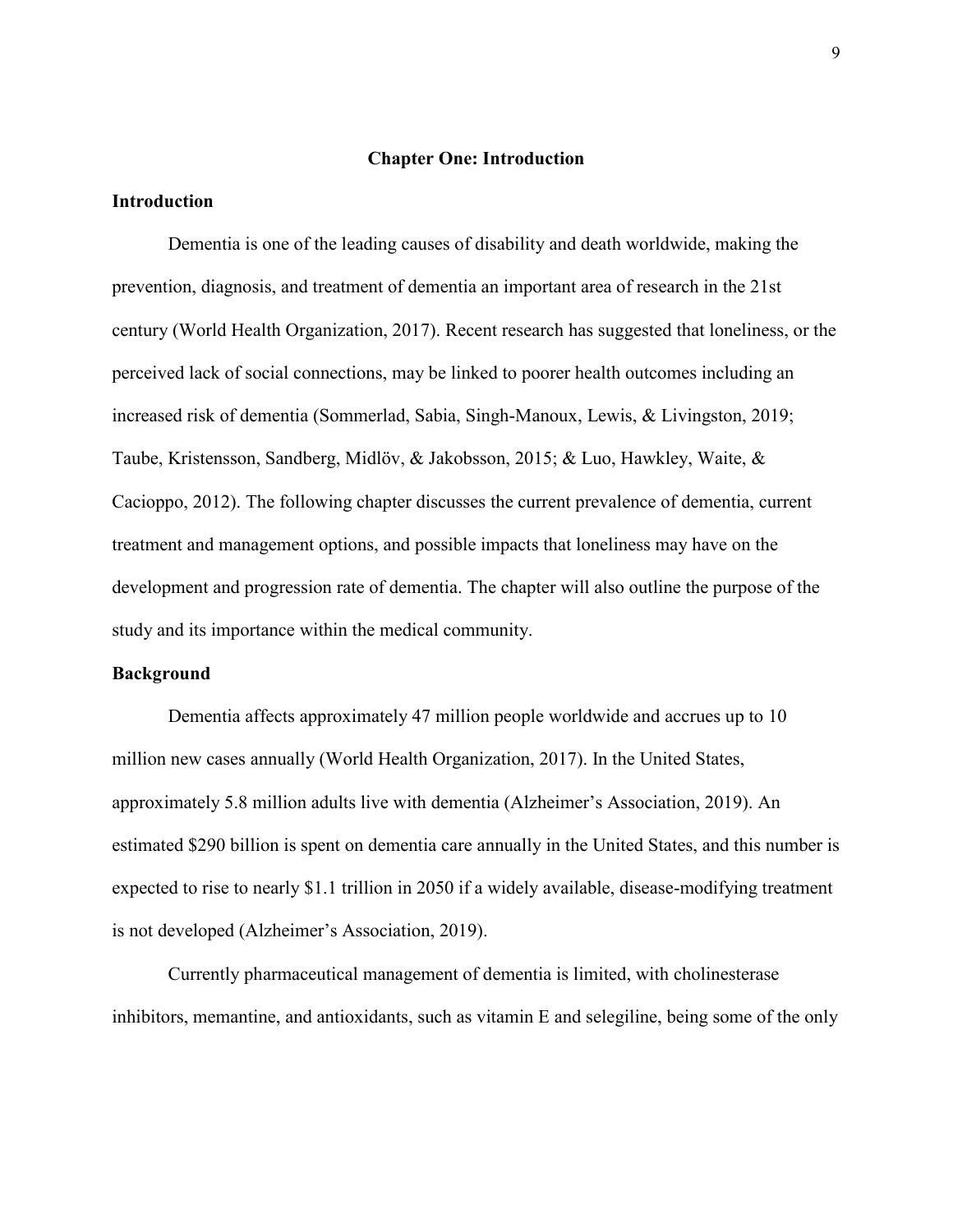# Chapter One: Introduction

## Introduction

Dementia is one of the leading causes of disability and death worldwide, making the prevention, diagnosis, and treatment of dementia an important area of research in the 21st century (World Health Organization, 2017). Recent research has suggested that loneliness, or the perceived lack of social connections, may be linked to poorer health outcomes including an increased risk of dementia (Sommerlad, Sabia, Singh-Manoux, Lewis, & Livingston, 2019; Taube, Kristensson, Sandberg, Midlöv, & Jakobsson, 2015; & Luo, Hawkley, Waite, & Cacioppo, 2012). The following chapter discusses the current prevalence of dementia, current treatment and management options, and possible impacts that loneliness may have on the development and progression rate of dementia. The chapter will also outline the purpose of the study and its importance within the medical community.

## Background

Dementia affects approximately 47 million people worldwide and accrues up to 10 million new cases annually (World Health Organization, 2017). In the United States, approximately 5.8 million adults live with dementia (Alzheimer's Association, 2019). An estimated $290 billion is spent on dementia care annually in the United States, and this number is expected to rise to nearly $1.1 trillion in 2050 if a widely available, disease-modifying treatment is not developed (Alzheimer's Association, 2019).

Currently pharmaceutical management of dementia is limited, with cholinesterase inhibitors, memantine, and antioxidants, such as vitamin E and selegiline, being some of the only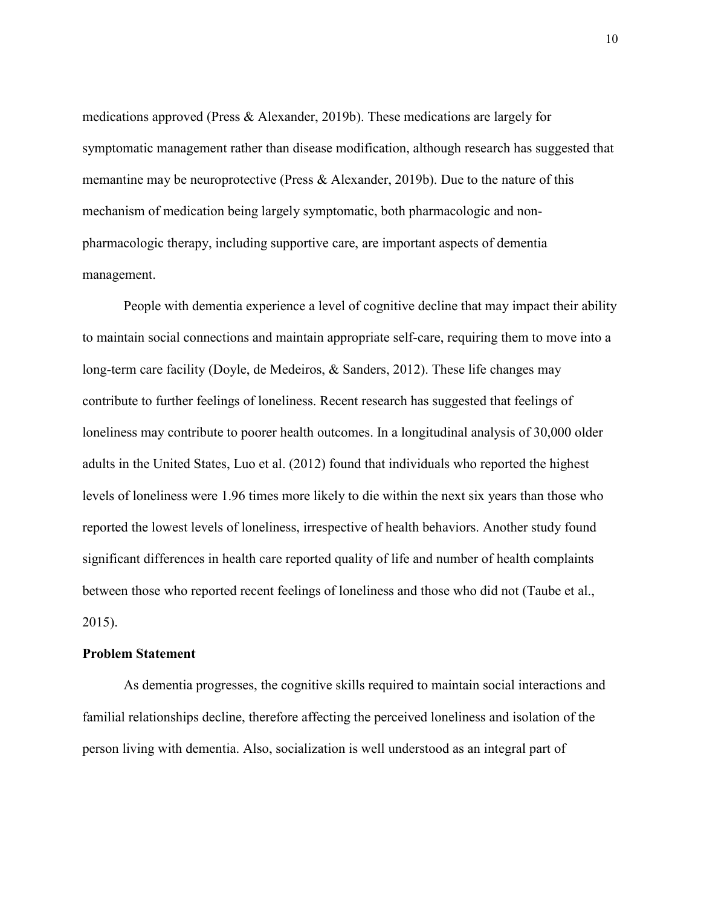medications approved (Press & Alexander, 2019b). These medications are largely for symptomatic management rather than disease modification, although research has suggested that memantine may be neuroprotective (Press & Alexander, 2019b). Due to the nature of this mechanism of medication being largely symptomatic, both pharmacologic and non-pharmacologic therapy, including supportive care, are important aspects of dementia management.

People with dementia experience a level of cognitive decline that may impact their ability to maintain social connections and maintain appropriate self-care, requiring them to move into a long-term care facility (Doyle, de Medeiros, & Sanders, 2012). These life changes may contribute to further feelings of loneliness. Recent research has suggested that feelings of loneliness may contribute to poorer health outcomes. In a longitudinal analysis of 30,000 older adults in the United States, Luo et al. (2012) found that individuals who reported the highest levels of loneliness were 1.96 times more likely to die within the next six years than those who reported the lowest levels of loneliness, irrespective of health behaviors. Another study found significant differences in health care reported quality of life and number of health complaints between those who reported recent feelings of loneliness and those who did not (Taube et al., 2015).

## Problem Statement

As dementia progresses, the cognitive skills required to maintain social interactions and familial relationships decline, therefore affecting the perceived loneliness and isolation of the person living with dementia. Also, socialization is well understood as an integral part of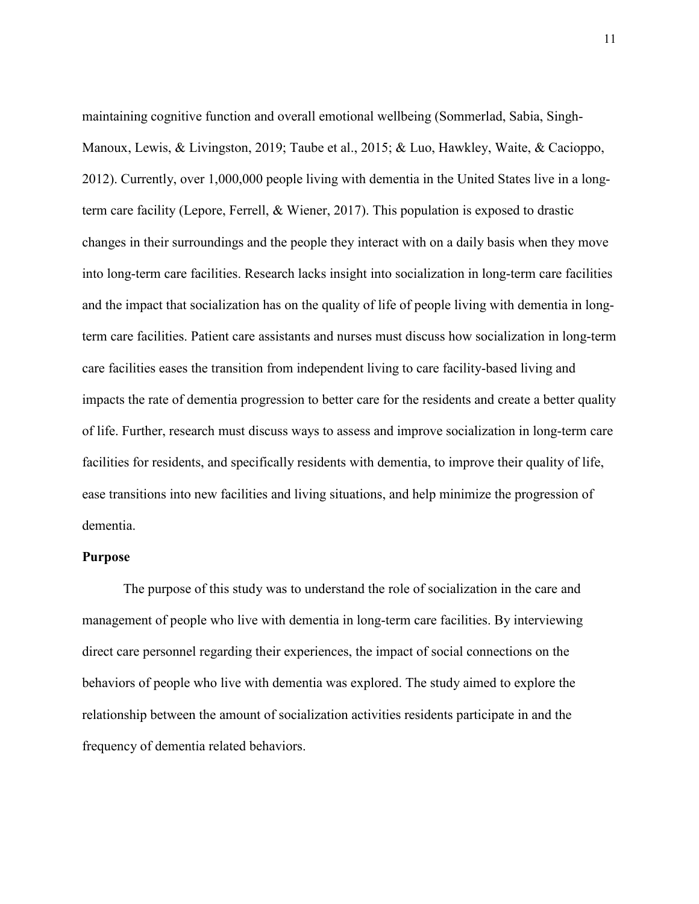maintaining cognitive function and overall emotional wellbeing (Sommerlad, Sabia, Singh-Manoux, Lewis, & Livingston, 2019; Taube et al., 2015; & Luo, Hawkley, Waite, & Cacioppo, 2012). Currently, over 1,000,000 people living with dementia in the United States live in a long-term care facility (Lepore, Ferrell, & Wiener, 2017). This population is exposed to drastic changes in their surroundings and the people they interact with on a daily basis when they move into long-term care facilities. Research lacks insight into socialization in long-term care facilities and the impact that socialization has on the quality of life of people living with dementia in long-term care facilities. Patient care assistants and nurses must discuss how socialization in long-term care facilities eases the transition from independent living to care facility-based living and impacts the rate of dementia progression to better care for the residents and create a better quality of life. Further, research must discuss ways to assess and improve socialization in long-term care facilities for residents, and specifically residents with dementia, to improve their quality of life, ease transitions into new facilities and living situations, and help minimize the progression of dementia.

**Purpose**

The purpose of this study was to understand the role of socialization in the care and management of people who live with dementia in long-term care facilities. By interviewing direct care personnel regarding their experiences, the impact of social connections on the behaviors of people who live with dementia was explored. The study aimed to explore the relationship between the amount of socialization activities residents participate in and the frequency of dementia related behaviors.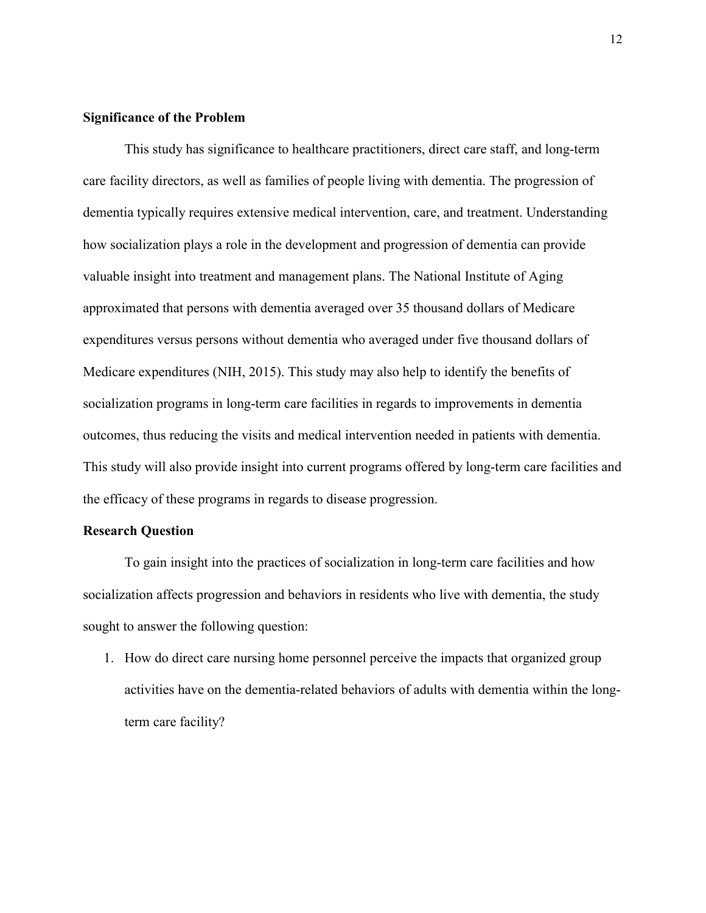**Significance of the Problem**

This study has significance to healthcare practitioners, direct care staff, and long-term care facility directors, as well as families of people living with dementia. The progression of dementia typically requires extensive medical intervention, care, and treatment. Understanding how socialization plays a role in the development and progression of dementia can provide valuable insight into treatment and management plans. The National Institute of Aging approximated that persons with dementia averaged over 35 thousand dollars of Medicare expenditures versus persons without dementia who averaged under five thousand dollars of Medicare expenditures (NIH, 2015). This study may also help to identify the benefits of socialization programs in long-term care facilities in regards to improvements in dementia outcomes, thus reducing the visits and medical intervention needed in patients with dementia. This study will also provide insight into current programs offered by long-term care facilities and the efficacy of these programs in regards to disease progression.

**Research Question**

To gain insight into the practices of socialization in long-term care facilities and how socialization affects progression and behaviors in residents who live with dementia, the study sought to answer the following question:

1. How do direct care nursing home personnel perceive the impacts that organized group activities have on the dementia-related behaviors of adults with dementia within the long-term care facility?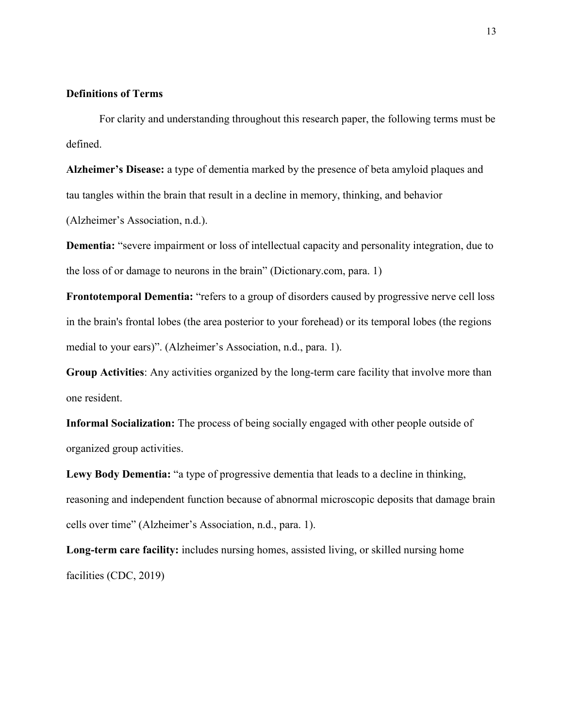**Definitions of Terms**

For clarity and understanding throughout this research paper, the following terms must be defined.

**Alzheimer's Disease:** a type of dementia marked by the presence of beta amyloid plaques and tau tangles within the brain that result in a decline in memory, thinking, and behavior (Alzheimer's Association, n.d.).

**Dementia:** "severe impairment or loss of intellectual capacity and personality integration, due to the loss of or damage to neurons in the brain" (Dictionary.com, para. 1)

**Frontotemporal Dementia:** "refers to a group of disorders caused by progressive nerve cell loss in the brain's frontal lobes (the area posterior to your forehead) or its temporal lobes (the regions medial to your ears)". (Alzheimer's Association, n.d., para. 1).

**Group Activities**: Any activities organized by the long-term care facility that involve more than one resident.

**Informal Socialization:** The process of being socially engaged with other people outside of organized group activities.

**Lewy Body Dementia:** "a type of progressive dementia that leads to a decline in thinking, reasoning and independent function because of abnormal microscopic deposits that damage brain cells over time" (Alzheimer's Association, n.d., para. 1).

**Long-term care facility:** includes nursing homes, assisted living, or skilled nursing home facilities (CDC, 2019)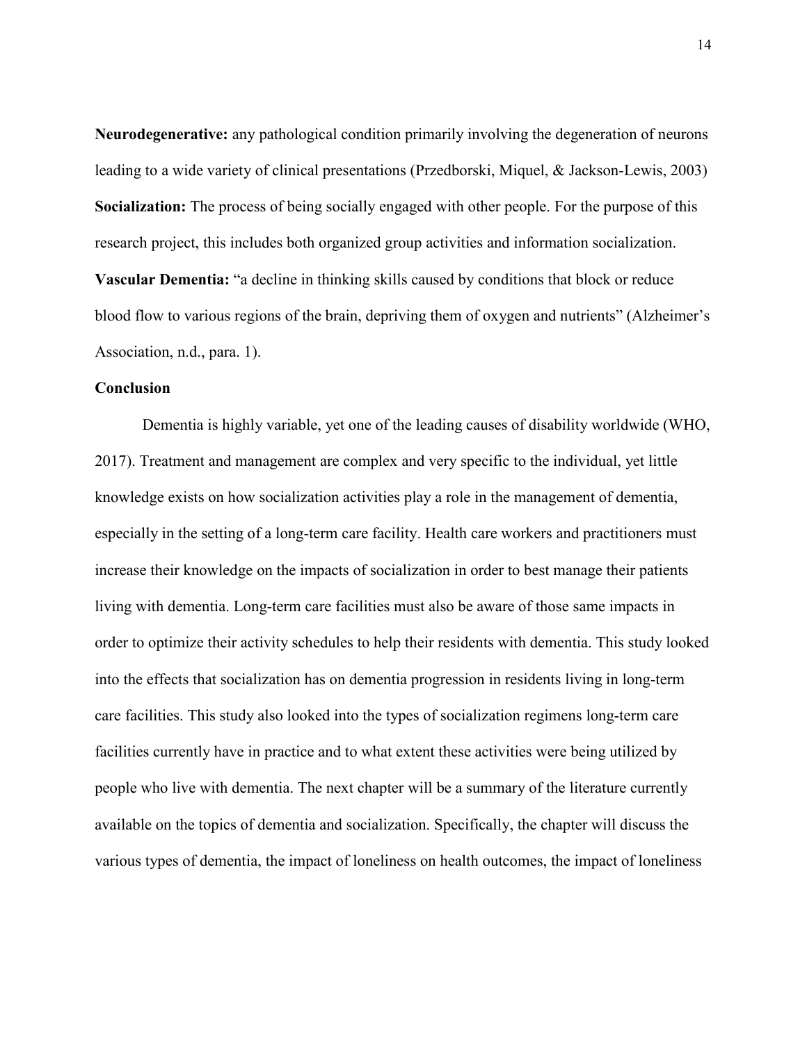**Neurodegenerative:** any pathological condition primarily involving the degeneration of neurons leading to a wide variety of clinical presentations (Przedborski, Miquel, & Jackson-Lewis, 2003)

**Socialization:** The process of being socially engaged with other people. For the purpose of this research project, this includes both organized group activities and information socialization.

**Vascular Dementia:** "a decline in thinking skills caused by conditions that block or reduce blood flow to various regions of the brain, depriving them of oxygen and nutrients" (Alzheimer's Association, n.d., para. 1).

## Conclusion

Dementia is highly variable, yet one of the leading causes of disability worldwide (WHO, 2017). Treatment and management are complex and very specific to the individual, yet little knowledge exists on how socialization activities play a role in the management of dementia, especially in the setting of a long-term care facility. Health care workers and practitioners must increase their knowledge on the impacts of socialization in order to best manage their patients living with dementia. Long-term care facilities must also be aware of those same impacts in order to optimize their activity schedules to help their residents with dementia. This study looked into the effects that socialization has on dementia progression in residents living in long-term care facilities. This study also looked into the types of socialization regimens long-term care facilities currently have in practice and to what extent these activities were being utilized by people who live with dementia. The next chapter will be a summary of the literature currently available on the topics of dementia and socialization. Specifically, the chapter will discuss the various types of dementia, the impact of loneliness on health outcomes, the impact of loneliness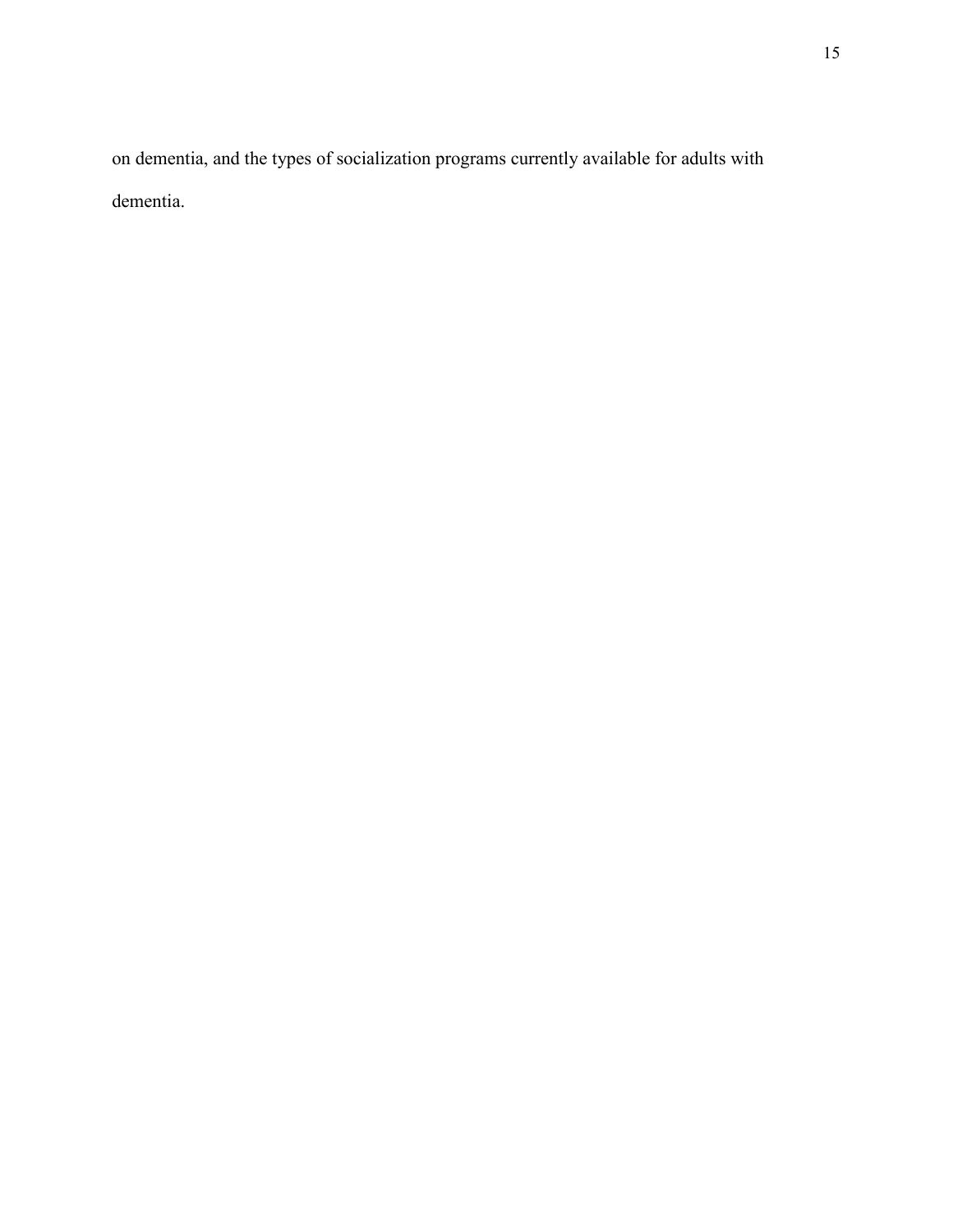on dementia, and the types of socialization programs currently available for adults with dementia.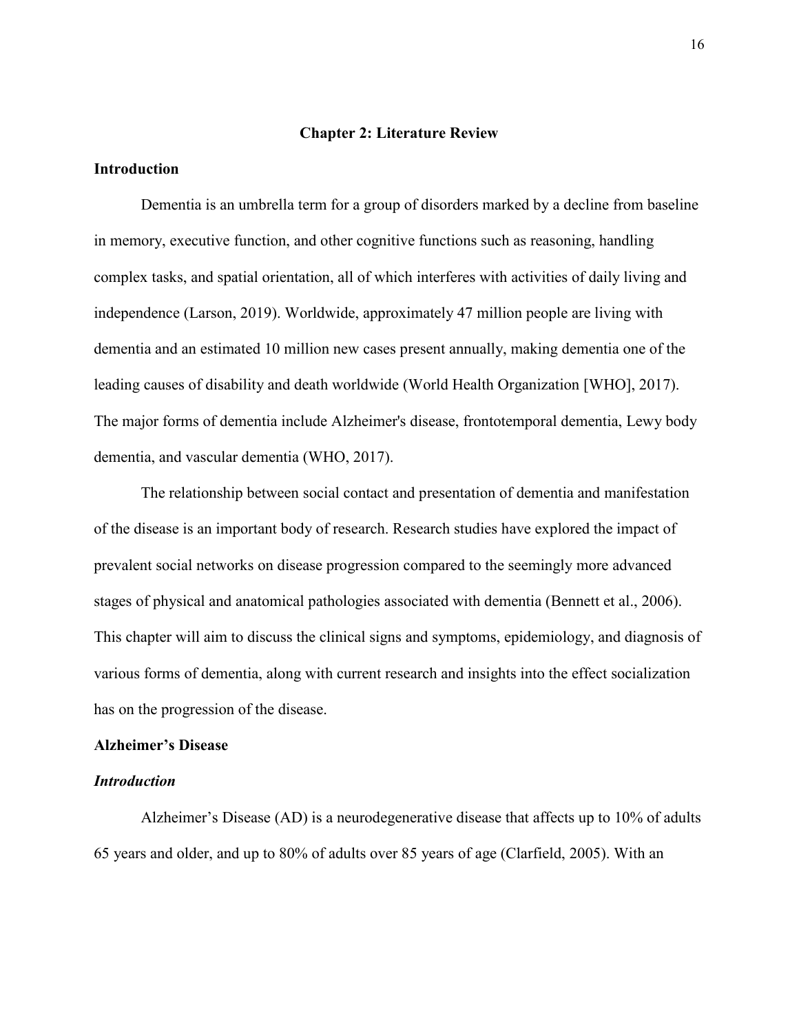# Chapter 2: Literature Review

## Introduction

Dementia is an umbrella term for a group of disorders marked by a decline from baseline in memory, executive function, and other cognitive functions such as reasoning, handling complex tasks, and spatial orientation, all of which interferes with activities of daily living and independence (Larson, 2019). Worldwide, approximately 47 million people are living with dementia and an estimated 10 million new cases present annually, making dementia one of the leading causes of disability and death worldwide (World Health Organization [WHO], 2017). The major forms of dementia include Alzheimer's disease, frontotemporal dementia, Lewy body dementia, and vascular dementia (WHO, 2017).

The relationship between social contact and presentation of dementia and manifestation of the disease is an important body of research. Research studies have explored the impact of prevalent social networks on disease progression compared to the seemingly more advanced stages of physical and anatomical pathologies associated with dementia (Bennett et al., 2006). This chapter will aim to discuss the clinical signs and symptoms, epidemiology, and diagnosis of various forms of dementia, along with current research and insights into the effect socialization has on the progression of the disease.

## Alzheimer's Disease

### *Introduction*

Alzheimer's Disease (AD) is a neurodegenerative disease that affects up to 10% of adults 65 years and older, and up to 80% of adults over 85 years of age (Clarfield, 2005). With an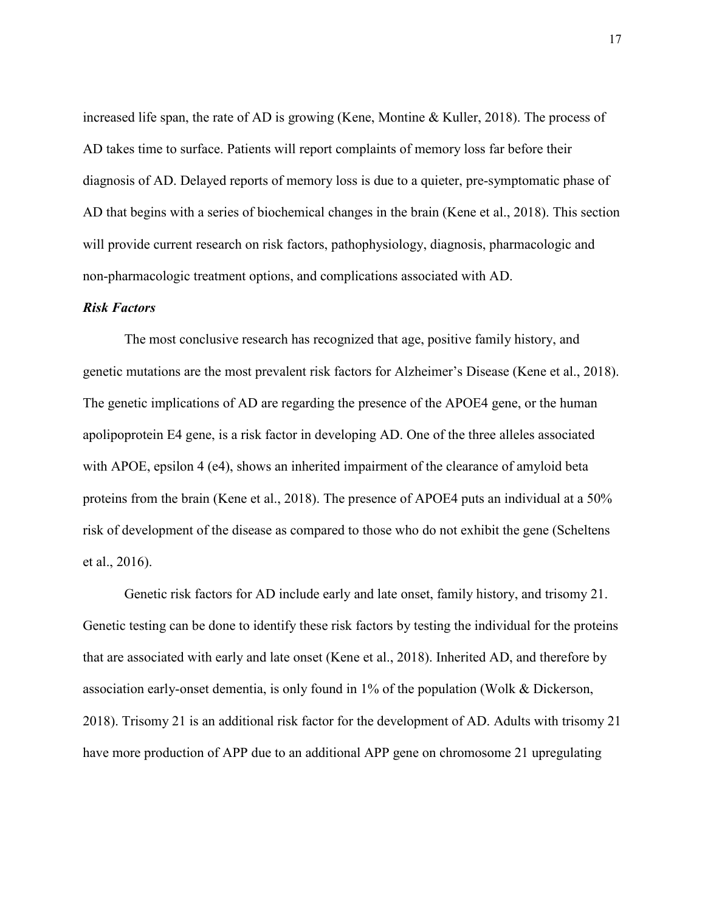increased life span, the rate of AD is growing (Kene, Montine & Kuller, 2018). The process of AD takes time to surface. Patients will report complaints of memory loss far before their diagnosis of AD. Delayed reports of memory loss is due to a quieter, pre-symptomatic phase of AD that begins with a series of biochemical changes in the brain (Kene et al., 2018). This section will provide current research on risk factors, pathophysiology, diagnosis, pharmacologic and non-pharmacologic treatment options, and complications associated with AD.

### *Risk Factors*

The most conclusive research has recognized that age, positive family history, and genetic mutations are the most prevalent risk factors for Alzheimer's Disease (Kene et al., 2018). The genetic implications of AD are regarding the presence of the APOE4 gene, or the human apolipoprotein E4 gene, is a risk factor in developing AD. One of the three alleles associated with APOE, epsilon 4 (e4), shows an inherited impairment of the clearance of amyloid beta proteins from the brain (Kene et al., 2018). The presence of APOE4 puts an individual at a 50% risk of development of the disease as compared to those who do not exhibit the gene (Scheltens et al., 2016).

Genetic risk factors for AD include early and late onset, family history, and trisomy 21. Genetic testing can be done to identify these risk factors by testing the individual for the proteins that are associated with early and late onset (Kene et al., 2018). Inherited AD, and therefore by association early-onset dementia, is only found in 1% of the population (Wolk & Dickerson, 2018). Trisomy 21 is an additional risk factor for the development of AD. Adults with trisomy 21 have more production of APP due to an additional APP gene on chromosome 21 upregulating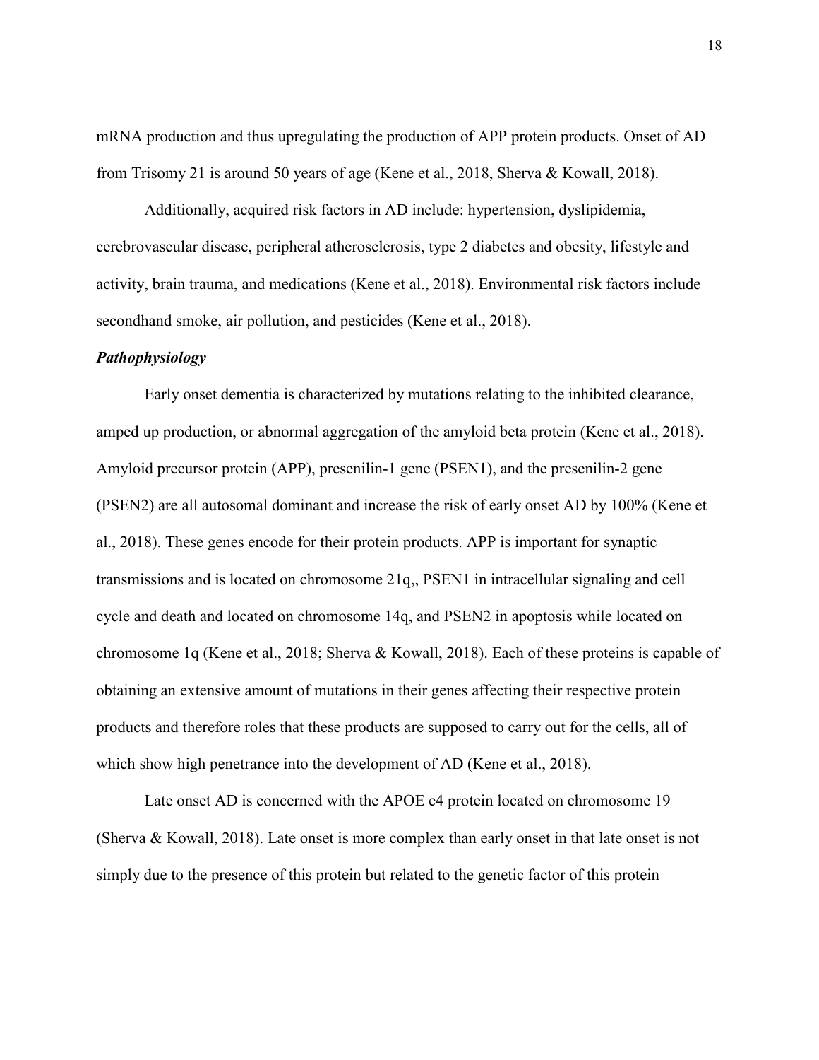mRNA production and thus upregulating the production of APP protein products. Onset of AD from Trisomy 21 is around 50 years of age (Kene et al., 2018, Sherva & Kowall, 2018).

Additionally, acquired risk factors in AD include: hypertension, dyslipidemia, cerebrovascular disease, peripheral atherosclerosis, type 2 diabetes and obesity, lifestyle and activity, brain trauma, and medications (Kene et al., 2018). Environmental risk factors include secondhand smoke, air pollution, and pesticides (Kene et al., 2018).

***Pathophysiology***

Early onset dementia is characterized by mutations relating to the inhibited clearance, amped up production, or abnormal aggregation of the amyloid beta protein (Kene et al., 2018). Amyloid precursor protein (APP), presenilin-1 gene (PSEN1), and the presenilin-2 gene (PSEN2) are all autosomal dominant and increase the risk of early onset AD by 100% (Kene et al., 2018). These genes encode for their protein products. APP is important for synaptic transmissions and is located on chromosome 21q,, PSEN1 in intracellular signaling and cell cycle and death and located on chromosome 14q, and PSEN2 in apoptosis while located on chromosome 1q (Kene et al., 2018; Sherva & Kowall, 2018). Each of these proteins is capable of obtaining an extensive amount of mutations in their genes affecting their respective protein products and therefore roles that these products are supposed to carry out for the cells, all of which show high penetrance into the development of AD (Kene et al., 2018).

Late onset AD is concerned with the APOE e4 protein located on chromosome 19 (Sherva & Kowall, 2018). Late onset is more complex than early onset in that late onset is not simply due to the presence of this protein but related to the genetic factor of this protein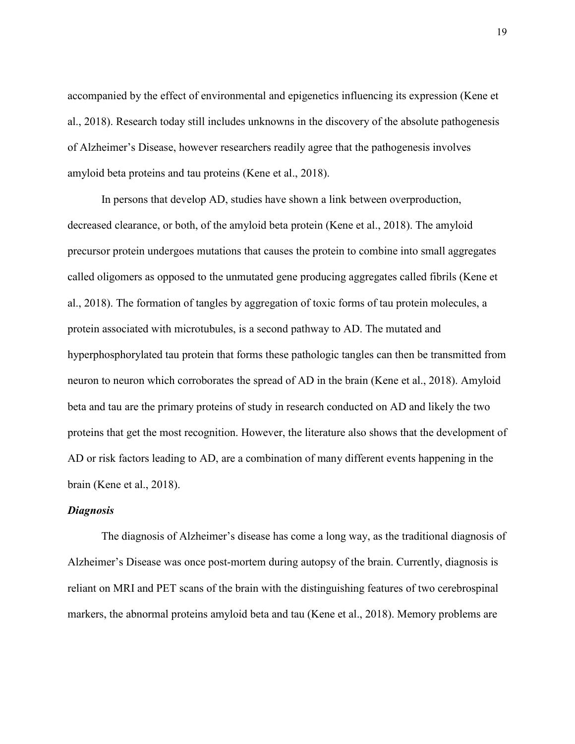accompanied by the effect of environmental and epigenetics influencing its expression (Kene et al., 2018). Research today still includes unknowns in the discovery of the absolute pathogenesis of Alzheimer's Disease, however researchers readily agree that the pathogenesis involves amyloid beta proteins and tau proteins (Kene et al., 2018).

In persons that develop AD, studies have shown a link between overproduction, decreased clearance, or both, of the amyloid beta protein (Kene et al., 2018). The amyloid precursor protein undergoes mutations that causes the protein to combine into small aggregates called oligomers as opposed to the unmutated gene producing aggregates called fibrils (Kene et al., 2018). The formation of tangles by aggregation of toxic forms of tau protein molecules, a protein associated with microtubules, is a second pathway to AD. The mutated and hyperphosphorylated tau protein that forms these pathologic tangles can then be transmitted from neuron to neuron which corroborates the spread of AD in the brain (Kene et al., 2018). Amyloid beta and tau are the primary proteins of study in research conducted on AD and likely the two proteins that get the most recognition. However, the literature also shows that the development of AD or risk factors leading to AD, are a combination of many different events happening in the brain (Kene et al., 2018).

### *Diagnosis*

The diagnosis of Alzheimer's disease has come a long way, as the traditional diagnosis of Alzheimer's Disease was once post-mortem during autopsy of the brain. Currently, diagnosis is reliant on MRI and PET scans of the brain with the distinguishing features of two cerebrospinal markers, the abnormal proteins amyloid beta and tau (Kene et al., 2018). Memory problems are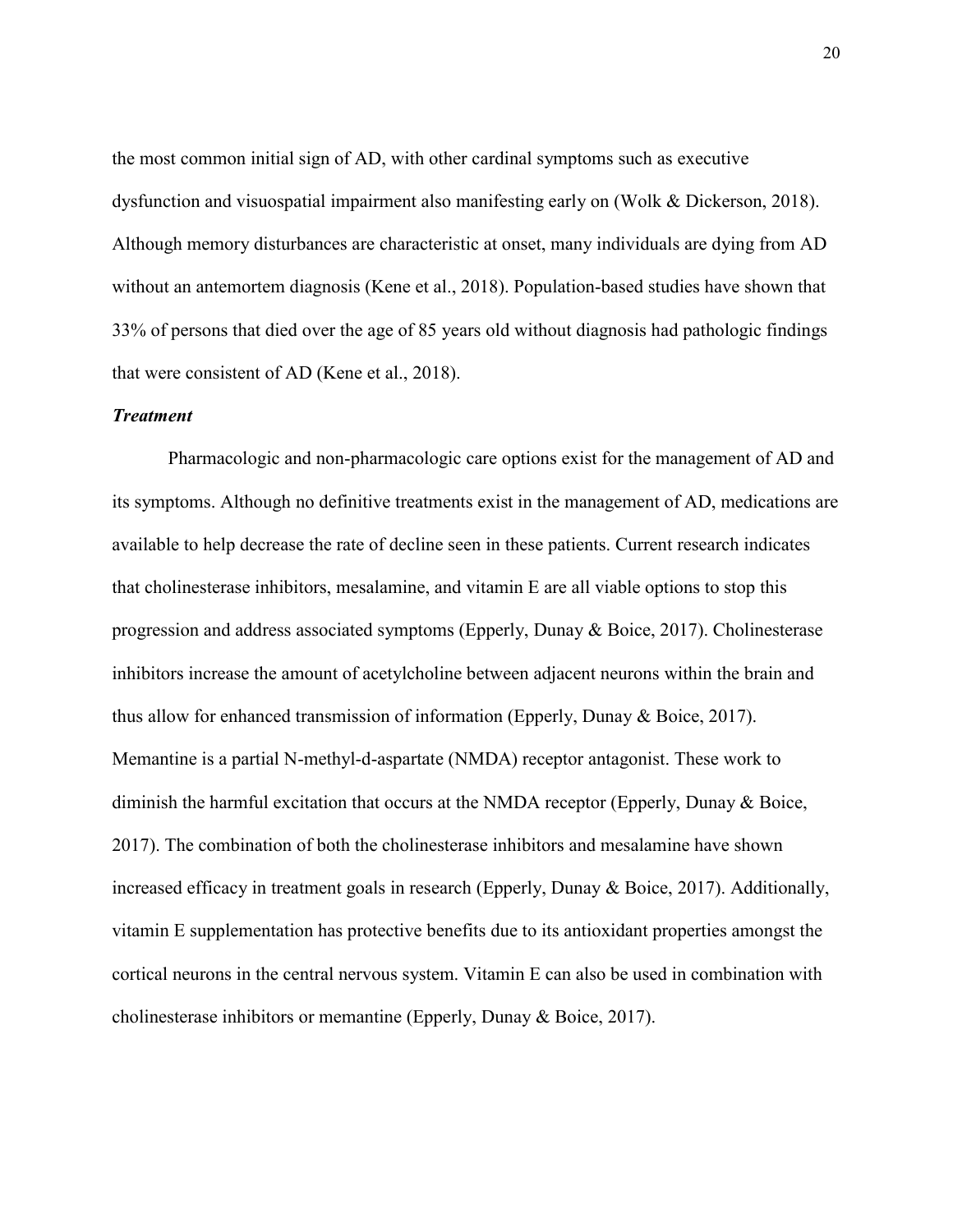the most common initial sign of AD, with other cardinal symptoms such as executive dysfunction and visuospatial impairment also manifesting early on (Wolk & Dickerson, 2018). Although memory disturbances are characteristic at onset, many individuals are dying from AD without an antemortem diagnosis (Kene et al., 2018). Population-based studies have shown that 33% of persons that died over the age of 85 years old without diagnosis had pathologic findings that were consistent of AD (Kene et al., 2018).

### *Treatment*

Pharmacologic and non-pharmacologic care options exist for the management of AD and its symptoms. Although no definitive treatments exist in the management of AD, medications are available to help decrease the rate of decline seen in these patients. Current research indicates that cholinesterase inhibitors, mesalamine, and vitamin E are all viable options to stop this progression and address associated symptoms (Epperly, Dunay & Boice, 2017). Cholinesterase inhibitors increase the amount of acetylcholine between adjacent neurons within the brain and thus allow for enhanced transmission of information (Epperly, Dunay & Boice, 2017). Memantine is a partial N-methyl-d-aspartate (NMDA) receptor antagonist. These work to diminish the harmful excitation that occurs at the NMDA receptor (Epperly, Dunay & Boice, 2017). The combination of both the cholinesterase inhibitors and mesalamine have shown increased efficacy in treatment goals in research (Epperly, Dunay & Boice, 2017). Additionally, vitamin E supplementation has protective benefits due to its antioxidant properties amongst the cortical neurons in the central nervous system. Vitamin E can also be used in combination with cholinesterase inhibitors or memantine (Epperly, Dunay & Boice, 2017).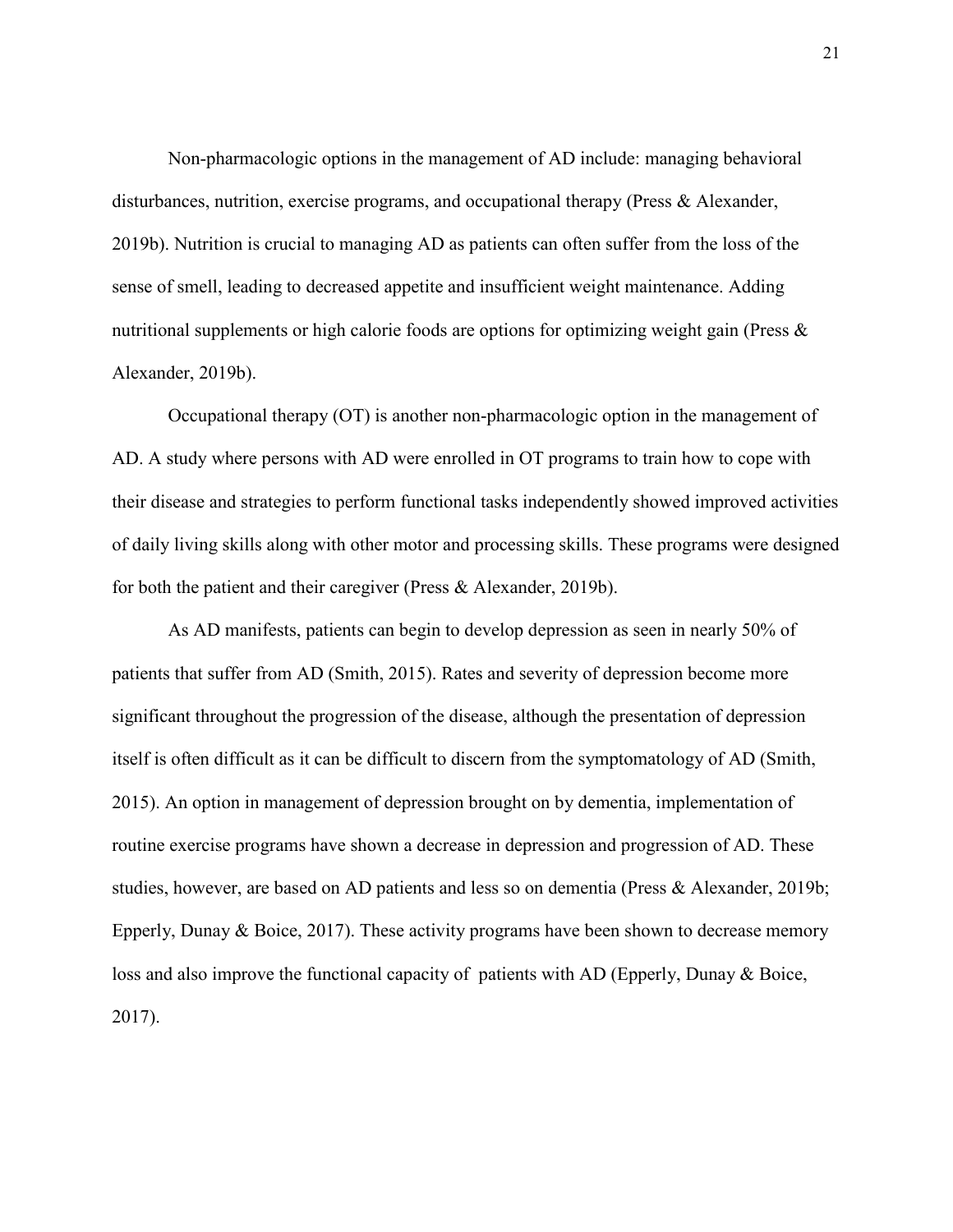Non-pharmacologic options in the management of AD include: managing behavioral disturbances, nutrition, exercise programs, and occupational therapy (Press & Alexander, 2019b). Nutrition is crucial to managing AD as patients can often suffer from the loss of the sense of smell, leading to decreased appetite and insufficient weight maintenance. Adding nutritional supplements or high calorie foods are options for optimizing weight gain (Press & Alexander, 2019b).

Occupational therapy (OT) is another non-pharmacologic option in the management of AD. A study where persons with AD were enrolled in OT programs to train how to cope with their disease and strategies to perform functional tasks independently showed improved activities of daily living skills along with other motor and processing skills. These programs were designed for both the patient and their caregiver (Press & Alexander, 2019b).

As AD manifests, patients can begin to develop depression as seen in nearly 50% of patients that suffer from AD (Smith, 2015). Rates and severity of depression become more significant throughout the progression of the disease, although the presentation of depression itself is often difficult as it can be difficult to discern from the symptomatology of AD (Smith, 2015). An option in management of depression brought on by dementia, implementation of routine exercise programs have shown a decrease in depression and progression of AD. These studies, however, are based on AD patients and less so on dementia (Press & Alexander, 2019b; Epperly, Dunay & Boice, 2017). These activity programs have been shown to decrease memory loss and also improve the functional capacity of patients with AD (Epperly, Dunay & Boice, 2017).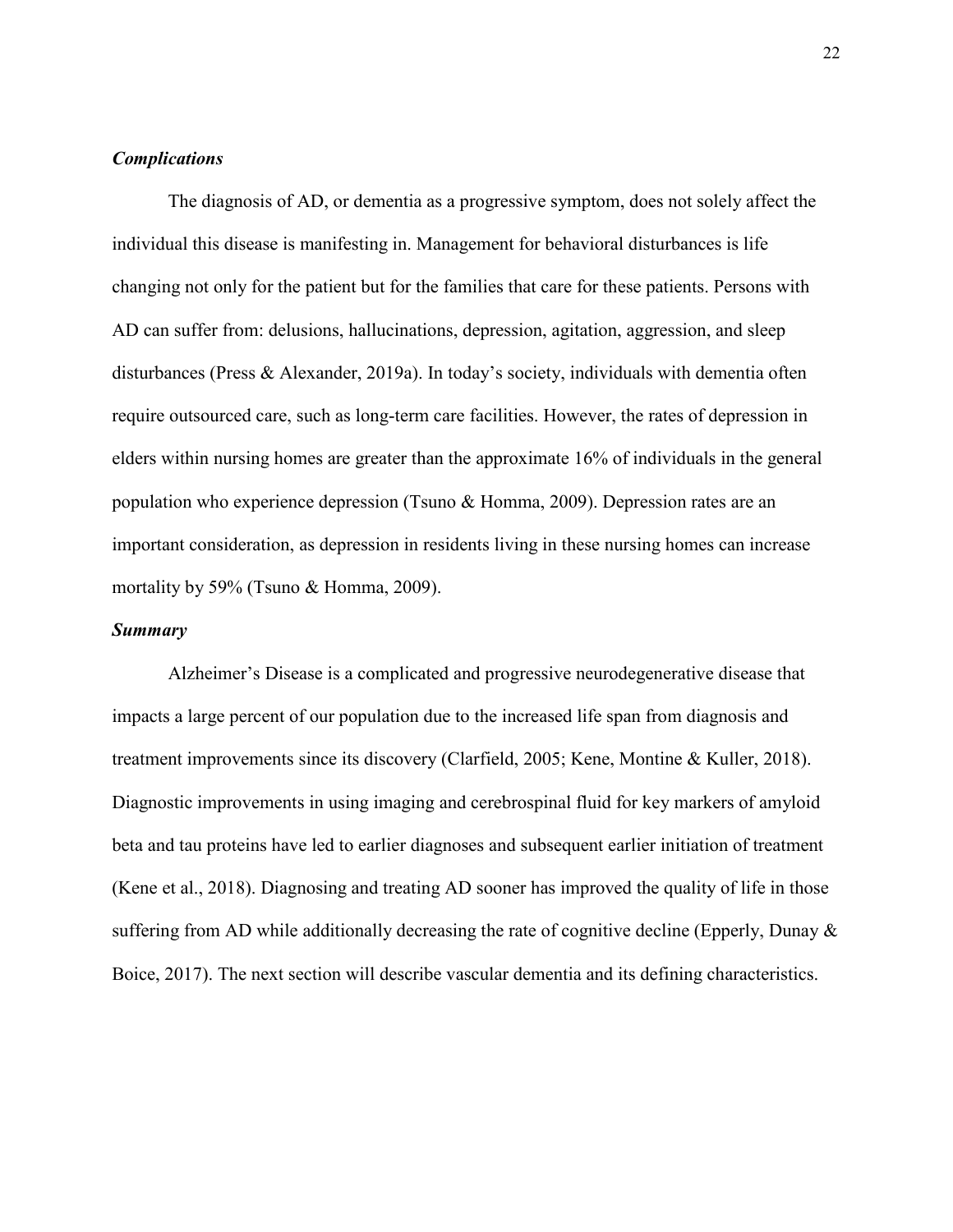### *Complications*

The diagnosis of AD, or dementia as a progressive symptom, does not solely affect the individual this disease is manifesting in. Management for behavioral disturbances is life changing not only for the patient but for the families that care for these patients. Persons with AD can suffer from: delusions, hallucinations, depression, agitation, aggression, and sleep disturbances (Press & Alexander, 2019a). In today's society, individuals with dementia often require outsourced care, such as long-term care facilities. However, the rates of depression in elders within nursing homes are greater than the approximate 16% of individuals in the general population who experience depression (Tsuno & Homma, 2009). Depression rates are an important consideration, as depression in residents living in these nursing homes can increase mortality by 59% (Tsuno & Homma, 2009).

### *Summary*

Alzheimer's Disease is a complicated and progressive neurodegenerative disease that impacts a large percent of our population due to the increased life span from diagnosis and treatment improvements since its discovery (Clarfield, 2005; Kene, Montine & Kuller, 2018). Diagnostic improvements in using imaging and cerebrospinal fluid for key markers of amyloid beta and tau proteins have led to earlier diagnoses and subsequent earlier initiation of treatment (Kene et al., 2018). Diagnosing and treating AD sooner has improved the quality of life in those suffering from AD while additionally decreasing the rate of cognitive decline (Epperly, Dunay & Boice, 2017). The next section will describe vascular dementia and its defining characteristics.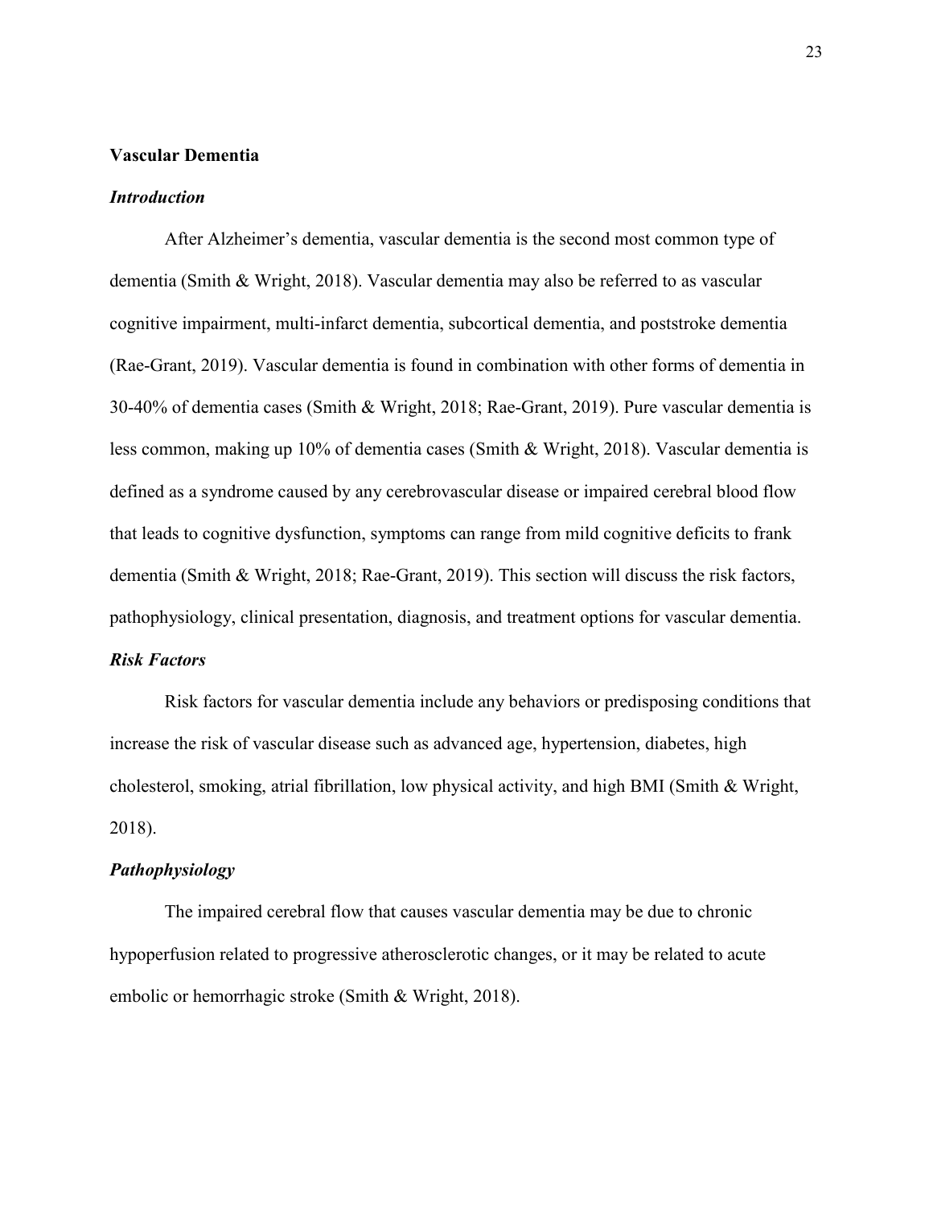## Vascular Dementia

### *Introduction*

After Alzheimer's dementia, vascular dementia is the second most common type of dementia (Smith & Wright, 2018). Vascular dementia may also be referred to as vascular cognitive impairment, multi-infarct dementia, subcortical dementia, and poststroke dementia (Rae-Grant, 2019). Vascular dementia is found in combination with other forms of dementia in 30-40% of dementia cases (Smith & Wright, 2018; Rae-Grant, 2019). Pure vascular dementia is less common, making up 10% of dementia cases (Smith & Wright, 2018). Vascular dementia is defined as a syndrome caused by any cerebrovascular disease or impaired cerebral blood flow that leads to cognitive dysfunction, symptoms can range from mild cognitive deficits to frank dementia (Smith & Wright, 2018; Rae-Grant, 2019). This section will discuss the risk factors, pathophysiology, clinical presentation, diagnosis, and treatment options for vascular dementia.

### *Risk Factors*

Risk factors for vascular dementia include any behaviors or predisposing conditions that increase the risk of vascular disease such as advanced age, hypertension, diabetes, high cholesterol, smoking, atrial fibrillation, low physical activity, and high BMI (Smith & Wright, 2018).

### *Pathophysiology*

The impaired cerebral flow that causes vascular dementia may be due to chronic hypoperfusion related to progressive atherosclerotic changes, or it may be related to acute embolic or hemorrhagic stroke (Smith & Wright, 2018).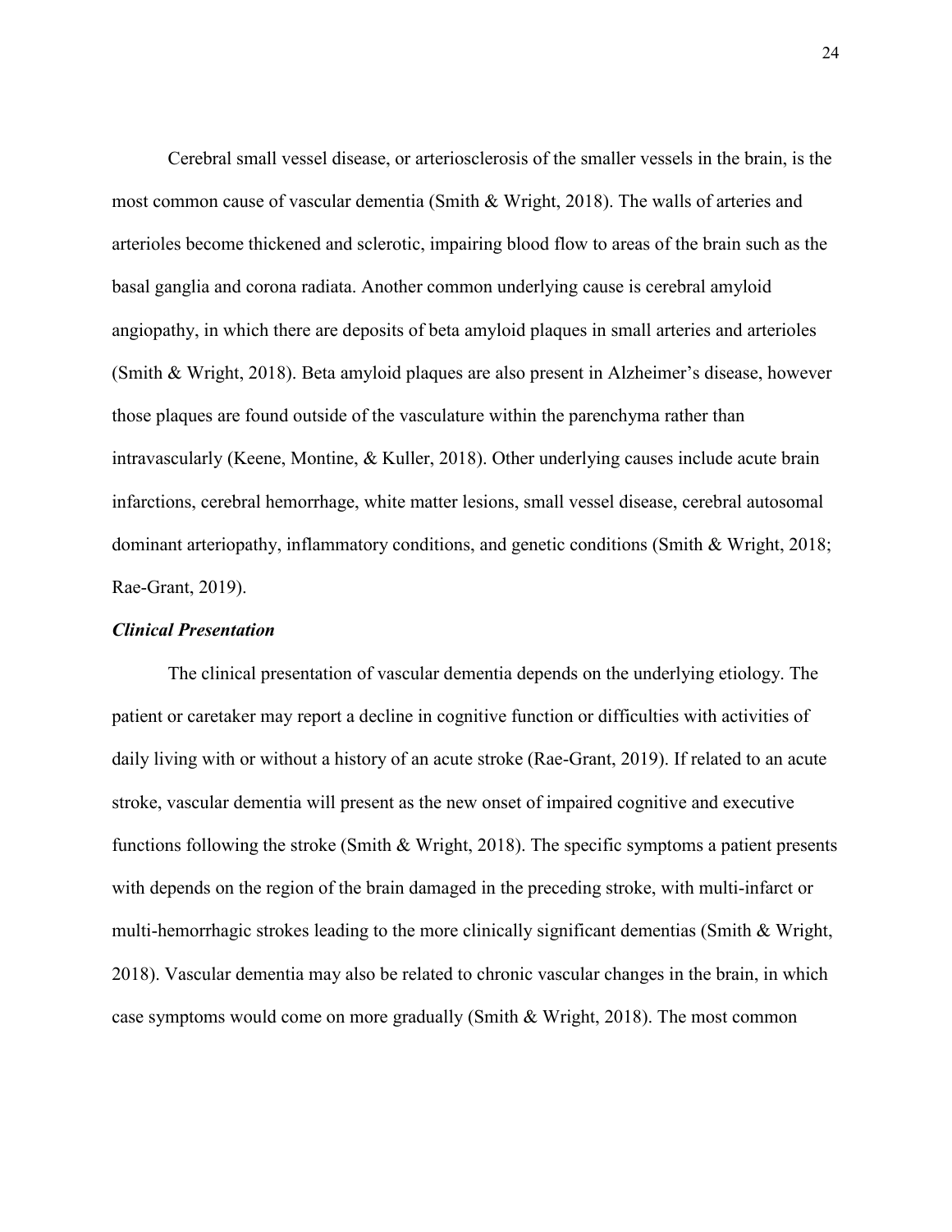Cerebral small vessel disease, or arteriosclerosis of the smaller vessels in the brain, is the most common cause of vascular dementia (Smith & Wright, 2018). The walls of arteries and arterioles become thickened and sclerotic, impairing blood flow to areas of the brain such as the basal ganglia and corona radiata. Another common underlying cause is cerebral amyloid angiopathy, in which there are deposits of beta amyloid plaques in small arteries and arterioles (Smith & Wright, 2018). Beta amyloid plaques are also present in Alzheimer's disease, however those plaques are found outside of the vasculature within the parenchyma rather than intravascularly (Keene, Montine, & Kuller, 2018). Other underlying causes include acute brain infarctions, cerebral hemorrhage, white matter lesions, small vessel disease, cerebral autosomal dominant arteriopathy, inflammatory conditions, and genetic conditions (Smith & Wright, 2018; Rae-Grant, 2019).

### *Clinical Presentation*

The clinical presentation of vascular dementia depends on the underlying etiology. The patient or caretaker may report a decline in cognitive function or difficulties with activities of daily living with or without a history of an acute stroke (Rae-Grant, 2019). If related to an acute stroke, vascular dementia will present as the new onset of impaired cognitive and executive functions following the stroke (Smith & Wright, 2018). The specific symptoms a patient presents with depends on the region of the brain damaged in the preceding stroke, with multi-infarct or multi-hemorrhagic strokes leading to the more clinically significant dementias (Smith & Wright, 2018). Vascular dementia may also be related to chronic vascular changes in the brain, in which case symptoms would come on more gradually (Smith & Wright, 2018). The most common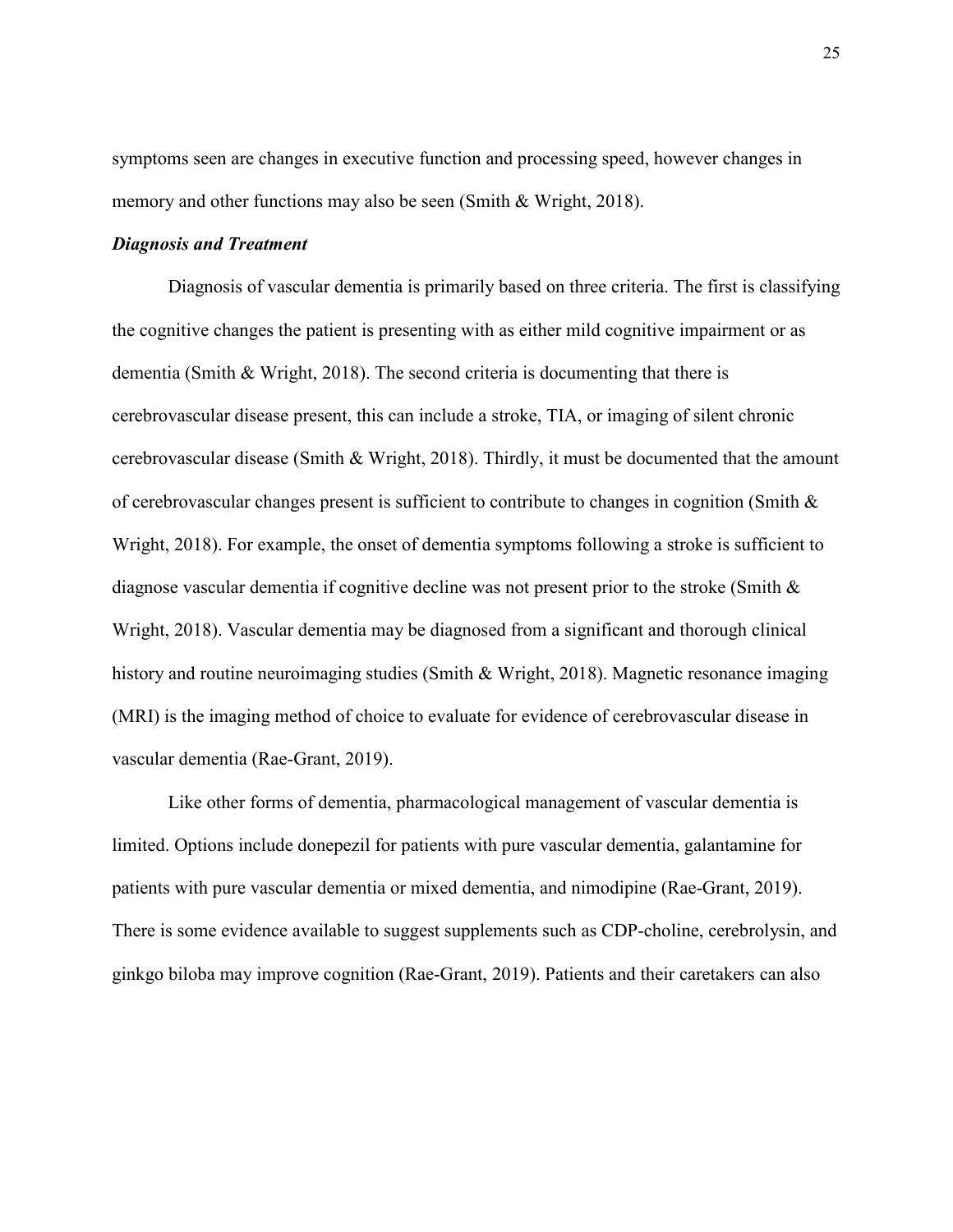symptoms seen are changes in executive function and processing speed, however changes in memory and other functions may also be seen (Smith & Wright, 2018).

### *Diagnosis and Treatment*

Diagnosis of vascular dementia is primarily based on three criteria. The first is classifying the cognitive changes the patient is presenting with as either mild cognitive impairment or as dementia (Smith & Wright, 2018). The second criteria is documenting that there is cerebrovascular disease present, this can include a stroke, TIA, or imaging of silent chronic cerebrovascular disease (Smith & Wright, 2018). Thirdly, it must be documented that the amount of cerebrovascular changes present is sufficient to contribute to changes in cognition (Smith & Wright, 2018). For example, the onset of dementia symptoms following a stroke is sufficient to diagnose vascular dementia if cognitive decline was not present prior to the stroke (Smith & Wright, 2018). Vascular dementia may be diagnosed from a significant and thorough clinical history and routine neuroimaging studies (Smith & Wright, 2018). Magnetic resonance imaging (MRI) is the imaging method of choice to evaluate for evidence of cerebrovascular disease in vascular dementia (Rae-Grant, 2019).

Like other forms of dementia, pharmacological management of vascular dementia is limited. Options include donepezil for patients with pure vascular dementia, galantamine for patients with pure vascular dementia or mixed dementia, and nimodipine (Rae-Grant, 2019). There is some evidence available to suggest supplements such as CDP-choline, cerebrolysin, and ginkgo biloba may improve cognition (Rae-Grant, 2019). Patients and their caretakers can also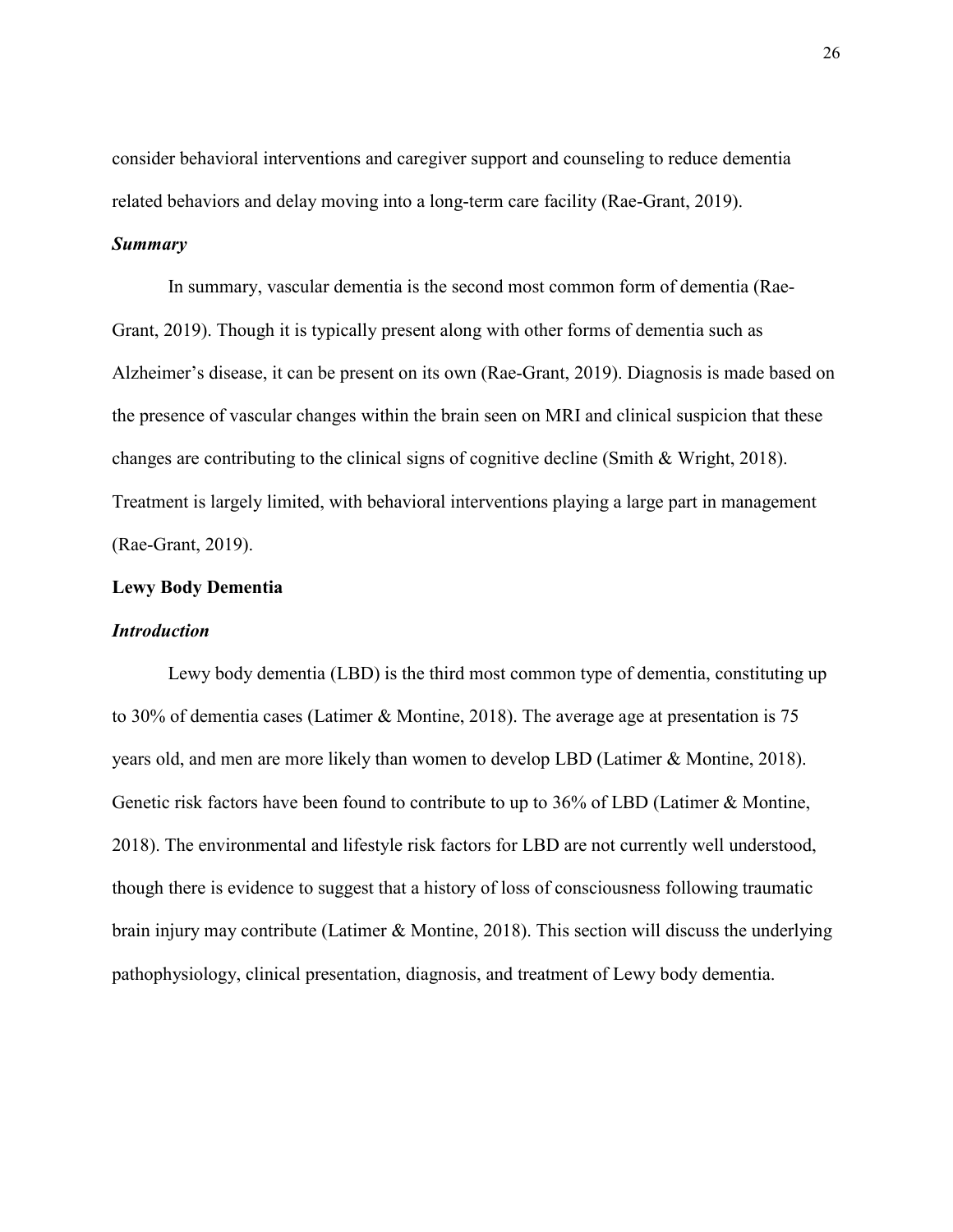consider behavioral interventions and caregiver support and counseling to reduce dementia related behaviors and delay moving into a long-term care facility (Rae-Grant, 2019).

### *Summary*

In summary, vascular dementia is the second most common form of dementia (Rae-Grant, 2019). Though it is typically present along with other forms of dementia such as Alzheimer's disease, it can be present on its own (Rae-Grant, 2019). Diagnosis is made based on the presence of vascular changes within the brain seen on MRI and clinical suspicion that these changes are contributing to the clinical signs of cognitive decline (Smith & Wright, 2018). Treatment is largely limited, with behavioral interventions playing a large part in management (Rae-Grant, 2019).

## **Lewy Body Dementia**

### *Introduction*

Lewy body dementia (LBD) is the third most common type of dementia, constituting up to 30% of dementia cases (Latimer & Montine, 2018). The average age at presentation is 75 years old, and men are more likely than women to develop LBD (Latimer & Montine, 2018). Genetic risk factors have been found to contribute to up to 36% of LBD (Latimer & Montine, 2018). The environmental and lifestyle risk factors for LBD are not currently well understood, though there is evidence to suggest that a history of loss of consciousness following traumatic brain injury may contribute (Latimer & Montine, 2018). This section will discuss the underlying pathophysiology, clinical presentation, diagnosis, and treatment of Lewy body dementia.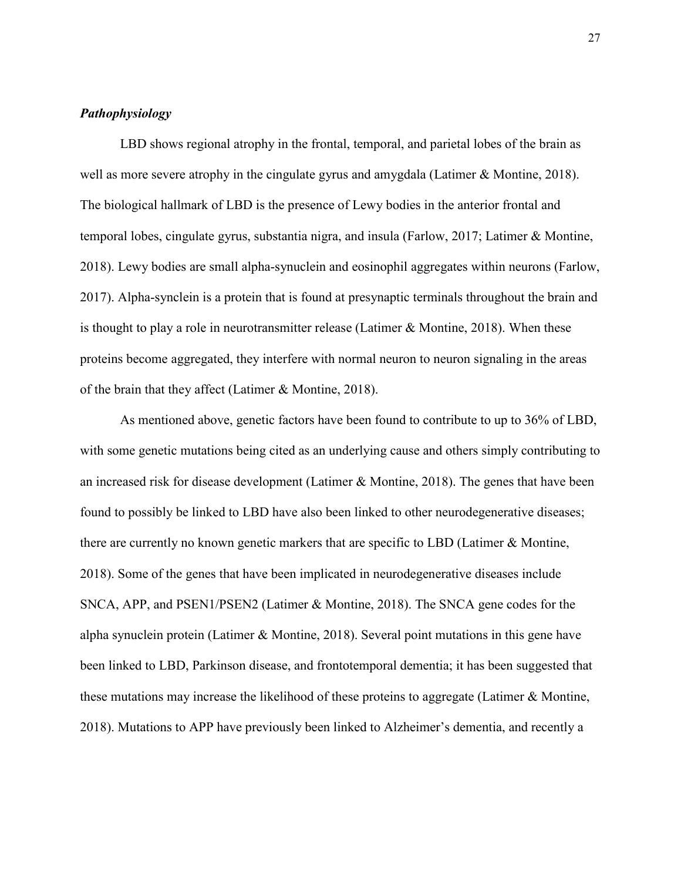### *Pathophysiology*

LBD shows regional atrophy in the frontal, temporal, and parietal lobes of the brain as well as more severe atrophy in the cingulate gyrus and amygdala (Latimer & Montine, 2018). The biological hallmark of LBD is the presence of Lewy bodies in the anterior frontal and temporal lobes, cingulate gyrus, substantia nigra, and insula (Farlow, 2017; Latimer & Montine, 2018). Lewy bodies are small alpha-synuclein and eosinophil aggregates within neurons (Farlow, 2017). Alpha-synclein is a protein that is found at presynaptic terminals throughout the brain and is thought to play a role in neurotransmitter release (Latimer & Montine, 2018). When these proteins become aggregated, they interfere with normal neuron to neuron signaling in the areas of the brain that they affect (Latimer & Montine, 2018).

As mentioned above, genetic factors have been found to contribute to up to 36% of LBD, with some genetic mutations being cited as an underlying cause and others simply contributing to an increased risk for disease development (Latimer & Montine, 2018). The genes that have been found to possibly be linked to LBD have also been linked to other neurodegenerative diseases; there are currently no known genetic markers that are specific to LBD (Latimer & Montine, 2018). Some of the genes that have been implicated in neurodegenerative diseases include SNCA, APP, and PSEN1/PSEN2 (Latimer & Montine, 2018). The SNCA gene codes for the alpha synuclein protein (Latimer & Montine, 2018). Several point mutations in this gene have been linked to LBD, Parkinson disease, and frontotemporal dementia; it has been suggested that these mutations may increase the likelihood of these proteins to aggregate (Latimer & Montine, 2018). Mutations to APP have previously been linked to Alzheimer's dementia, and recently a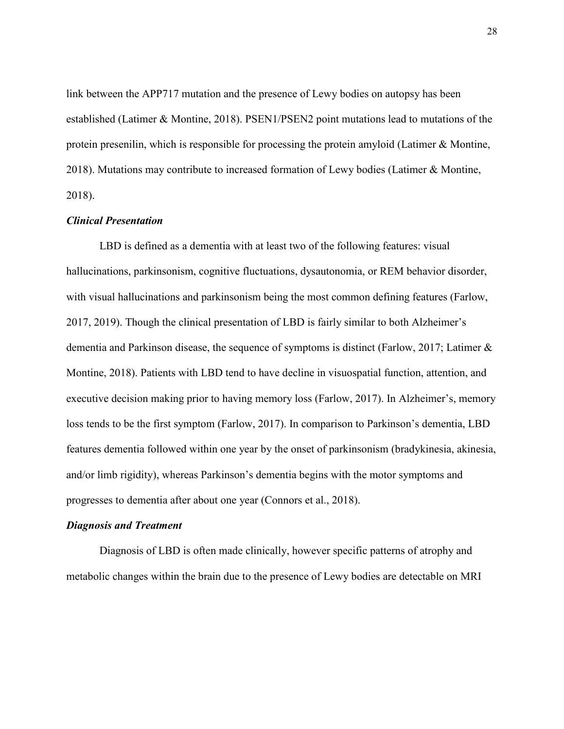link between the APP717 mutation and the presence of Lewy bodies on autopsy has been established (Latimer & Montine, 2018). PSEN1/PSEN2 point mutations lead to mutations of the protein presenilin, which is responsible for processing the protein amyloid (Latimer & Montine, 2018). Mutations may contribute to increased formation of Lewy bodies (Latimer & Montine, 2018).

### ***Clinical Presentation***

LBD is defined as a dementia with at least two of the following features: visual hallucinations, parkinsonism, cognitive fluctuations, dysautonomia, or REM behavior disorder, with visual hallucinations and parkinsonism being the most common defining features (Farlow, 2017, 2019). Though the clinical presentation of LBD is fairly similar to both Alzheimer's dementia and Parkinson disease, the sequence of symptoms is distinct (Farlow, 2017; Latimer & Montine, 2018). Patients with LBD tend to have decline in visuospatial function, attention, and executive decision making prior to having memory loss (Farlow, 2017). In Alzheimer's, memory loss tends to be the first symptom (Farlow, 2017). In comparison to Parkinson's dementia, LBD features dementia followed within one year by the onset of parkinsonism (bradykinesia, akinesia, and/or limb rigidity), whereas Parkinson's dementia begins with the motor symptoms and progresses to dementia after about one year (Connors et al., 2018).

### ***Diagnosis and Treatment***

Diagnosis of LBD is often made clinically, however specific patterns of atrophy and metabolic changes within the brain due to the presence of Lewy bodies are detectable on MRI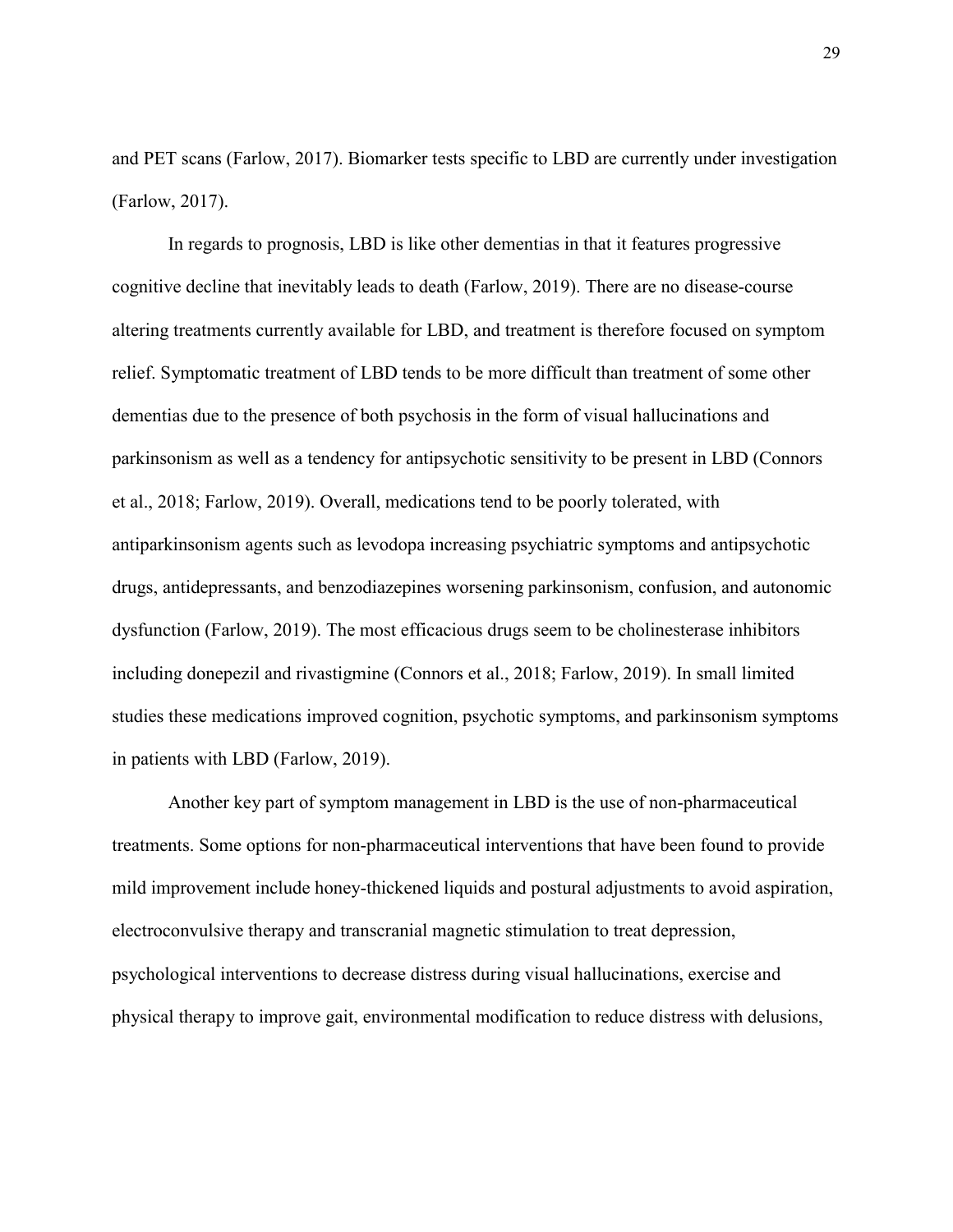and PET scans (Farlow, 2017). Biomarker tests specific to LBD are currently under investigation (Farlow, 2017).

In regards to prognosis, LBD is like other dementias in that it features progressive cognitive decline that inevitably leads to death (Farlow, 2019). There are no disease-course altering treatments currently available for LBD, and treatment is therefore focused on symptom relief. Symptomatic treatment of LBD tends to be more difficult than treatment of some other dementias due to the presence of both psychosis in the form of visual hallucinations and parkinsonism as well as a tendency for antipsychotic sensitivity to be present in LBD (Connors et al., 2018; Farlow, 2019). Overall, medications tend to be poorly tolerated, with antiparkinsonism agents such as levodopa increasing psychiatric symptoms and antipsychotic drugs, antidepressants, and benzodiazepines worsening parkinsonism, confusion, and autonomic dysfunction (Farlow, 2019). The most efficacious drugs seem to be cholinesterase inhibitors including donepezil and rivastigmine (Connors et al., 2018; Farlow, 2019). In small limited studies these medications improved cognition, psychotic symptoms, and parkinsonism symptoms in patients with LBD (Farlow, 2019).

Another key part of symptom management in LBD is the use of non-pharmaceutical treatments. Some options for non-pharmaceutical interventions that have been found to provide mild improvement include honey-thickened liquids and postural adjustments to avoid aspiration, electroconvulsive therapy and transcranial magnetic stimulation to treat depression, psychological interventions to decrease distress during visual hallucinations, exercise and physical therapy to improve gait, environmental modification to reduce distress with delusions,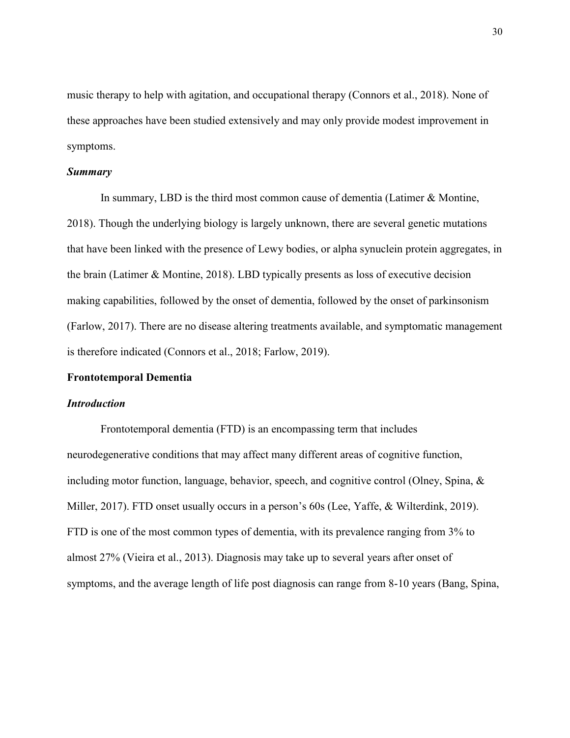music therapy to help with agitation, and occupational therapy (Connors et al., 2018). None of these approaches have been studied extensively and may only provide modest improvement in symptoms.

### *Summary*

In summary, LBD is the third most common cause of dementia (Latimer & Montine, 2018). Though the underlying biology is largely unknown, there are several genetic mutations that have been linked with the presence of Lewy bodies, or alpha synuclein protein aggregates, in the brain (Latimer & Montine, 2018). LBD typically presents as loss of executive decision making capabilities, followed by the onset of dementia, followed by the onset of parkinsonism (Farlow, 2017). There are no disease altering treatments available, and symptomatic management is therefore indicated (Connors et al., 2018; Farlow, 2019).

## Frontotemporal Dementia

### *Introduction*

Frontotemporal dementia (FTD) is an encompassing term that includes neurodegenerative conditions that may affect many different areas of cognitive function, including motor function, language, behavior, speech, and cognitive control (Olney, Spina, & Miller, 2017). FTD onset usually occurs in a person's 60s (Lee, Yaffe, & Wilterdink, 2019). FTD is one of the most common types of dementia, with its prevalence ranging from 3% to almost 27% (Vieira et al., 2013). Diagnosis may take up to several years after onset of symptoms, and the average length of life post diagnosis can range from 8-10 years (Bang, Spina,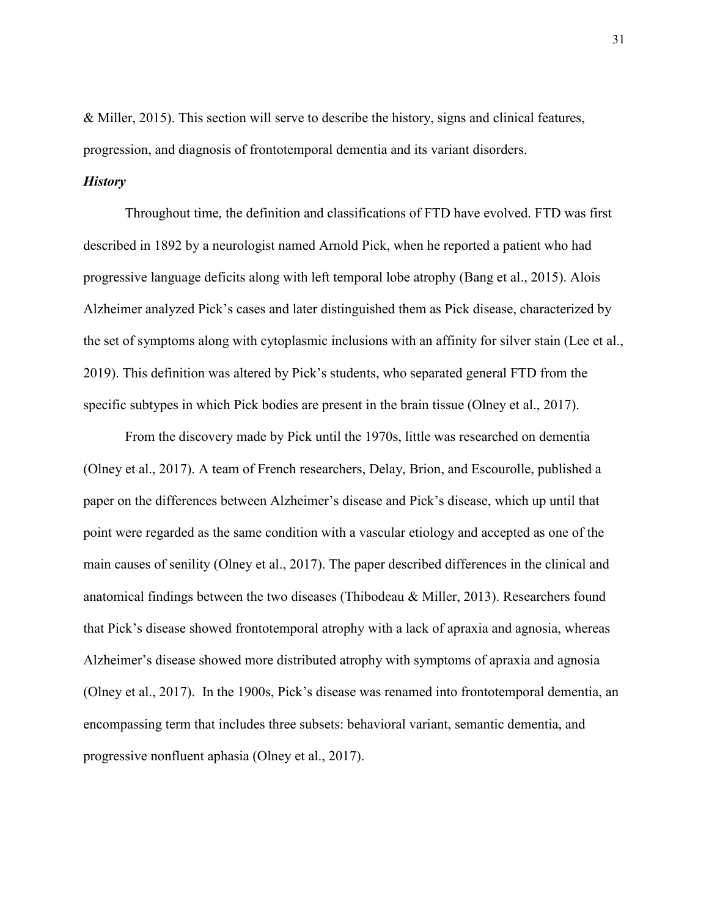& Miller, 2015). This section will serve to describe the history, signs and clinical features, progression, and diagnosis of frontotemporal dementia and its variant disorders.

### *History*

Throughout time, the definition and classifications of FTD have evolved. FTD was first described in 1892 by a neurologist named Arnold Pick, when he reported a patient who had progressive language deficits along with left temporal lobe atrophy (Bang et al., 2015). Alois Alzheimer analyzed Pick's cases and later distinguished them as Pick disease, characterized by the set of symptoms along with cytoplasmic inclusions with an affinity for silver stain (Lee et al., 2019). This definition was altered by Pick's students, who separated general FTD from the specific subtypes in which Pick bodies are present in the brain tissue (Olney et al., 2017).

From the discovery made by Pick until the 1970s, little was researched on dementia (Olney et al., 2017). A team of French researchers, Delay, Brion, and Escourolle, published a paper on the differences between Alzheimer's disease and Pick's disease, which up until that point were regarded as the same condition with a vascular etiology and accepted as one of the main causes of senility (Olney et al., 2017). The paper described differences in the clinical and anatomical findings between the two diseases (Thibodeau & Miller, 2013). Researchers found that Pick's disease showed frontotemporal atrophy with a lack of apraxia and agnosia, whereas Alzheimer's disease showed more distributed atrophy with symptoms of apraxia and agnosia (Olney et al., 2017). In the 1900s, Pick's disease was renamed into frontotemporal dementia, an encompassing term that includes three subsets: behavioral variant, semantic dementia, and progressive nonfluent aphasia (Olney et al., 2017).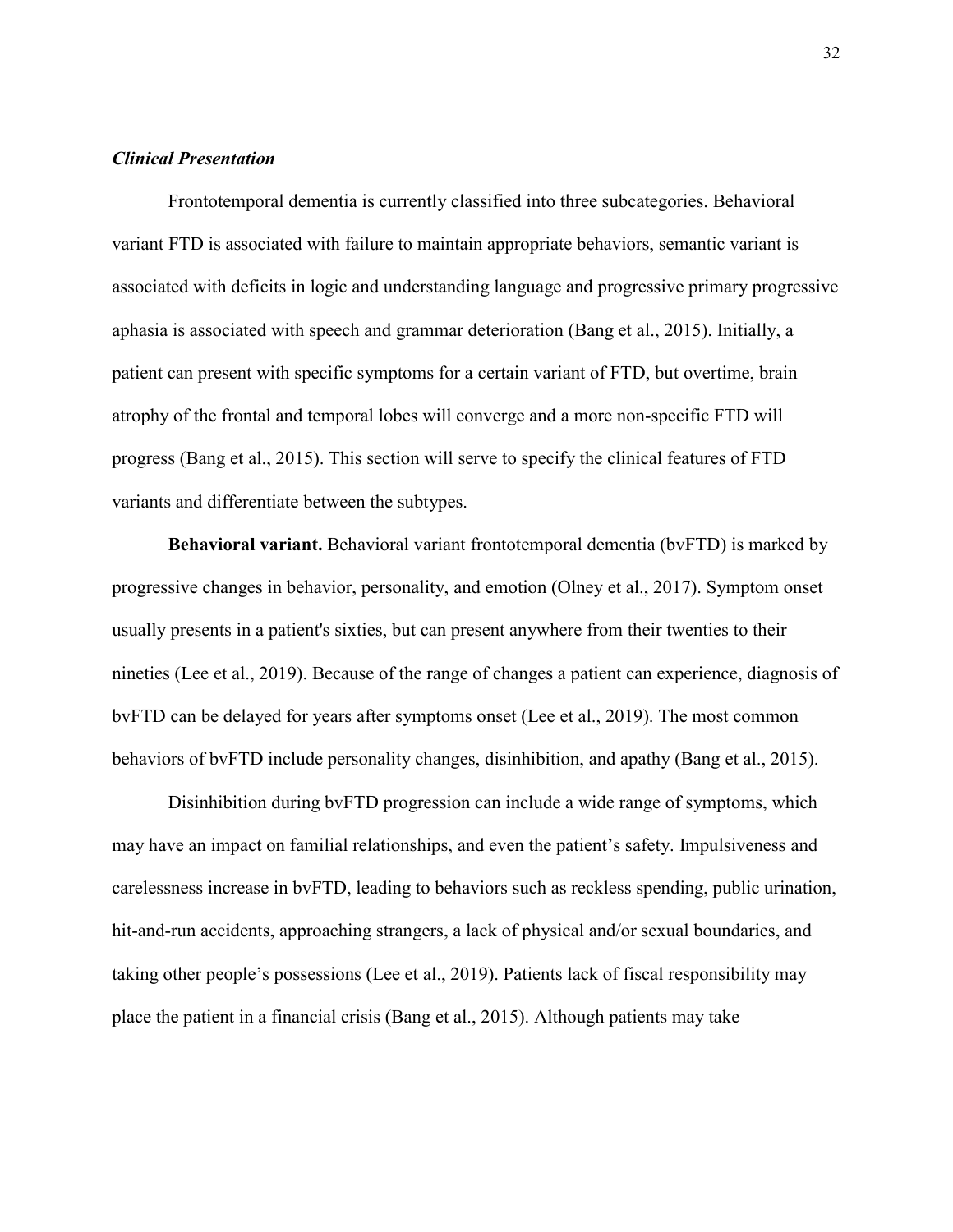### *Clinical Presentation*

Frontotemporal dementia is currently classified into three subcategories. Behavioral variant FTD is associated with failure to maintain appropriate behaviors, semantic variant is associated with deficits in logic and understanding language and progressive primary progressive aphasia is associated with speech and grammar deterioration (Bang et al., 2015). Initially, a patient can present with specific symptoms for a certain variant of FTD, but overtime, brain atrophy of the frontal and temporal lobes will converge and a more non-specific FTD will progress (Bang et al., 2015). This section will serve to specify the clinical features of FTD variants and differentiate between the subtypes.

**Behavioral variant.** Behavioral variant frontotemporal dementia (bvFTD) is marked by progressive changes in behavior, personality, and emotion (Olney et al., 2017). Symptom onset usually presents in a patient's sixties, but can present anywhere from their twenties to their nineties (Lee et al., 2019). Because of the range of changes a patient can experience, diagnosis of bvFTD can be delayed for years after symptoms onset (Lee et al., 2019). The most common behaviors of bvFTD include personality changes, disinhibition, and apathy (Bang et al., 2015).

Disinhibition during bvFTD progression can include a wide range of symptoms, which may have an impact on familial relationships, and even the patient's safety. Impulsiveness and carelessness increase in bvFTD, leading to behaviors such as reckless spending, public urination, hit-and-run accidents, approaching strangers, a lack of physical and/or sexual boundaries, and taking other people's possessions (Lee et al., 2019). Patients lack of fiscal responsibility may place the patient in a financial crisis (Bang et al., 2015). Although patients may take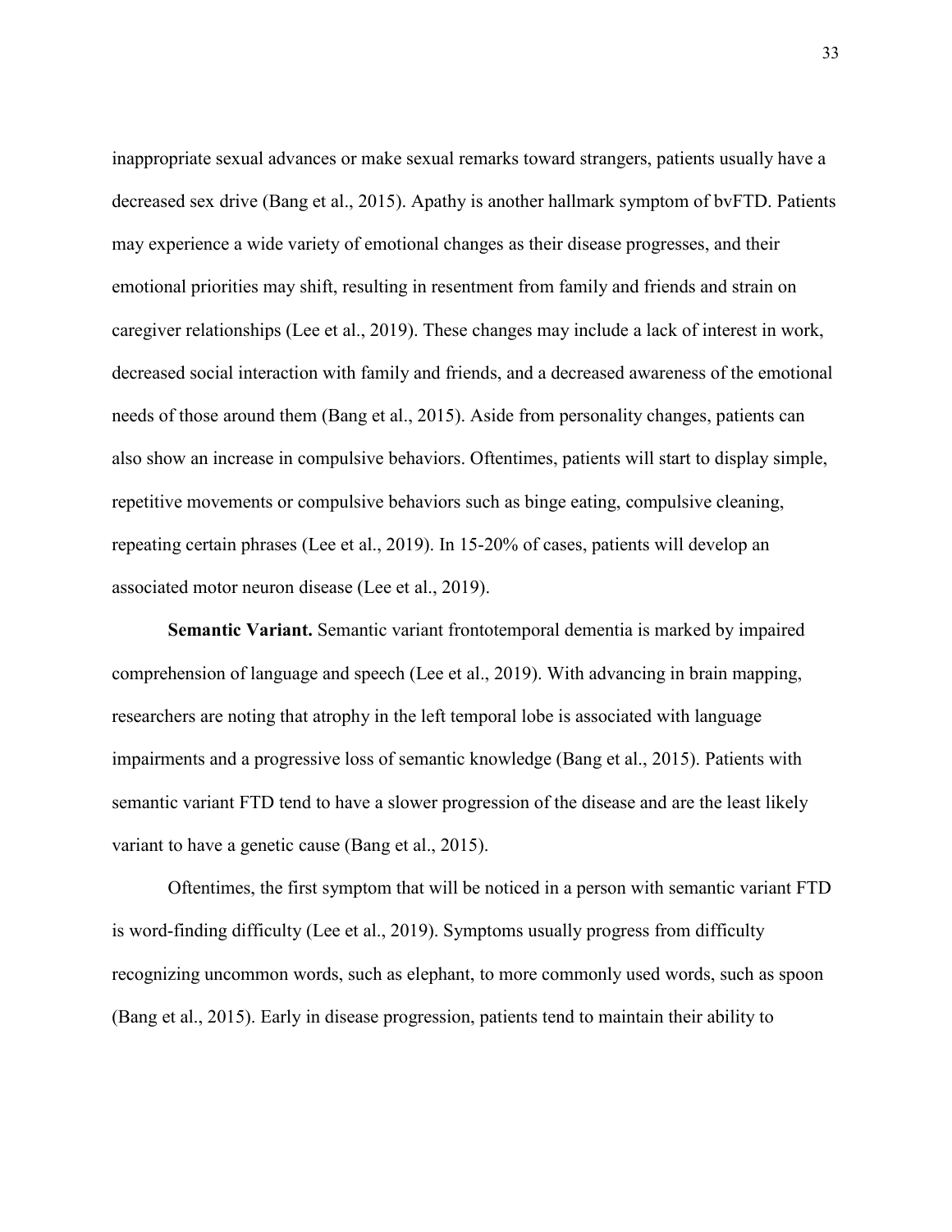inappropriate sexual advances or make sexual remarks toward strangers, patients usually have a decreased sex drive (Bang et al., 2015). Apathy is another hallmark symptom of bvFTD. Patients may experience a wide variety of emotional changes as their disease progresses, and their emotional priorities may shift, resulting in resentment from family and friends and strain on caregiver relationships (Lee et al., 2019). These changes may include a lack of interest in work, decreased social interaction with family and friends, and a decreased awareness of the emotional needs of those around them (Bang et al., 2015). Aside from personality changes, patients can also show an increase in compulsive behaviors. Oftentimes, patients will start to display simple, repetitive movements or compulsive behaviors such as binge eating, compulsive cleaning, repeating certain phrases (Lee et al., 2019). In 15-20% of cases, patients will develop an associated motor neuron disease (Lee et al., 2019).

**Semantic Variant.** Semantic variant frontotemporal dementia is marked by impaired comprehension of language and speech (Lee et al., 2019). With advancing in brain mapping, researchers are noting that atrophy in the left temporal lobe is associated with language impairments and a progressive loss of semantic knowledge (Bang et al., 2015). Patients with semantic variant FTD tend to have a slower progression of the disease and are the least likely variant to have a genetic cause (Bang et al., 2015).

Oftentimes, the first symptom that will be noticed in a person with semantic variant FTD is word-finding difficulty (Lee et al., 2019). Symptoms usually progress from difficulty recognizing uncommon words, such as elephant, to more commonly used words, such as spoon (Bang et al., 2015). Early in disease progression, patients tend to maintain their ability to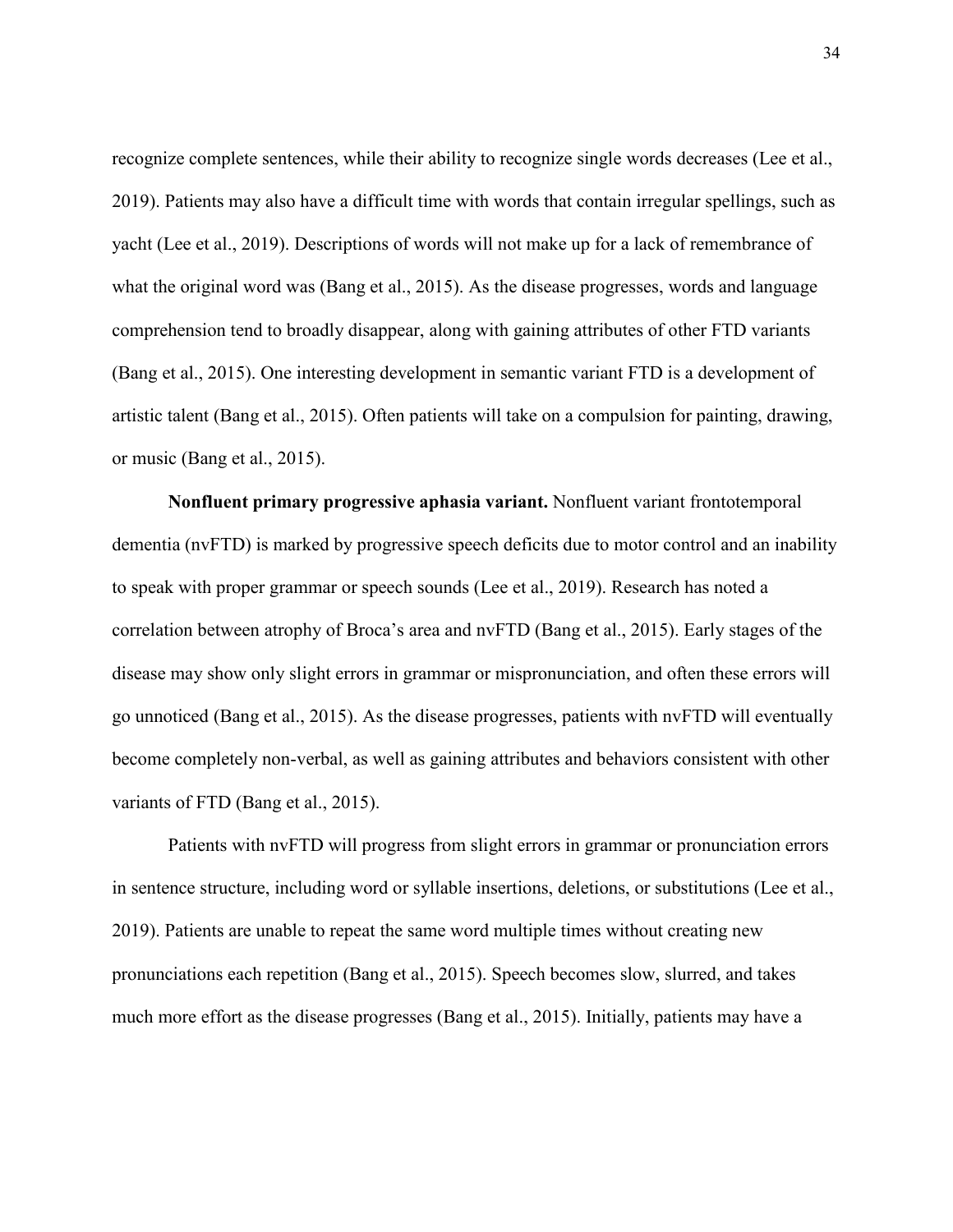recognize complete sentences, while their ability to recognize single words decreases (Lee et al., 2019). Patients may also have a difficult time with words that contain irregular spellings, such as yacht (Lee et al., 2019). Descriptions of words will not make up for a lack of remembrance of what the original word was (Bang et al., 2015). As the disease progresses, words and language comprehension tend to broadly disappear, along with gaining attributes of other FTD variants (Bang et al., 2015). One interesting development in semantic variant FTD is a development of artistic talent (Bang et al., 2015). Often patients will take on a compulsion for painting, drawing, or music (Bang et al., 2015).

**Nonfluent primary progressive aphasia variant.** Nonfluent variant frontotemporal dementia (nvFTD) is marked by progressive speech deficits due to motor control and an inability to speak with proper grammar or speech sounds (Lee et al., 2019). Research has noted a correlation between atrophy of Broca's area and nvFTD (Bang et al., 2015). Early stages of the disease may show only slight errors in grammar or mispronunciation, and often these errors will go unnoticed (Bang et al., 2015). As the disease progresses, patients with nvFTD will eventually become completely non-verbal, as well as gaining attributes and behaviors consistent with other variants of FTD (Bang et al., 2015).

Patients with nvFTD will progress from slight errors in grammar or pronunciation errors in sentence structure, including word or syllable insertions, deletions, or substitutions (Lee et al., 2019). Patients are unable to repeat the same word multiple times without creating new pronunciations each repetition (Bang et al., 2015). Speech becomes slow, slurred, and takes much more effort as the disease progresses (Bang et al., 2015). Initially, patients may have a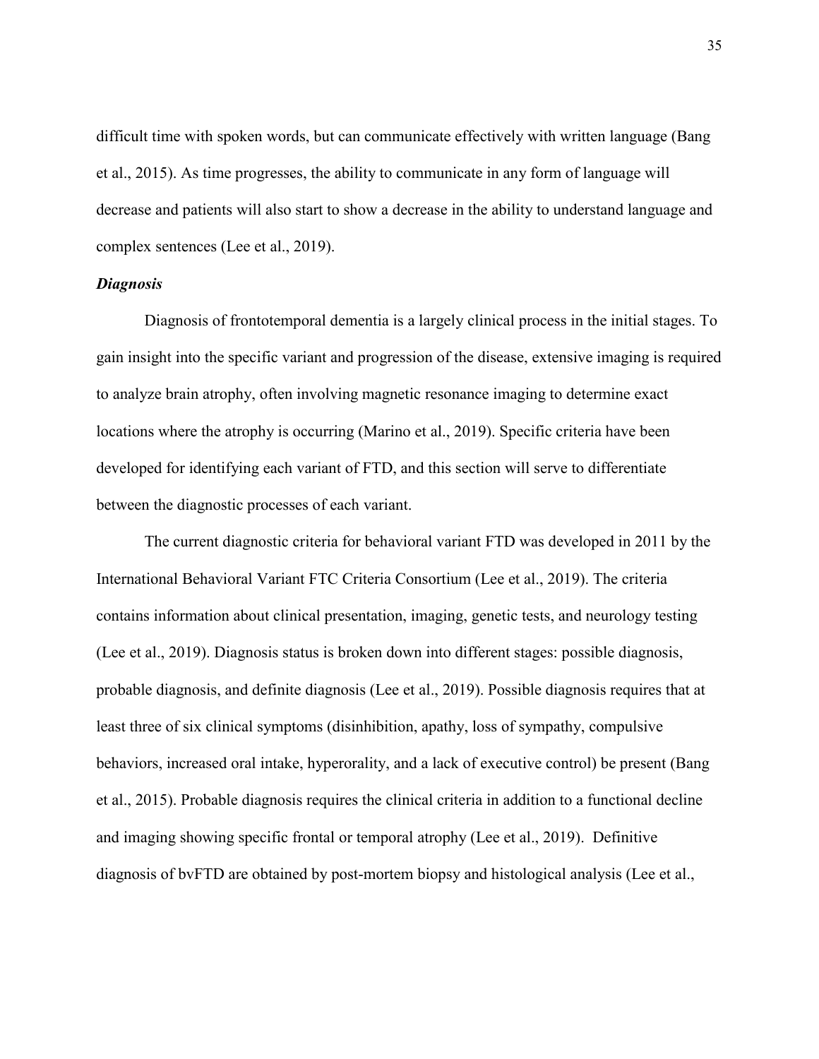difficult time with spoken words, but can communicate effectively with written language (Bang et al., 2015). As time progresses, the ability to communicate in any form of language will decrease and patients will also start to show a decrease in the ability to understand language and complex sentences (Lee et al., 2019).

### *Diagnosis*

Diagnosis of frontotemporal dementia is a largely clinical process in the initial stages. To gain insight into the specific variant and progression of the disease, extensive imaging is required to analyze brain atrophy, often involving magnetic resonance imaging to determine exact locations where the atrophy is occurring (Marino et al., 2019). Specific criteria have been developed for identifying each variant of FTD, and this section will serve to differentiate between the diagnostic processes of each variant.

The current diagnostic criteria for behavioral variant FTD was developed in 2011 by the International Behavioral Variant FTC Criteria Consortium (Lee et al., 2019). The criteria contains information about clinical presentation, imaging, genetic tests, and neurology testing (Lee et al., 2019). Diagnosis status is broken down into different stages: possible diagnosis, probable diagnosis, and definite diagnosis (Lee et al., 2019). Possible diagnosis requires that at least three of six clinical symptoms (disinhibition, apathy, loss of sympathy, compulsive behaviors, increased oral intake, hyperorality, and a lack of executive control) be present (Bang et al., 2015). Probable diagnosis requires the clinical criteria in addition to a functional decline and imaging showing specific frontal or temporal atrophy (Lee et al., 2019). Definitive diagnosis of bvFTD are obtained by post-mortem biopsy and histological analysis (Lee et al.,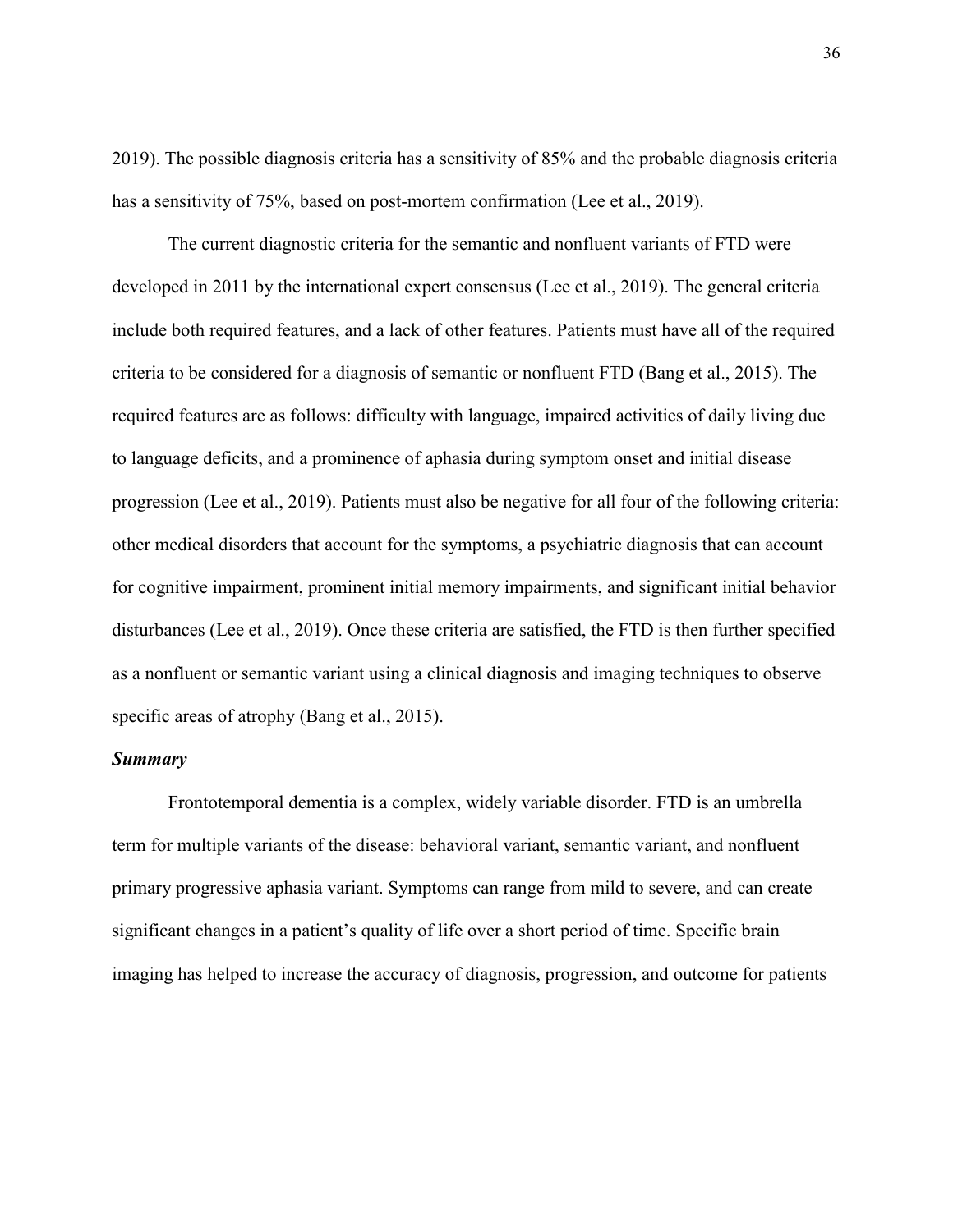2019). The possible diagnosis criteria has a sensitivity of 85% and the probable diagnosis criteria has a sensitivity of 75%, based on post-mortem confirmation (Lee et al., 2019).

The current diagnostic criteria for the semantic and nonfluent variants of FTD were developed in 2011 by the international expert consensus (Lee et al., 2019). The general criteria include both required features, and a lack of other features. Patients must have all of the required criteria to be considered for a diagnosis of semantic or nonfluent FTD (Bang et al., 2015). The required features are as follows: difficulty with language, impaired activities of daily living due to language deficits, and a prominence of aphasia during symptom onset and initial disease progression (Lee et al., 2019). Patients must also be negative for all four of the following criteria: other medical disorders that account for the symptoms, a psychiatric diagnosis that can account for cognitive impairment, prominent initial memory impairments, and significant initial behavior disturbances (Lee et al., 2019). Once these criteria are satisfied, the FTD is then further specified as a nonfluent or semantic variant using a clinical diagnosis and imaging techniques to observe specific areas of atrophy (Bang et al., 2015).

### ***Summary***

Frontotemporal dementia is a complex, widely variable disorder. FTD is an umbrella term for multiple variants of the disease: behavioral variant, semantic variant, and nonfluent primary progressive aphasia variant. Symptoms can range from mild to severe, and can create significant changes in a patient's quality of life over a short period of time. Specific brain imaging has helped to increase the accuracy of diagnosis, progression, and outcome for patients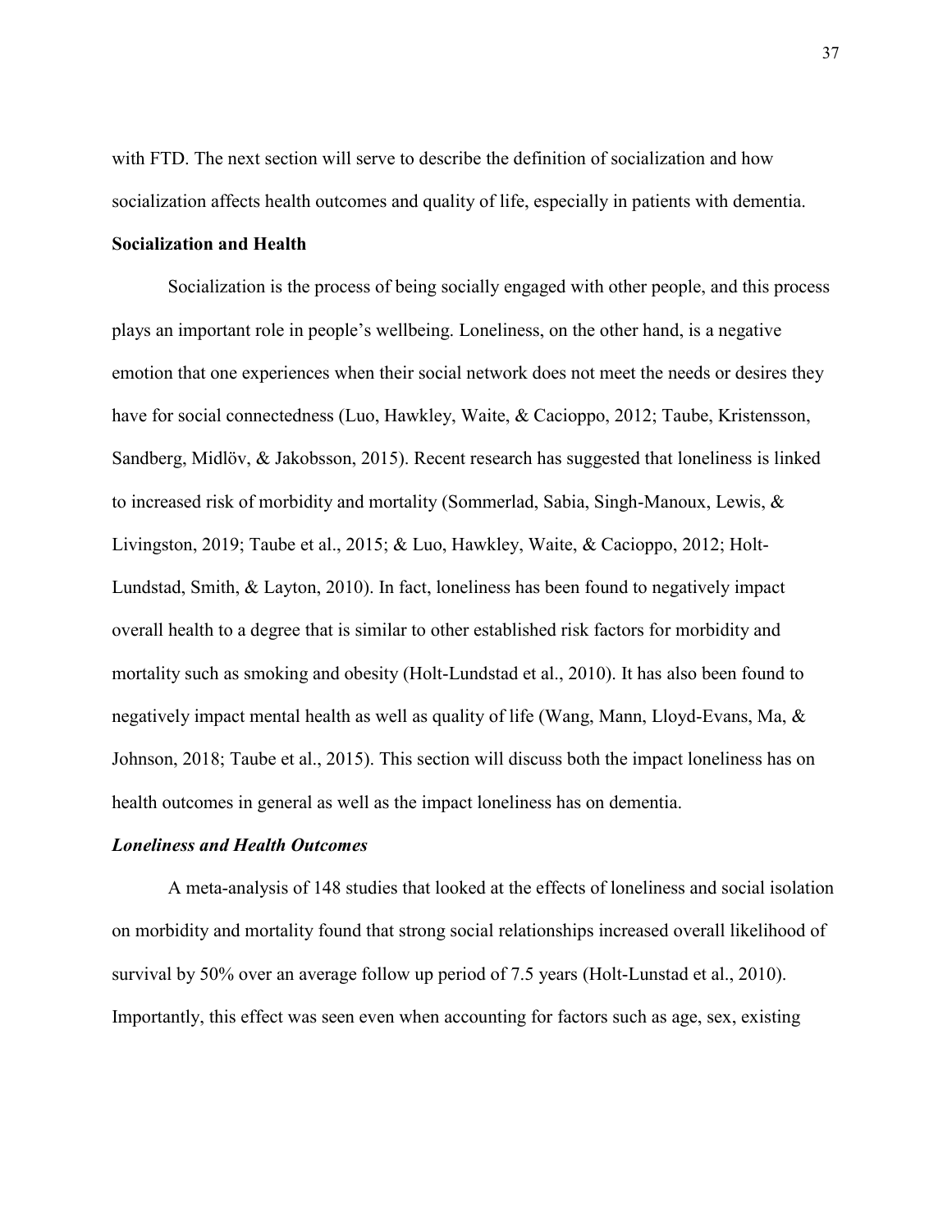with FTD. The next section will serve to describe the definition of socialization and how socialization affects health outcomes and quality of life, especially in patients with dementia.

## Socialization and Health

Socialization is the process of being socially engaged with other people, and this process plays an important role in people's wellbeing. Loneliness, on the other hand, is a negative emotion that one experiences when their social network does not meet the needs or desires they have for social connectedness (Luo, Hawkley, Waite, & Cacioppo, 2012; Taube, Kristensson, Sandberg, Midlöv, & Jakobsson, 2015). Recent research has suggested that loneliness is linked to increased risk of morbidity and mortality (Sommerlad, Sabia, Singh-Manoux, Lewis, & Livingston, 2019; Taube et al., 2015; & Luo, Hawkley, Waite, & Cacioppo, 2012; Holt-Lundstad, Smith, & Layton, 2010). In fact, loneliness has been found to negatively impact overall health to a degree that is similar to other established risk factors for morbidity and mortality such as smoking and obesity (Holt-Lundstad et al., 2010). It has also been found to negatively impact mental health as well as quality of life (Wang, Mann, Lloyd-Evans, Ma, & Johnson, 2018; Taube et al., 2015). This section will discuss both the impact loneliness has on health outcomes in general as well as the impact loneliness has on dementia.

### *Loneliness and Health Outcomes*

A meta-analysis of 148 studies that looked at the effects of loneliness and social isolation on morbidity and mortality found that strong social relationships increased overall likelihood of survival by 50% over an average follow up period of 7.5 years (Holt-Lunstad et al., 2010). Importantly, this effect was seen even when accounting for factors such as age, sex, existing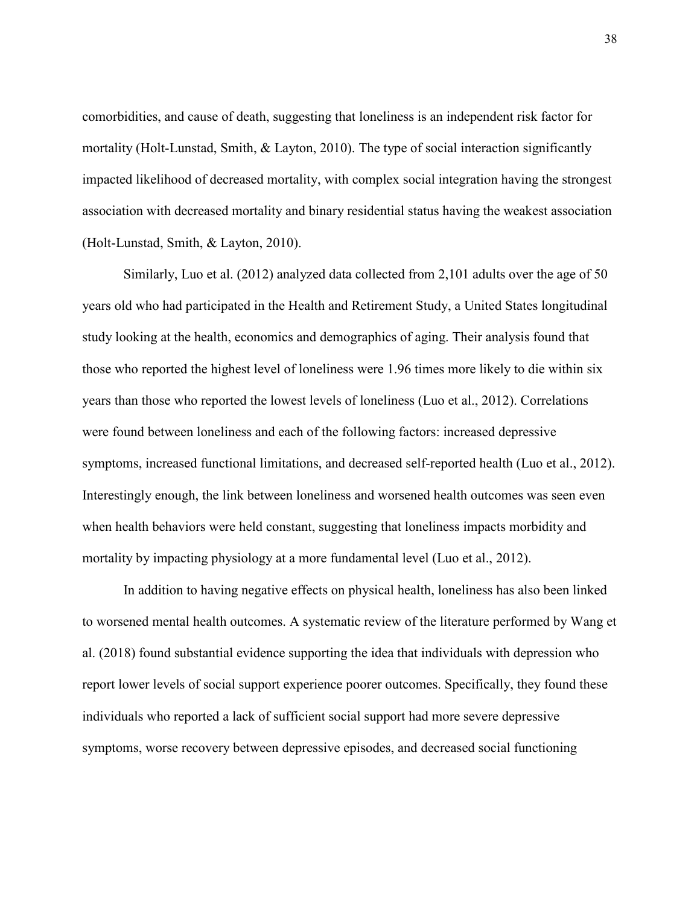comorbidities, and cause of death, suggesting that loneliness is an independent risk factor for mortality (Holt-Lunstad, Smith, & Layton, 2010). The type of social interaction significantly impacted likelihood of decreased mortality, with complex social integration having the strongest association with decreased mortality and binary residential status having the weakest association (Holt-Lunstad, Smith, & Layton, 2010).

Similarly, Luo et al. (2012) analyzed data collected from 2,101 adults over the age of 50 years old who had participated in the Health and Retirement Study, a United States longitudinal study looking at the health, economics and demographics of aging. Their analysis found that those who reported the highest level of loneliness were 1.96 times more likely to die within six years than those who reported the lowest levels of loneliness (Luo et al., 2012). Correlations were found between loneliness and each of the following factors: increased depressive symptoms, increased functional limitations, and decreased self-reported health (Luo et al., 2012). Interestingly enough, the link between loneliness and worsened health outcomes was seen even when health behaviors were held constant, suggesting that loneliness impacts morbidity and mortality by impacting physiology at a more fundamental level (Luo et al., 2012).

In addition to having negative effects on physical health, loneliness has also been linked to worsened mental health outcomes. A systematic review of the literature performed by Wang et al. (2018) found substantial evidence supporting the idea that individuals with depression who report lower levels of social support experience poorer outcomes. Specifically, they found these individuals who reported a lack of sufficient social support had more severe depressive symptoms, worse recovery between depressive episodes, and decreased social functioning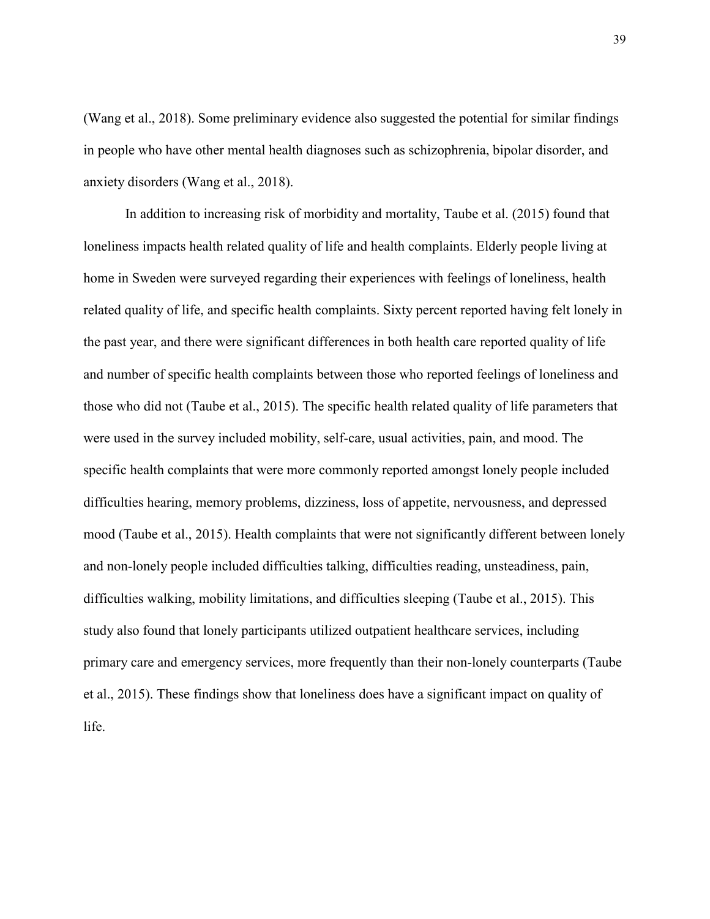(Wang et al., 2018). Some preliminary evidence also suggested the potential for similar findings in people who have other mental health diagnoses such as schizophrenia, bipolar disorder, and anxiety disorders (Wang et al., 2018).

In addition to increasing risk of morbidity and mortality, Taube et al. (2015) found that loneliness impacts health related quality of life and health complaints. Elderly people living at home in Sweden were surveyed regarding their experiences with feelings of loneliness, health related quality of life, and specific health complaints. Sixty percent reported having felt lonely in the past year, and there were significant differences in both health care reported quality of life and number of specific health complaints between those who reported feelings of loneliness and those who did not (Taube et al., 2015). The specific health related quality of life parameters that were used in the survey included mobility, self-care, usual activities, pain, and mood. The specific health complaints that were more commonly reported amongst lonely people included difficulties hearing, memory problems, dizziness, loss of appetite, nervousness, and depressed mood (Taube et al., 2015). Health complaints that were not significantly different between lonely and non-lonely people included difficulties talking, difficulties reading, unsteadiness, pain, difficulties walking, mobility limitations, and difficulties sleeping (Taube et al., 2015). This study also found that lonely participants utilized outpatient healthcare services, including primary care and emergency services, more frequently than their non-lonely counterparts (Taube et al., 2015). These findings show that loneliness does have a significant impact on quality of life.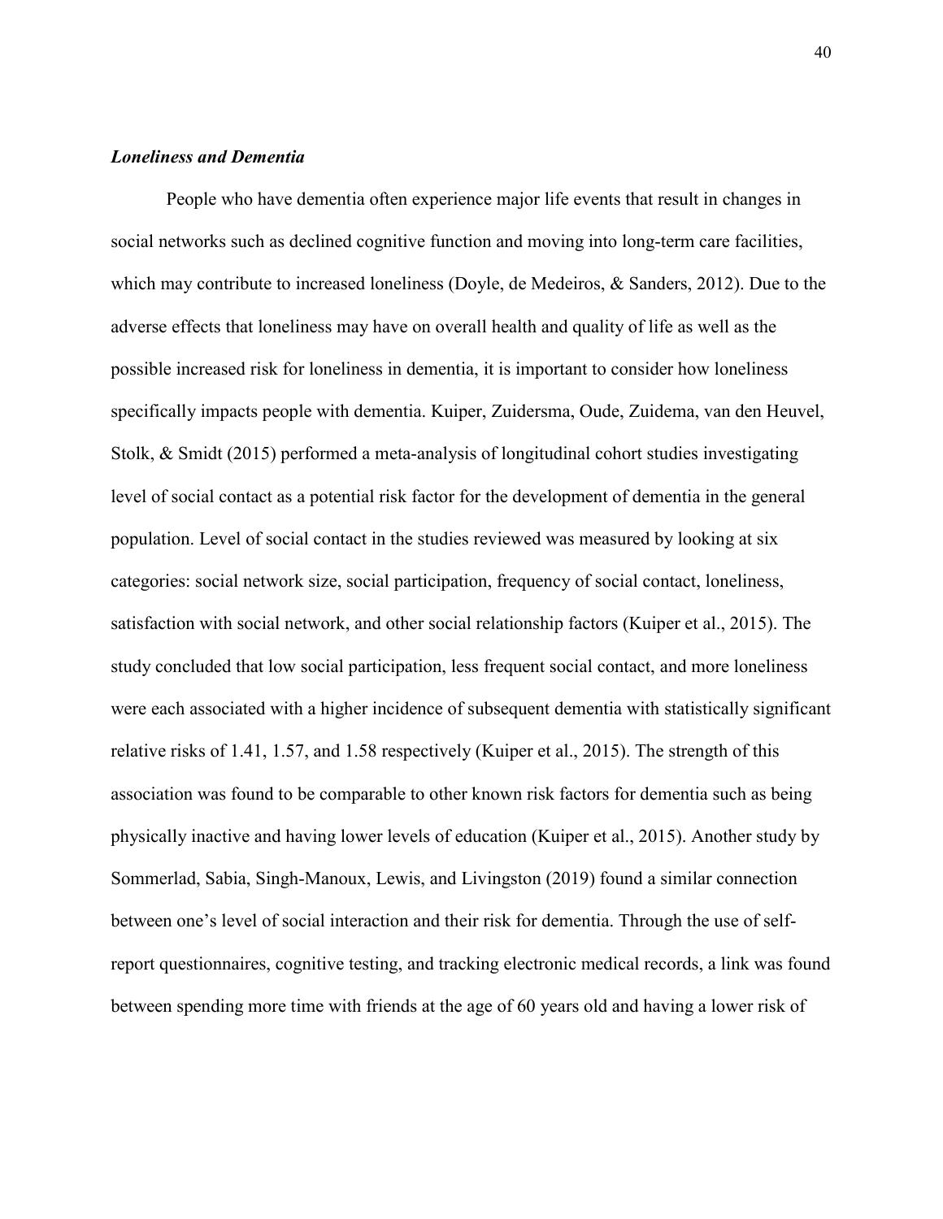### ***Loneliness and Dementia***

People who have dementia often experience major life events that result in changes in social networks such as declined cognitive function and moving into long-term care facilities, which may contribute to increased loneliness (Doyle, de Medeiros, & Sanders, 2012). Due to the adverse effects that loneliness may have on overall health and quality of life as well as the possible increased risk for loneliness in dementia, it is important to consider how loneliness specifically impacts people with dementia. Kuiper, Zuidersma, Oude, Zuidema, van den Heuvel, Stolk, & Smidt (2015) performed a meta-analysis of longitudinal cohort studies investigating level of social contact as a potential risk factor for the development of dementia in the general population. Level of social contact in the studies reviewed was measured by looking at six categories: social network size, social participation, frequency of social contact, loneliness, satisfaction with social network, and other social relationship factors (Kuiper et al., 2015). The study concluded that low social participation, less frequent social contact, and more loneliness were each associated with a higher incidence of subsequent dementia with statistically significant relative risks of 1.41, 1.57, and 1.58 respectively (Kuiper et al., 2015). The strength of this association was found to be comparable to other known risk factors for dementia such as being physically inactive and having lower levels of education (Kuiper et al., 2015). Another study by Sommerlad, Sabia, Singh-Manoux, Lewis, and Livingston (2019) found a similar connection between one's level of social interaction and their risk for dementia. Through the use of self-report questionnaires, cognitive testing, and tracking electronic medical records, a link was found between spending more time with friends at the age of 60 years old and having a lower risk of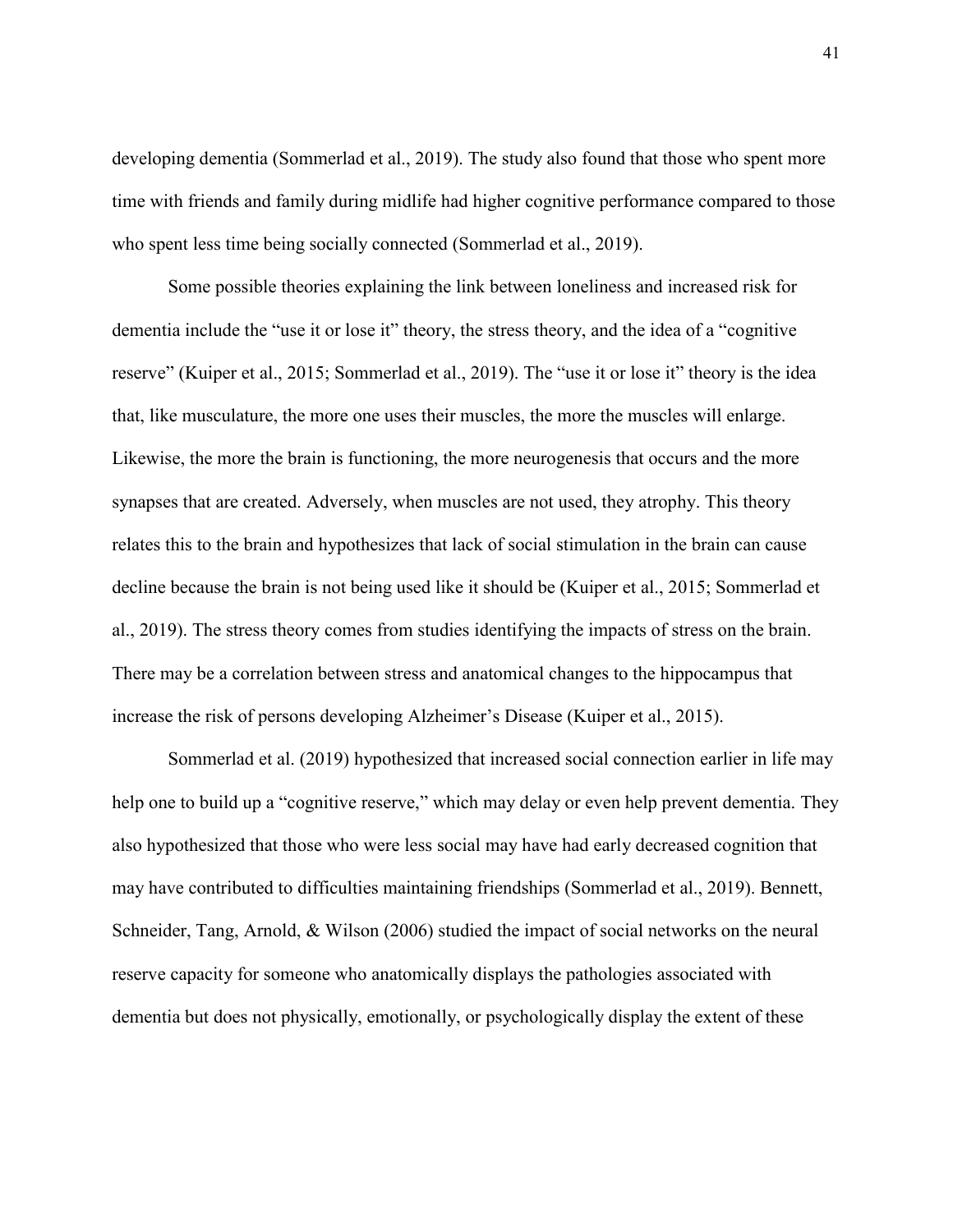developing dementia (Sommerlad et al., 2019). The study also found that those who spent more time with friends and family during midlife had higher cognitive performance compared to those who spent less time being socially connected (Sommerlad et al., 2019).

Some possible theories explaining the link between loneliness and increased risk for dementia include the "use it or lose it" theory, the stress theory, and the idea of a "cognitive reserve" (Kuiper et al., 2015; Sommerlad et al., 2019). The "use it or lose it" theory is the idea that, like musculature, the more one uses their muscles, the more the muscles will enlarge. Likewise, the more the brain is functioning, the more neurogenesis that occurs and the more synapses that are created. Adversely, when muscles are not used, they atrophy. This theory relates this to the brain and hypothesizes that lack of social stimulation in the brain can cause decline because the brain is not being used like it should be (Kuiper et al., 2015; Sommerlad et al., 2019). The stress theory comes from studies identifying the impacts of stress on the brain. There may be a correlation between stress and anatomical changes to the hippocampus that increase the risk of persons developing Alzheimer's Disease (Kuiper et al., 2015).

Sommerlad et al. (2019) hypothesized that increased social connection earlier in life may help one to build up a "cognitive reserve," which may delay or even help prevent dementia. They also hypothesized that those who were less social may have had early decreased cognition that may have contributed to difficulties maintaining friendships (Sommerlad et al., 2019). Bennett, Schneider, Tang, Arnold, & Wilson (2006) studied the impact of social networks on the neural reserve capacity for someone who anatomically displays the pathologies associated with dementia but does not physically, emotionally, or psychologically display the extent of these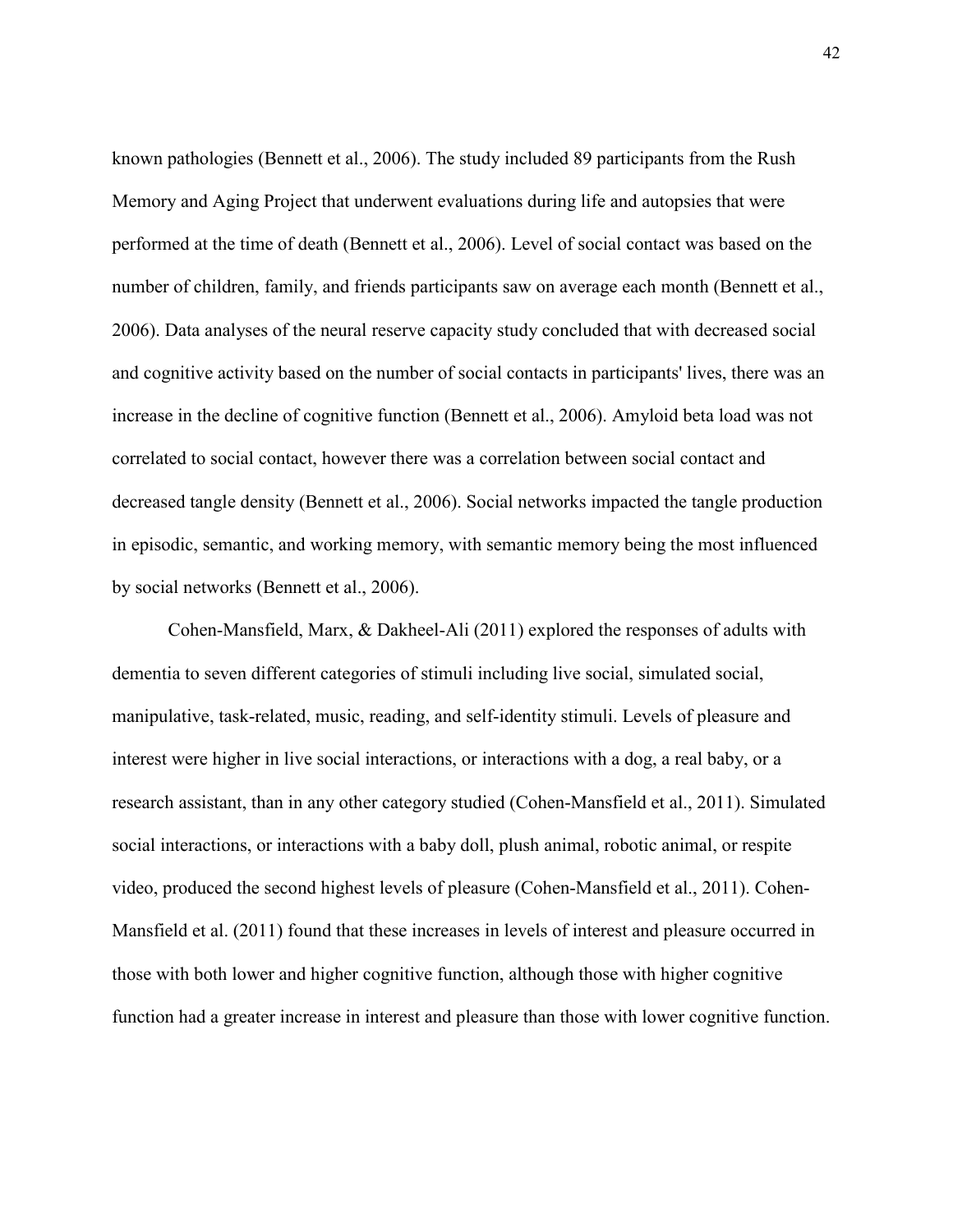known pathologies (Bennett et al., 2006). The study included 89 participants from the Rush Memory and Aging Project that underwent evaluations during life and autopsies that were performed at the time of death (Bennett et al., 2006). Level of social contact was based on the number of children, family, and friends participants saw on average each month (Bennett et al., 2006). Data analyses of the neural reserve capacity study concluded that with decreased social and cognitive activity based on the number of social contacts in participants' lives, there was an increase in the decline of cognitive function (Bennett et al., 2006). Amyloid beta load was not correlated to social contact, however there was a correlation between social contact and decreased tangle density (Bennett et al., 2006). Social networks impacted the tangle production in episodic, semantic, and working memory, with semantic memory being the most influenced by social networks (Bennett et al., 2006).

Cohen-Mansfield, Marx, & Dakheel-Ali (2011) explored the responses of adults with dementia to seven different categories of stimuli including live social, simulated social, manipulative, task-related, music, reading, and self-identity stimuli. Levels of pleasure and interest were higher in live social interactions, or interactions with a dog, a real baby, or a research assistant, than in any other category studied (Cohen-Mansfield et al., 2011). Simulated social interactions, or interactions with a baby doll, plush animal, robotic animal, or respite video, produced the second highest levels of pleasure (Cohen-Mansfield et al., 2011). Cohen-Mansfield et al. (2011) found that these increases in levels of interest and pleasure occurred in those with both lower and higher cognitive function, although those with higher cognitive function had a greater increase in interest and pleasure than those with lower cognitive function.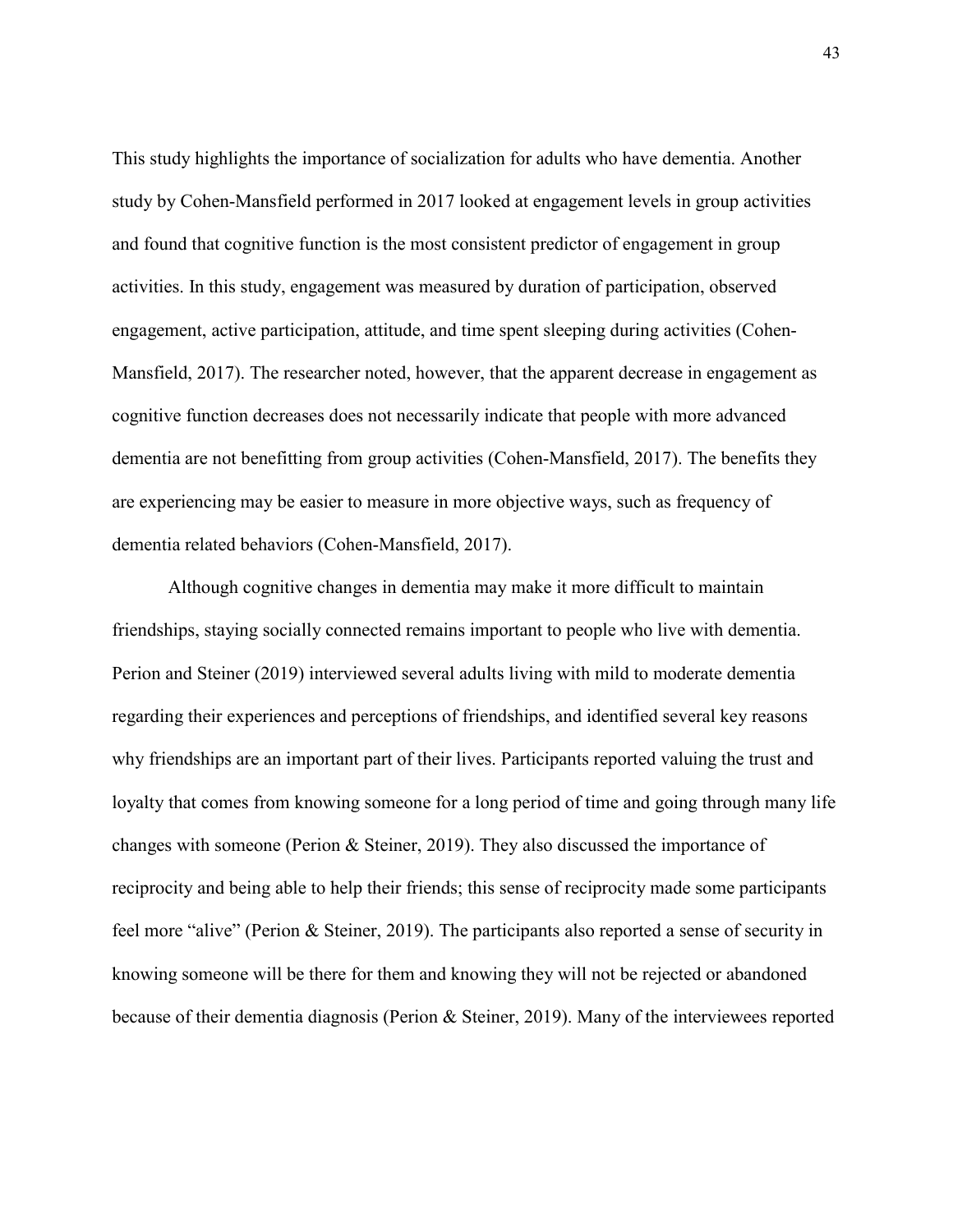This study highlights the importance of socialization for adults who have dementia. Another study by Cohen-Mansfield performed in 2017 looked at engagement levels in group activities and found that cognitive function is the most consistent predictor of engagement in group activities. In this study, engagement was measured by duration of participation, observed engagement, active participation, attitude, and time spent sleeping during activities (Cohen-Mansfield, 2017). The researcher noted, however, that the apparent decrease in engagement as cognitive function decreases does not necessarily indicate that people with more advanced dementia are not benefitting from group activities (Cohen-Mansfield, 2017). The benefits they are experiencing may be easier to measure in more objective ways, such as frequency of dementia related behaviors (Cohen-Mansfield, 2017).

Although cognitive changes in dementia may make it more difficult to maintain friendships, staying socially connected remains important to people who live with dementia. Perion and Steiner (2019) interviewed several adults living with mild to moderate dementia regarding their experiences and perceptions of friendships, and identified several key reasons why friendships are an important part of their lives. Participants reported valuing the trust and loyalty that comes from knowing someone for a long period of time and going through many life changes with someone (Perion & Steiner, 2019). They also discussed the importance of reciprocity and being able to help their friends; this sense of reciprocity made some participants feel more "alive" (Perion & Steiner, 2019). The participants also reported a sense of security in knowing someone will be there for them and knowing they will not be rejected or abandoned because of their dementia diagnosis (Perion & Steiner, 2019). Many of the interviewees reported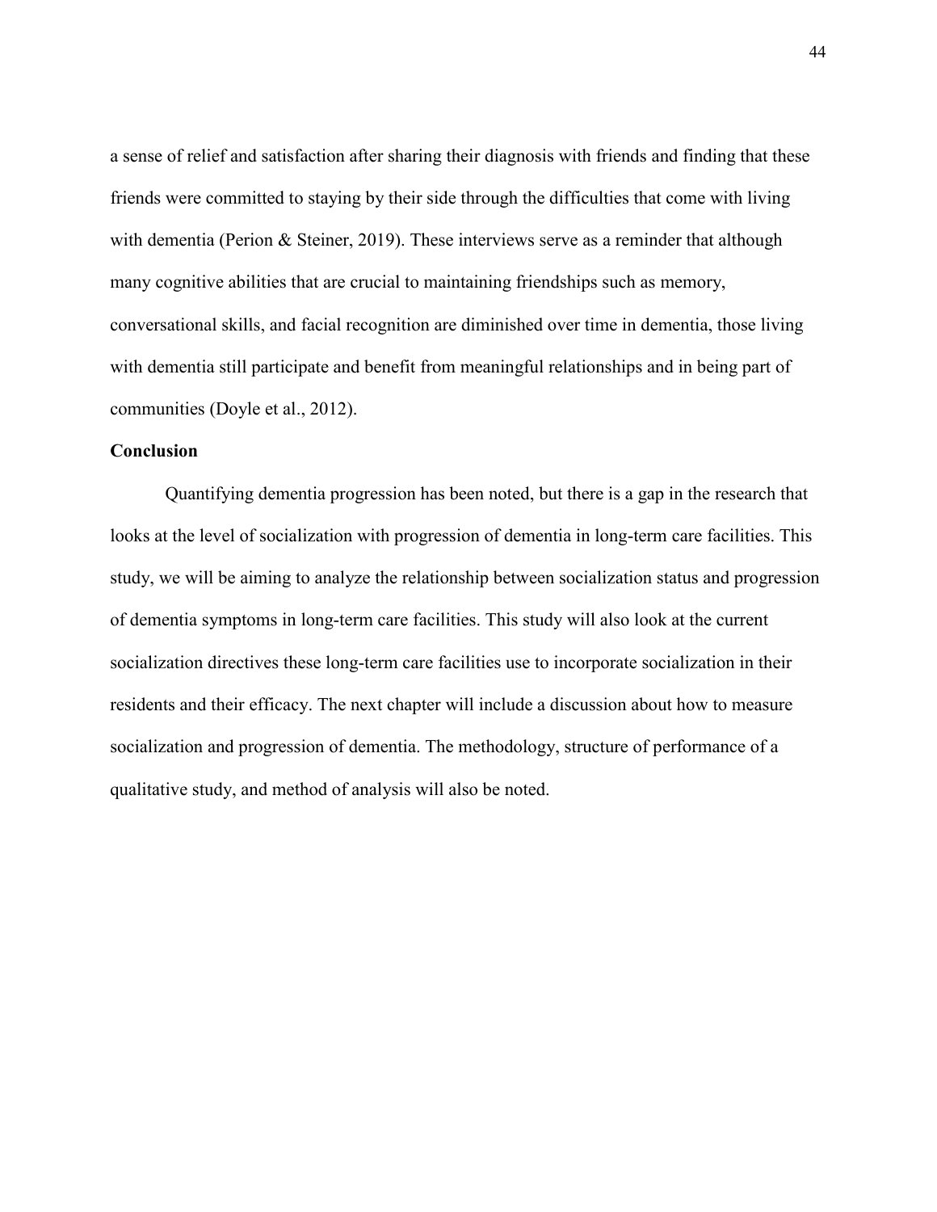a sense of relief and satisfaction after sharing their diagnosis with friends and finding that these friends were committed to staying by their side through the difficulties that come with living with dementia (Perion & Steiner, 2019). These interviews serve as a reminder that although many cognitive abilities that are crucial to maintaining friendships such as memory, conversational skills, and facial recognition are diminished over time in dementia, those living with dementia still participate and benefit from meaningful relationships and in being part of communities (Doyle et al., 2012).

**Conclusion**

Quantifying dementia progression has been noted, but there is a gap in the research that looks at the level of socialization with progression of dementia in long-term care facilities. This study, we will be aiming to analyze the relationship between socialization status and progression of dementia symptoms in long-term care facilities. This study will also look at the current socialization directives these long-term care facilities use to incorporate socialization in their residents and their efficacy. The next chapter will include a discussion about how to measure socialization and progression of dementia. The methodology, structure of performance of a qualitative study, and method of analysis will also be noted.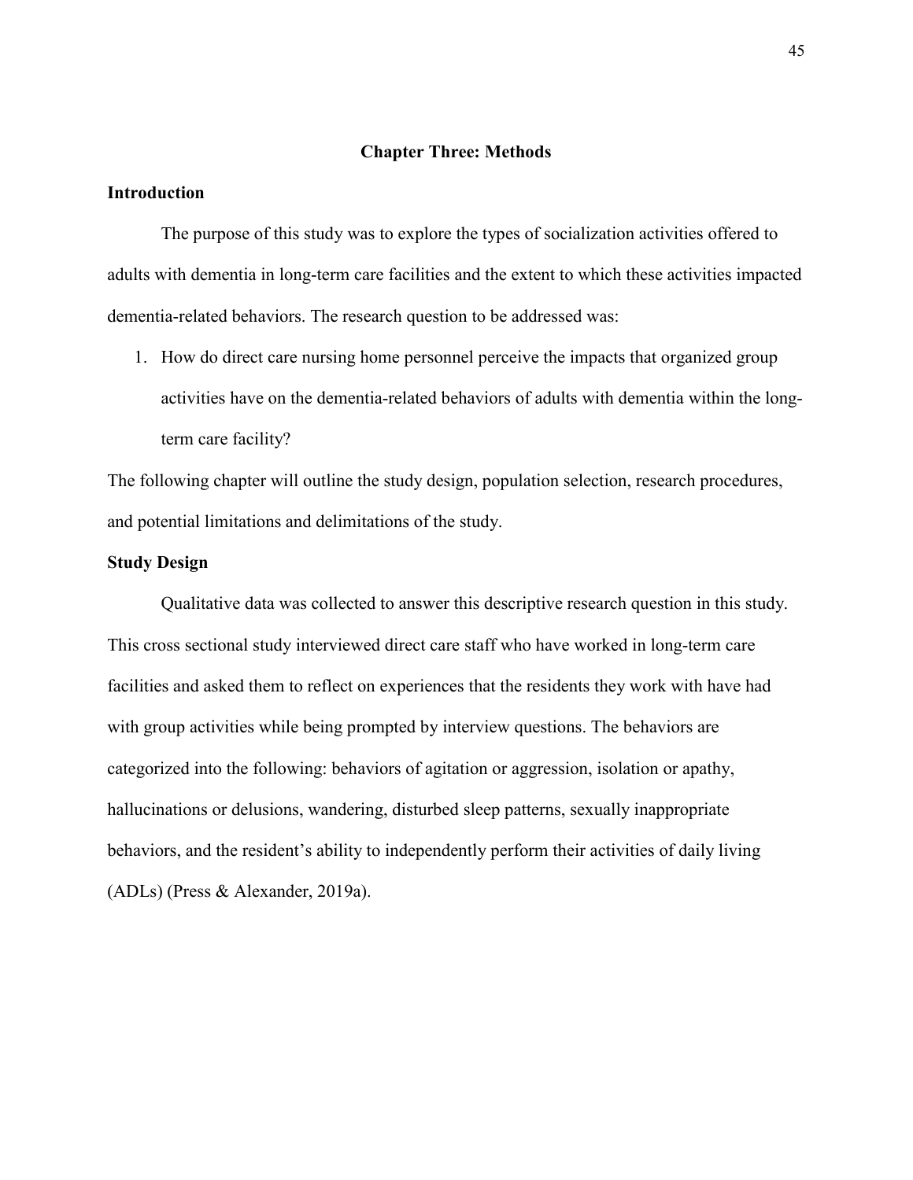# Chapter Three: Methods

## Introduction

The purpose of this study was to explore the types of socialization activities offered to adults with dementia in long-term care facilities and the extent to which these activities impacted dementia-related behaviors. The research question to be addressed was:

1. How do direct care nursing home personnel perceive the impacts that organized group activities have on the dementia-related behaviors of adults with dementia within the long-term care facility?

The following chapter will outline the study design, population selection, research procedures, and potential limitations and delimitations of the study.

## Study Design

Qualitative data was collected to answer this descriptive research question in this study. This cross sectional study interviewed direct care staff who have worked in long-term care facilities and asked them to reflect on experiences that the residents they work with have had with group activities while being prompted by interview questions. The behaviors are categorized into the following: behaviors of agitation or aggression, isolation or apathy, hallucinations or delusions, wandering, disturbed sleep patterns, sexually inappropriate behaviors, and the resident's ability to independently perform their activities of daily living (ADLs) (Press & Alexander, 2019a).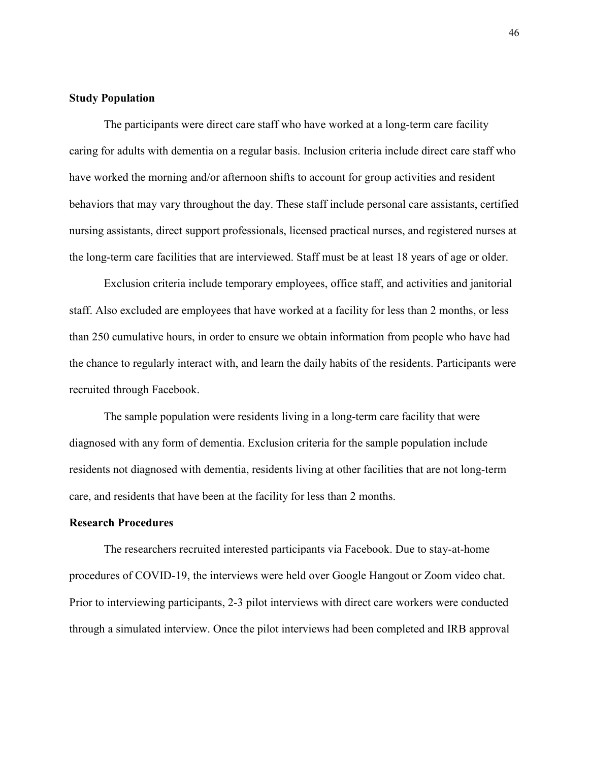**Study Population**

The participants were direct care staff who have worked at a long-term care facility caring for adults with dementia on a regular basis. Inclusion criteria include direct care staff who have worked the morning and/or afternoon shifts to account for group activities and resident behaviors that may vary throughout the day. These staff include personal care assistants, certified nursing assistants, direct support professionals, licensed practical nurses, and registered nurses at the long-term care facilities that are interviewed. Staff must be at least 18 years of age or older.

Exclusion criteria include temporary employees, office staff, and activities and janitorial staff. Also excluded are employees that have worked at a facility for less than 2 months, or less than 250 cumulative hours, in order to ensure we obtain information from people who have had the chance to regularly interact with, and learn the daily habits of the residents. Participants were recruited through Facebook.

The sample population were residents living in a long-term care facility that were diagnosed with any form of dementia. Exclusion criteria for the sample population include residents not diagnosed with dementia, residents living at other facilities that are not long-term care, and residents that have been at the facility for less than 2 months.

**Research Procedures**

The researchers recruited interested participants via Facebook. Due to stay-at-home procedures of COVID-19, the interviews were held over Google Hangout or Zoom video chat. Prior to interviewing participants, 2-3 pilot interviews with direct care workers were conducted through a simulated interview. Once the pilot interviews had been completed and IRB approval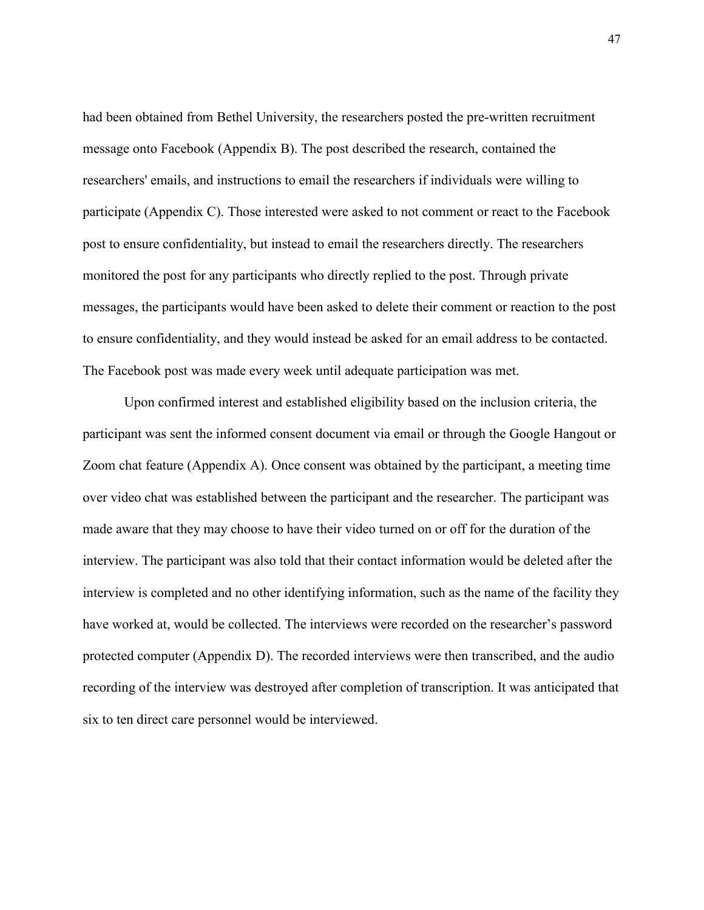had been obtained from Bethel University, the researchers posted the pre-written recruitment message onto Facebook (Appendix B). The post described the research, contained the researchers' emails, and instructions to email the researchers if individuals were willing to participate (Appendix C). Those interested were asked to not comment or react to the Facebook post to ensure confidentiality, but instead to email the researchers directly. The researchers monitored the post for any participants who directly replied to the post. Through private messages, the participants would have been asked to delete their comment or reaction to the post to ensure confidentiality, and they would instead be asked for an email address to be contacted. The Facebook post was made every week until adequate participation was met.

Upon confirmed interest and established eligibility based on the inclusion criteria, the participant was sent the informed consent document via email or through the Google Hangout or Zoom chat feature (Appendix A). Once consent was obtained by the participant, a meeting time over video chat was established between the participant and the researcher. The participant was made aware that they may choose to have their video turned on or off for the duration of the interview. The participant was also told that their contact information would be deleted after the interview is completed and no other identifying information, such as the name of the facility they have worked at, would be collected. The interviews were recorded on the researcher's password protected computer (Appendix D). The recorded interviews were then transcribed, and the audio recording of the interview was destroyed after completion of transcription. It was anticipated that six to ten direct care personnel would be interviewed.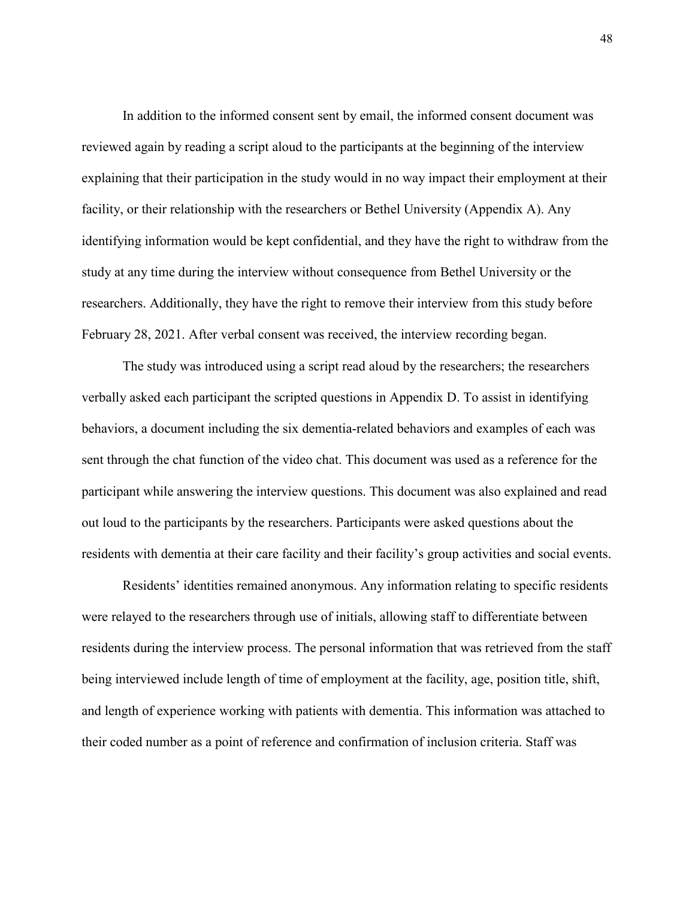In addition to the informed consent sent by email, the informed consent document was reviewed again by reading a script aloud to the participants at the beginning of the interview explaining that their participation in the study would in no way impact their employment at their facility, or their relationship with the researchers or Bethel University (Appendix A). Any identifying information would be kept confidential, and they have the right to withdraw from the study at any time during the interview without consequence from Bethel University or the researchers. Additionally, they have the right to remove their interview from this study before February 28, 2021. After verbal consent was received, the interview recording began.

The study was introduced using a script read aloud by the researchers; the researchers verbally asked each participant the scripted questions in Appendix D. To assist in identifying behaviors, a document including the six dementia-related behaviors and examples of each was sent through the chat function of the video chat. This document was used as a reference for the participant while answering the interview questions. This document was also explained and read out loud to the participants by the researchers. Participants were asked questions about the residents with dementia at their care facility and their facility's group activities and social events.

Residents' identities remained anonymous. Any information relating to specific residents were relayed to the researchers through use of initials, allowing staff to differentiate between residents during the interview process. The personal information that was retrieved from the staff being interviewed include length of time of employment at the facility, age, position title, shift, and length of experience working with patients with dementia. This information was attached to their coded number as a point of reference and confirmation of inclusion criteria. Staff was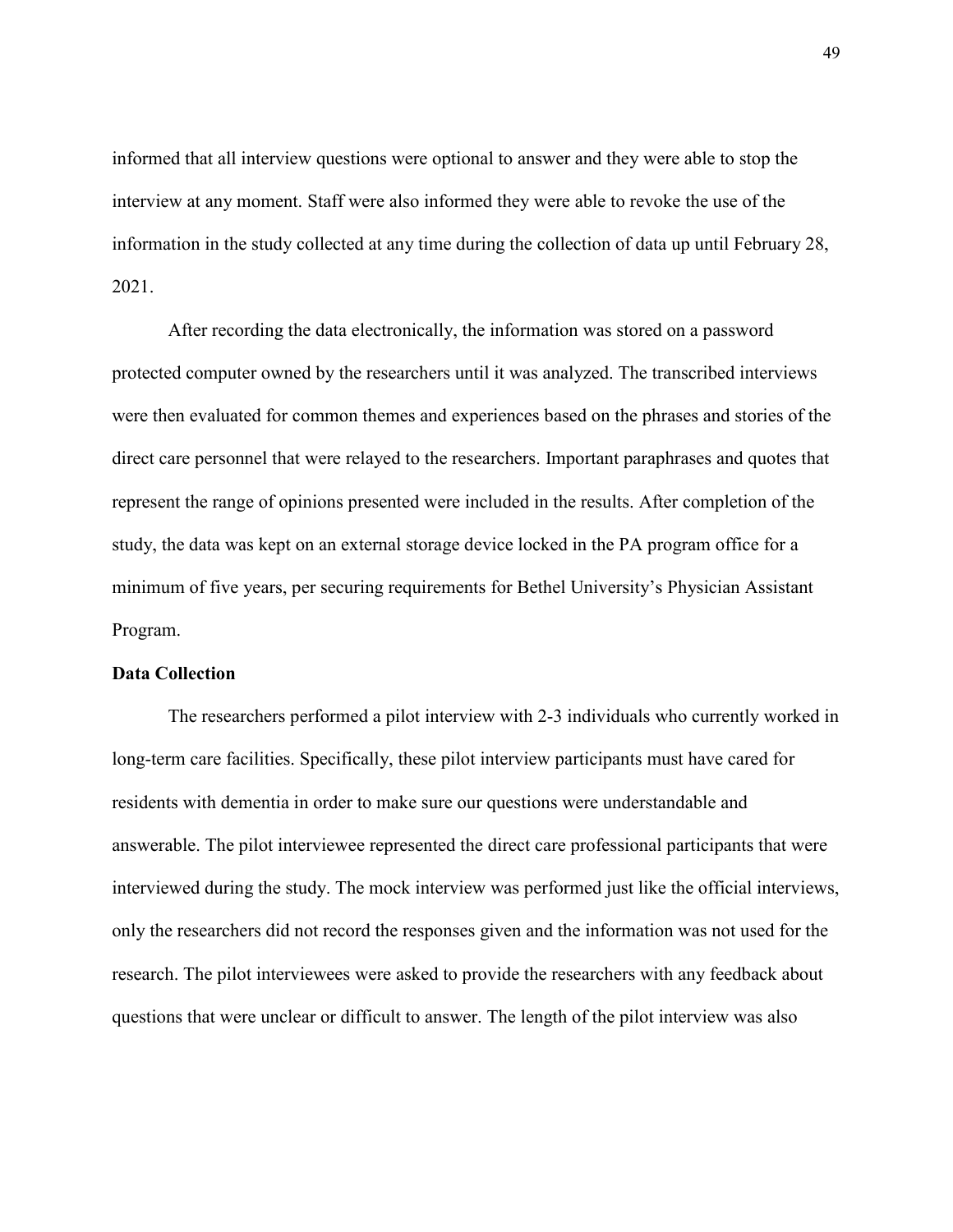informed that all interview questions were optional to answer and they were able to stop the interview at any moment. Staff were also informed they were able to revoke the use of the information in the study collected at any time during the collection of data up until February 28, 2021.

After recording the data electronically, the information was stored on a password protected computer owned by the researchers until it was analyzed. The transcribed interviews were then evaluated for common themes and experiences based on the phrases and stories of the direct care personnel that were relayed to the researchers. Important paraphrases and quotes that represent the range of opinions presented were included in the results. After completion of the study, the data was kept on an external storage device locked in the PA program office for a minimum of five years, per securing requirements for Bethel University's Physician Assistant Program.

**Data Collection**

The researchers performed a pilot interview with 2-3 individuals who currently worked in long-term care facilities. Specifically, these pilot interview participants must have cared for residents with dementia in order to make sure our questions were understandable and answerable. The pilot interviewee represented the direct care professional participants that were interviewed during the study. The mock interview was performed just like the official interviews, only the researchers did not record the responses given and the information was not used for the research. The pilot interviewees were asked to provide the researchers with any feedback about questions that were unclear or difficult to answer. The length of the pilot interview was also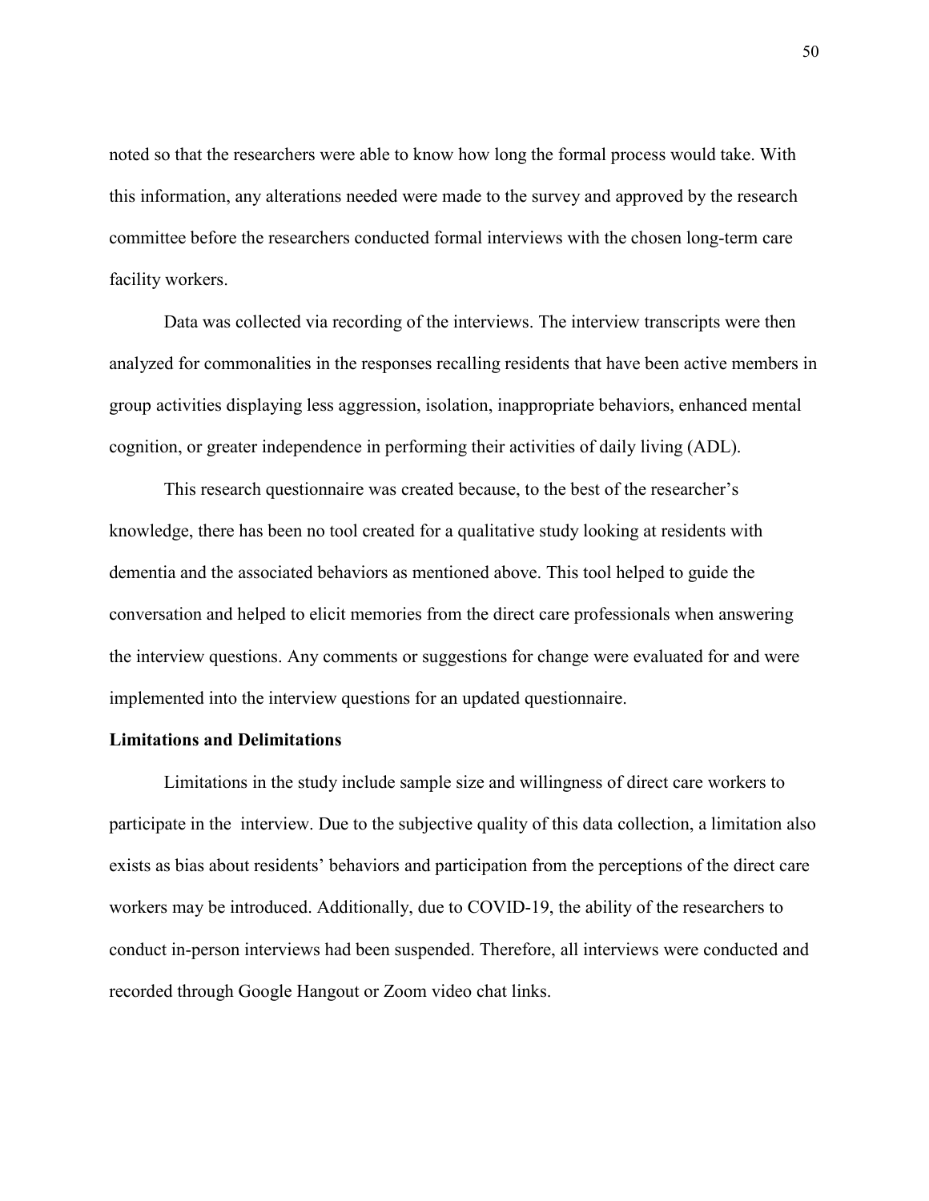noted so that the researchers were able to know how long the formal process would take. With this information, any alterations needed were made to the survey and approved by the research committee before the researchers conducted formal interviews with the chosen long-term care facility workers.

Data was collected via recording of the interviews. The interview transcripts were then analyzed for commonalities in the responses recalling residents that have been active members in group activities displaying less aggression, isolation, inappropriate behaviors, enhanced mental cognition, or greater independence in performing their activities of daily living (ADL).

This research questionnaire was created because, to the best of the researcher's knowledge, there has been no tool created for a qualitative study looking at residents with dementia and the associated behaviors as mentioned above. This tool helped to guide the conversation and helped to elicit memories from the direct care professionals when answering the interview questions. Any comments or suggestions for change were evaluated for and were implemented into the interview questions for an updated questionnaire.

**Limitations and Delimitations**

Limitations in the study include sample size and willingness of direct care workers to participate in the interview. Due to the subjective quality of this data collection, a limitation also exists as bias about residents' behaviors and participation from the perceptions of the direct care workers may be introduced. Additionally, due to COVID-19, the ability of the researchers to conduct in-person interviews had been suspended. Therefore, all interviews were conducted and recorded through Google Hangout or Zoom video chat links.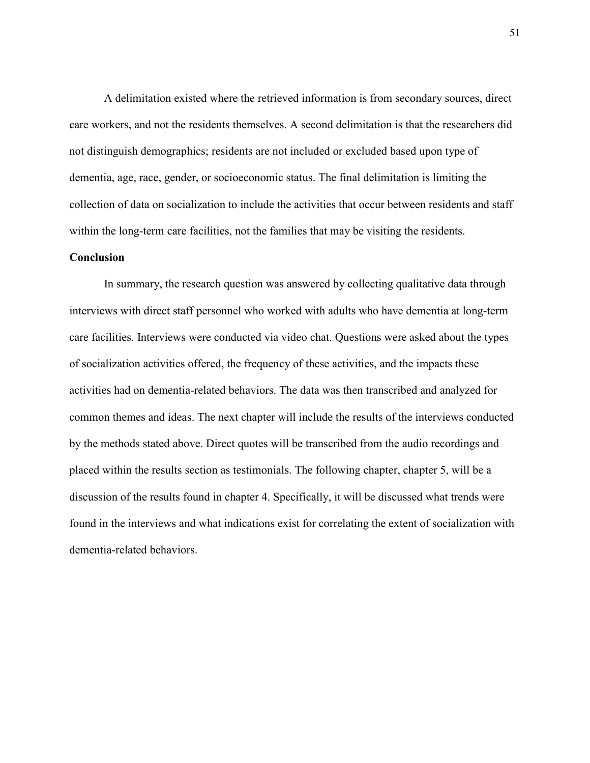A delimitation existed where the retrieved information is from secondary sources, direct care workers, and not the residents themselves. A second delimitation is that the researchers did not distinguish demographics; residents are not included or excluded based upon type of dementia, age, race, gender, or socioeconomic status. The final delimitation is limiting the collection of data on socialization to include the activities that occur between residents and staff within the long-term care facilities, not the families that may be visiting the residents.

**Conclusion**

In summary, the research question was answered by collecting qualitative data through interviews with direct staff personnel who worked with adults who have dementia at long-term care facilities. Interviews were conducted via video chat. Questions were asked about the types of socialization activities offered, the frequency of these activities, and the impacts these activities had on dementia-related behaviors. The data was then transcribed and analyzed for common themes and ideas. The next chapter will include the results of the interviews conducted by the methods stated above. Direct quotes will be transcribed from the audio recordings and placed within the results section as testimonials. The following chapter, chapter 5, will be a discussion of the results found in chapter 4. Specifically, it will be discussed what trends were found in the interviews and what indications exist for correlating the extent of socialization with dementia-related behaviors.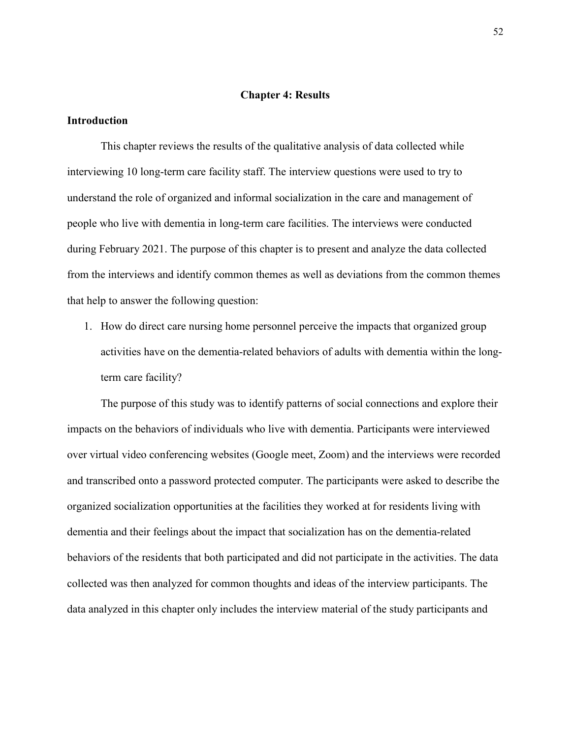# Chapter 4: Results

## Introduction

This chapter reviews the results of the qualitative analysis of data collected while interviewing 10 long-term care facility staff. The interview questions were used to try to understand the role of organized and informal socialization in the care and management of people who live with dementia in long-term care facilities. The interviews were conducted during February 2021. The purpose of this chapter is to present and analyze the data collected from the interviews and identify common themes as well as deviations from the common themes that help to answer the following question:

1. How do direct care nursing home personnel perceive the impacts that organized group activities have on the dementia-related behaviors of adults with dementia within the long-term care facility?

The purpose of this study was to identify patterns of social connections and explore their impacts on the behaviors of individuals who live with dementia. Participants were interviewed over virtual video conferencing websites (Google meet, Zoom) and the interviews were recorded and transcribed onto a password protected computer. The participants were asked to describe the organized socialization opportunities at the facilities they worked at for residents living with dementia and their feelings about the impact that socialization has on the dementia-related behaviors of the residents that both participated and did not participate in the activities. The data collected was then analyzed for common thoughts and ideas of the interview participants. The data analyzed in this chapter only includes the interview material of the study participants and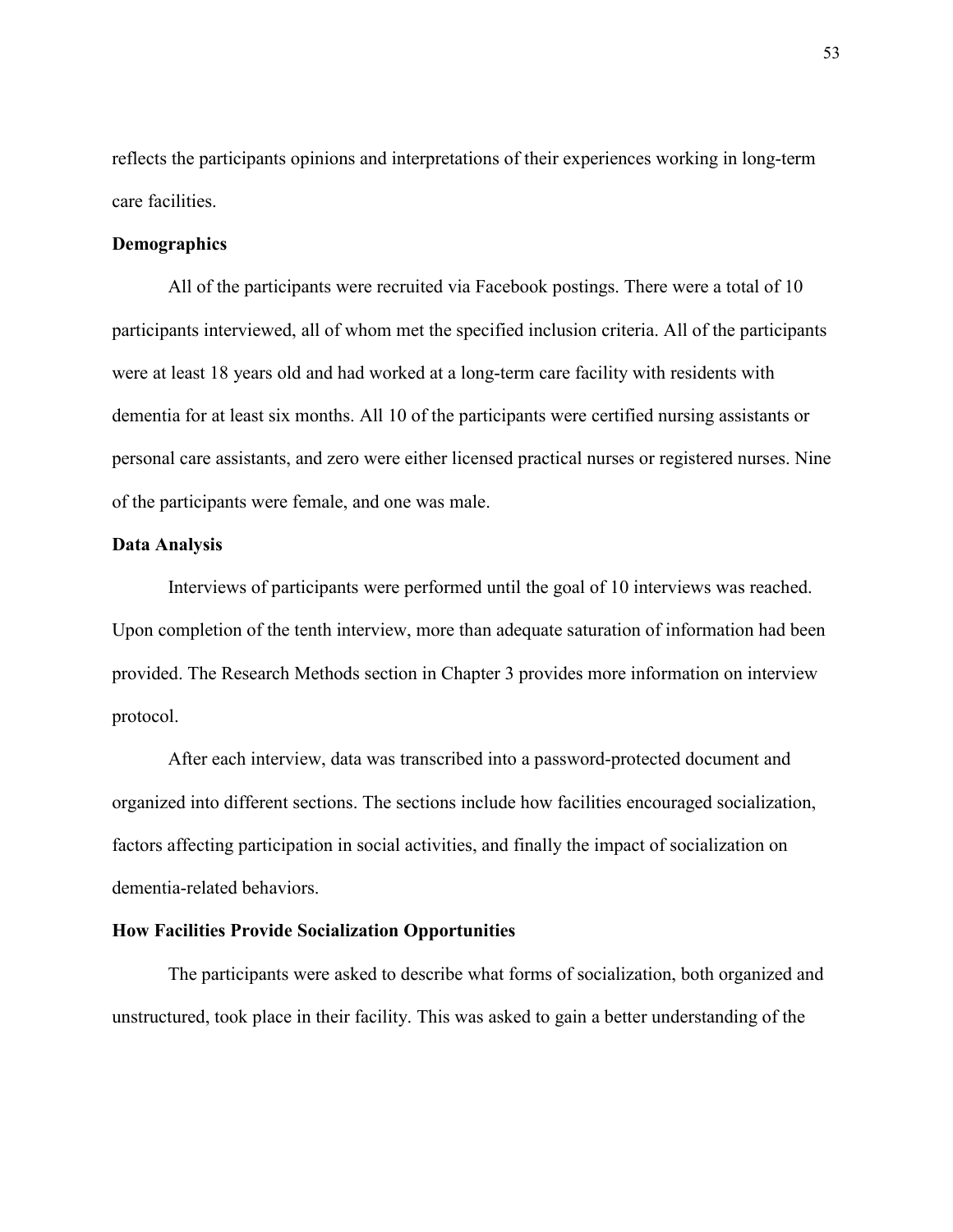reflects the participants opinions and interpretations of their experiences working in long-term care facilities.

## Demographics

All of the participants were recruited via Facebook postings. There were a total of 10 participants interviewed, all of whom met the specified inclusion criteria. All of the participants were at least 18 years old and had worked at a long-term care facility with residents with dementia for at least six months. All 10 of the participants were certified nursing assistants or personal care assistants, and zero were either licensed practical nurses or registered nurses. Nine of the participants were female, and one was male.

## Data Analysis

Interviews of participants were performed until the goal of 10 interviews was reached. Upon completion of the tenth interview, more than adequate saturation of information had been provided. The Research Methods section in Chapter 3 provides more information on interview protocol.

After each interview, data was transcribed into a password-protected document and organized into different sections. The sections include how facilities encouraged socialization, factors affecting participation in social activities, and finally the impact of socialization on dementia-related behaviors.

## How Facilities Provide Socialization Opportunities

The participants were asked to describe what forms of socialization, both organized and unstructured, took place in their facility. This was asked to gain a better understanding of the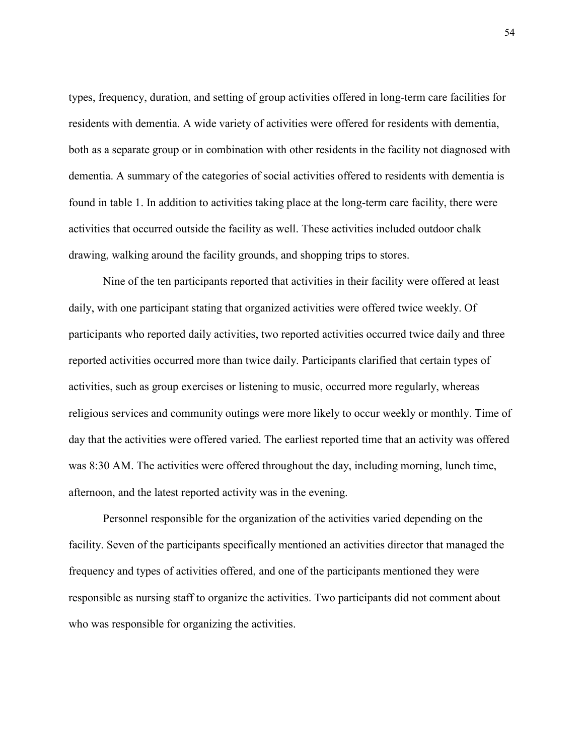types, frequency, duration, and setting of group activities offered in long-term care facilities for residents with dementia. A wide variety of activities were offered for residents with dementia, both as a separate group or in combination with other residents in the facility not diagnosed with dementia. A summary of the categories of social activities offered to residents with dementia is found in table 1. In addition to activities taking place at the long-term care facility, there were activities that occurred outside the facility as well. These activities included outdoor chalk drawing, walking around the facility grounds, and shopping trips to stores.

Nine of the ten participants reported that activities in their facility were offered at least daily, with one participant stating that organized activities were offered twice weekly. Of participants who reported daily activities, two reported activities occurred twice daily and three reported activities occurred more than twice daily. Participants clarified that certain types of activities, such as group exercises or listening to music, occurred more regularly, whereas religious services and community outings were more likely to occur weekly or monthly. Time of day that the activities were offered varied. The earliest reported time that an activity was offered was 8:30 AM. The activities were offered throughout the day, including morning, lunch time, afternoon, and the latest reported activity was in the evening.

Personnel responsible for the organization of the activities varied depending on the facility. Seven of the participants specifically mentioned an activities director that managed the frequency and types of activities offered, and one of the participants mentioned they were responsible as nursing staff to organize the activities. Two participants did not comment about who was responsible for organizing the activities.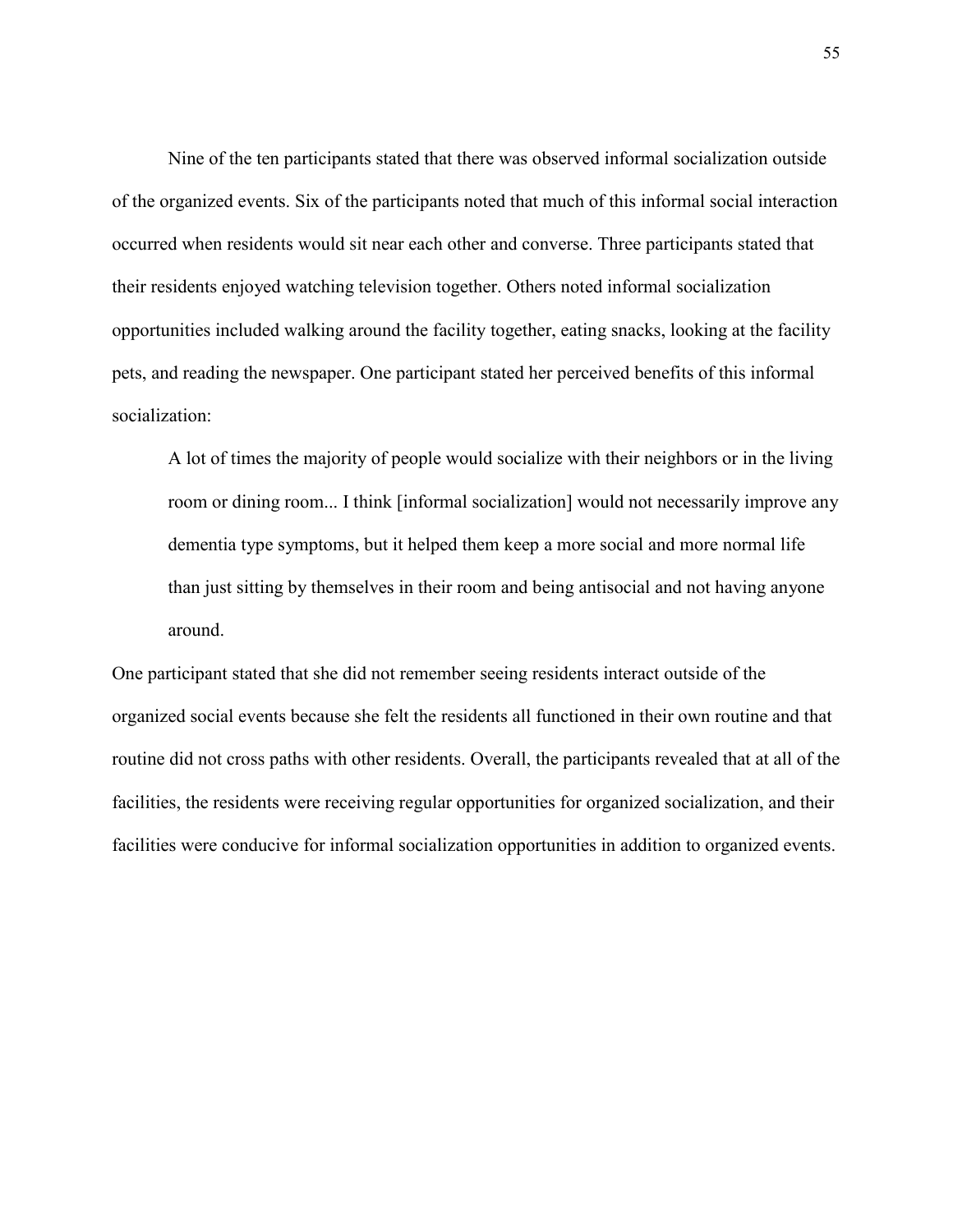Nine of the ten participants stated that there was observed informal socialization outside of the organized events. Six of the participants noted that much of this informal social interaction occurred when residents would sit near each other and converse. Three participants stated that their residents enjoyed watching television together. Others noted informal socialization opportunities included walking around the facility together, eating snacks, looking at the facility pets, and reading the newspaper. One participant stated her perceived benefits of this informal socialization:

> A lot of times the majority of people would socialize with their neighbors or in the living room or dining room... I think [informal socialization] would not necessarily improve any dementia type symptoms, but it helped them keep a more social and more normal life than just sitting by themselves in their room and being antisocial and not having anyone around.

One participant stated that she did not remember seeing residents interact outside of the organized social events because she felt the residents all functioned in their own routine and that routine did not cross paths with other residents. Overall, the participants revealed that at all of the facilities, the residents were receiving regular opportunities for organized socialization, and their facilities were conducive for informal socialization opportunities in addition to organized events.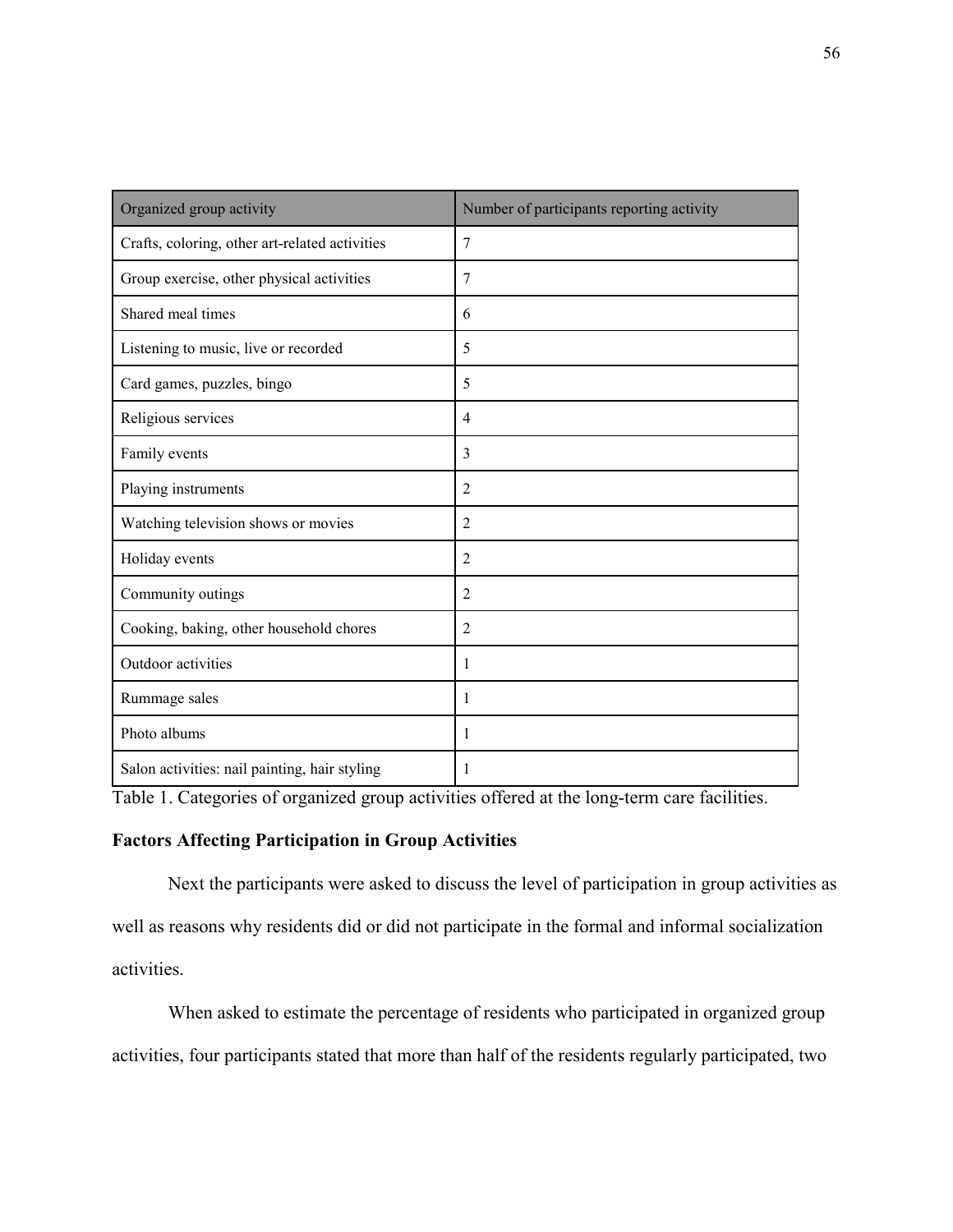| Organized group activity | Number of participants reporting activity |
| --- | --- |
| Crafts, coloring, other art-related activities | 7 |
| Group exercise, other physical activities | 7 |
| Shared meal times | 6 |
| Listening to music, live or recorded | 5 |
| Card games, puzzles, bingo | 5 |
| Religious services | 4 |
| Family events | 3 |
| Playing instruments | 2 |
| Watching television shows or movies | 2 |
| Holiday events | 2 |
| Community outings | 2 |
| Cooking, baking, other household chores | 2 |
| Outdoor activities | 1 |
| Rummage sales | 1 |
| Photo albums | 1 |
| Salon activities: nail painting, hair styling | 1 |

Table 1. Categories of organized group activities offered at the long-term care facilities.

### Factors Affecting Participation in Group Activities

Next the participants were asked to discuss the level of participation in group activities as well as reasons why residents did or did not participate in the formal and informal socialization activities.

When asked to estimate the percentage of residents who participated in organized group activities, four participants stated that more than half of the residents regularly participated, two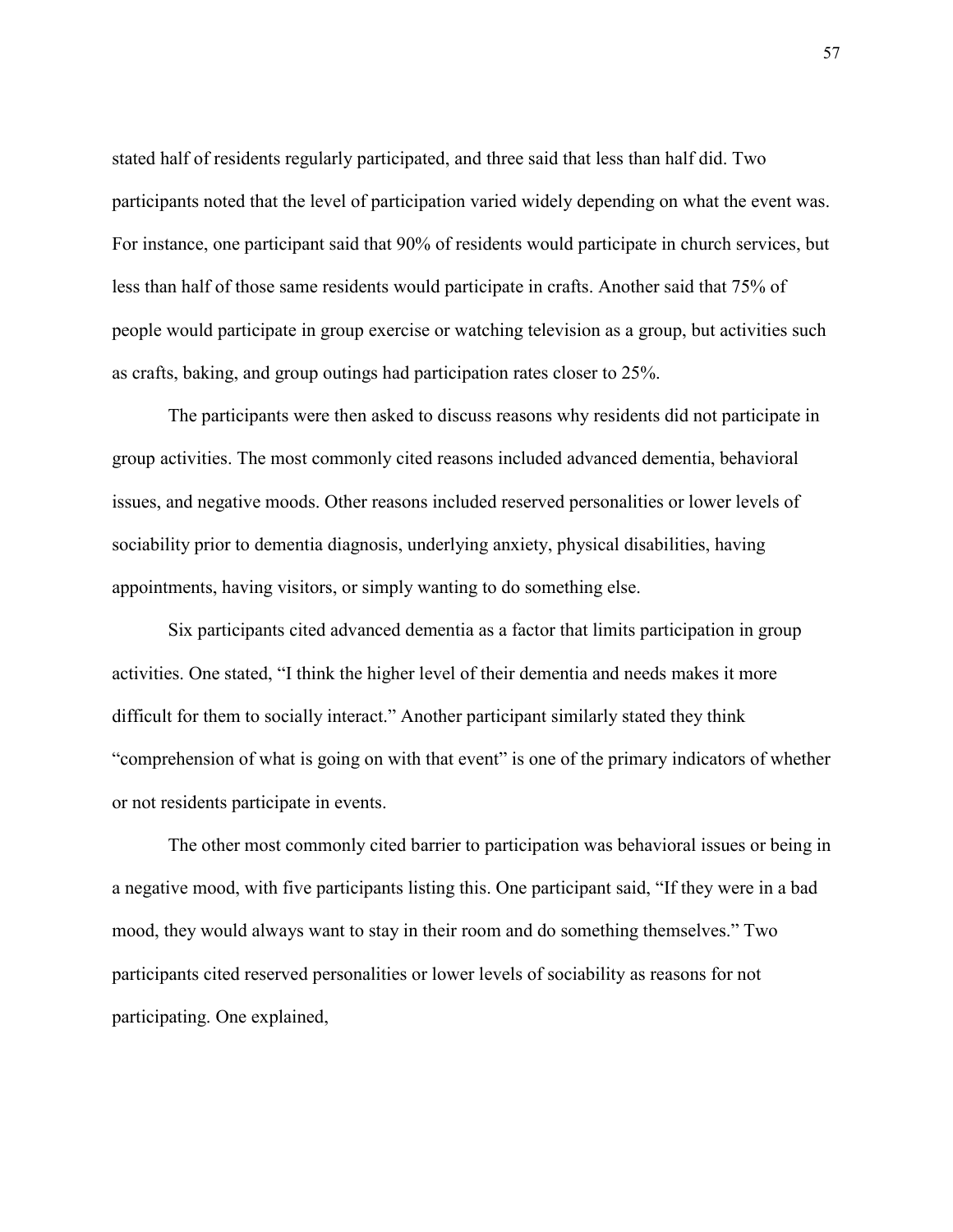stated half of residents regularly participated, and three said that less than half did. Two participants noted that the level of participation varied widely depending on what the event was. For instance, one participant said that 90% of residents would participate in church services, but less than half of those same residents would participate in crafts. Another said that 75% of people would participate in group exercise or watching television as a group, but activities such as crafts, baking, and group outings had participation rates closer to 25%.

The participants were then asked to discuss reasons why residents did not participate in group activities. The most commonly cited reasons included advanced dementia, behavioral issues, and negative moods. Other reasons included reserved personalities or lower levels of sociability prior to dementia diagnosis, underlying anxiety, physical disabilities, having appointments, having visitors, or simply wanting to do something else.

Six participants cited advanced dementia as a factor that limits participation in group activities. One stated, "I think the higher level of their dementia and needs makes it more difficult for them to socially interact." Another participant similarly stated they think "comprehension of what is going on with that event" is one of the primary indicators of whether or not residents participate in events.

The other most commonly cited barrier to participation was behavioral issues or being in a negative mood, with five participants listing this. One participant said, "If they were in a bad mood, they would always want to stay in their room and do something themselves." Two participants cited reserved personalities or lower levels of sociability as reasons for not participating. One explained,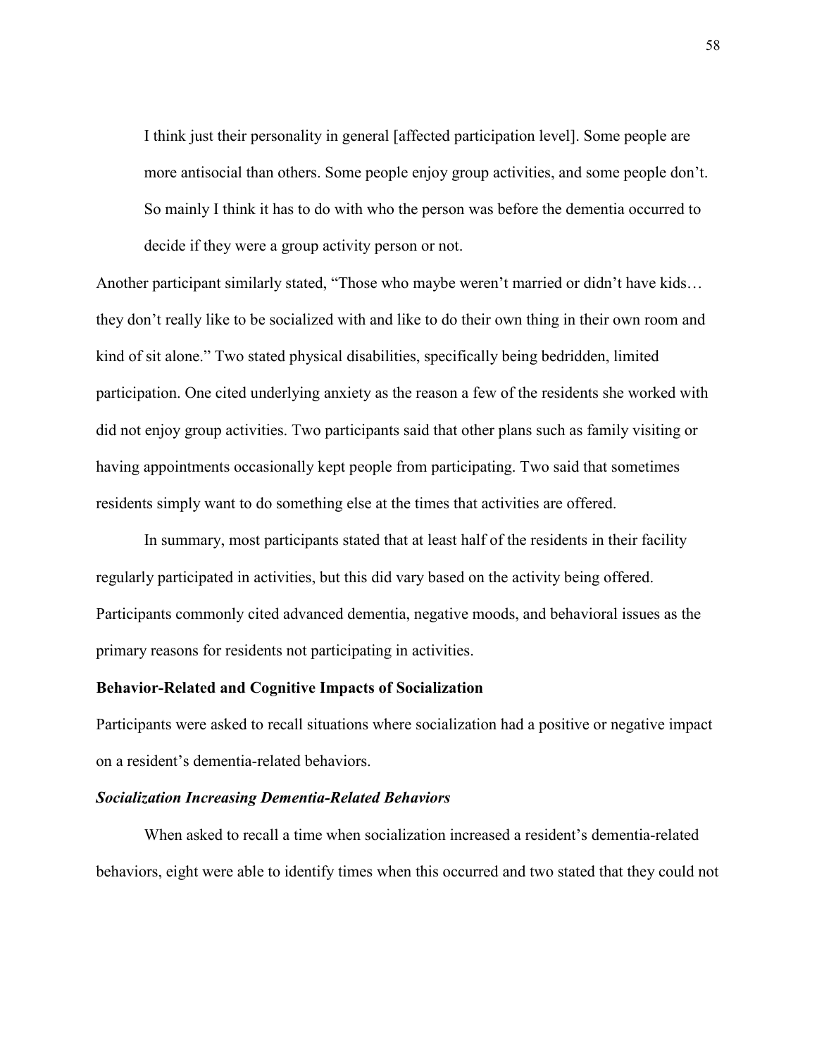> I think just their personality in general [affected participation level]. Some people are more antisocial than others. Some people enjoy group activities, and some people don't. So mainly I think it has to do with who the person was before the dementia occurred to decide if they were a group activity person or not.

Another participant similarly stated, "Those who maybe weren't married or didn't have kids… they don't really like to be socialized with and like to do their own thing in their own room and kind of sit alone." Two stated physical disabilities, specifically being bedridden, limited participation. One cited underlying anxiety as the reason a few of the residents she worked with did not enjoy group activities. Two participants said that other plans such as family visiting or having appointments occasionally kept people from participating. Two said that sometimes residents simply want to do something else at the times that activities are offered.

In summary, most participants stated that at least half of the residents in their facility regularly participated in activities, but this did vary based on the activity being offered. Participants commonly cited advanced dementia, negative moods, and behavioral issues as the primary reasons for residents not participating in activities.

### Behavior-Related and Cognitive Impacts of Socialization

Participants were asked to recall situations where socialization had a positive or negative impact on a resident's dementia-related behaviors.

#### *Socialization Increasing Dementia-Related Behaviors*

When asked to recall a time when socialization increased a resident's dementia-related behaviors, eight were able to identify times when this occurred and two stated that they could not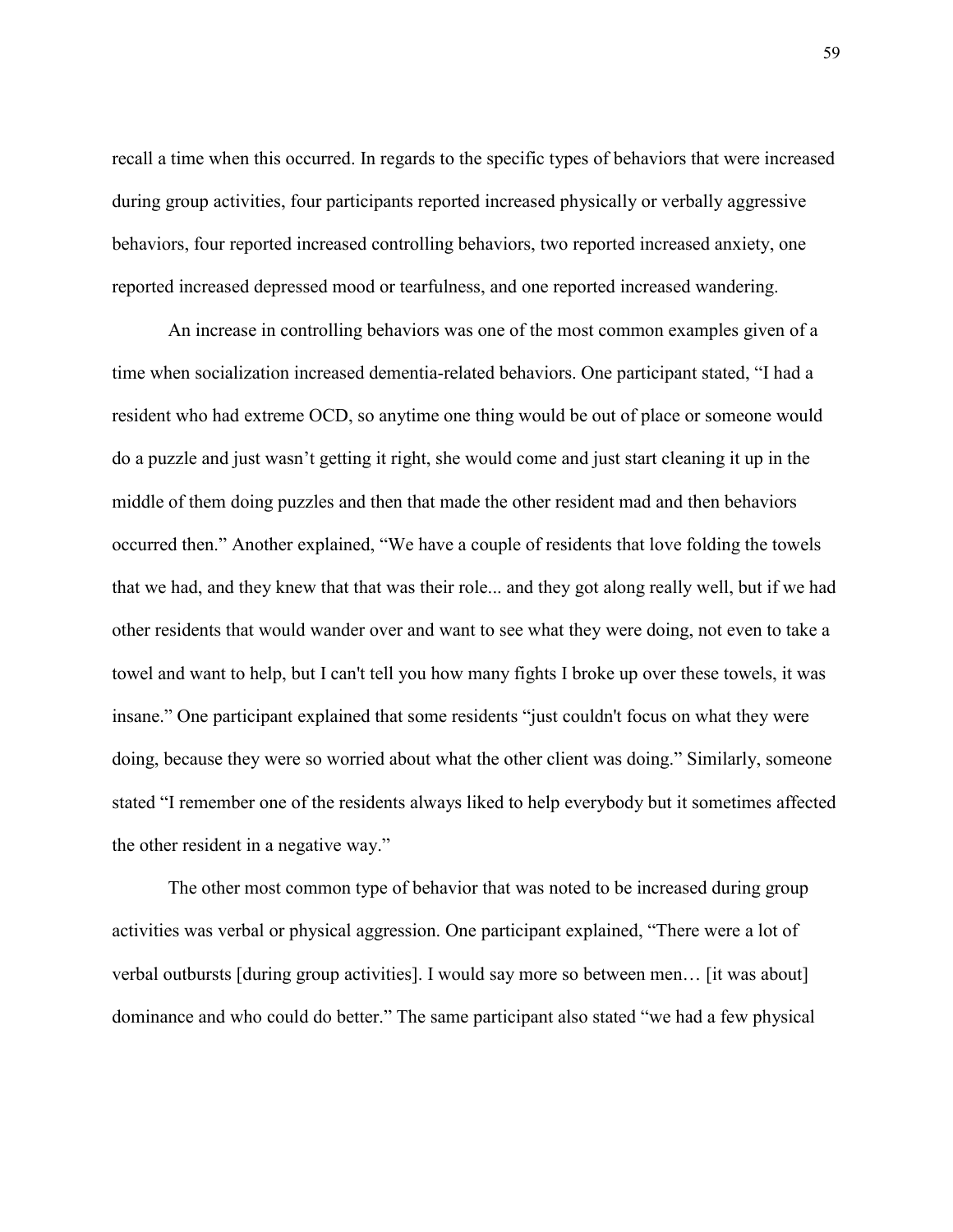recall a time when this occurred. In regards to the specific types of behaviors that were increased during group activities, four participants reported increased physically or verbally aggressive behaviors, four reported increased controlling behaviors, two reported increased anxiety, one reported increased depressed mood or tearfulness, and one reported increased wandering.

An increase in controlling behaviors was one of the most common examples given of a time when socialization increased dementia-related behaviors. One participant stated, "I had a resident who had extreme OCD, so anytime one thing would be out of place or someone would do a puzzle and just wasn't getting it right, she would come and just start cleaning it up in the middle of them doing puzzles and then that made the other resident mad and then behaviors occurred then." Another explained, "We have a couple of residents that love folding the towels that we had, and they knew that that was their role... and they got along really well, but if we had other residents that would wander over and want to see what they were doing, not even to take a towel and want to help, but I can't tell you how many fights I broke up over these towels, it was insane." One participant explained that some residents "just couldn't focus on what they were doing, because they were so worried about what the other client was doing." Similarly, someone stated "I remember one of the residents always liked to help everybody but it sometimes affected the other resident in a negative way."

The other most common type of behavior that was noted to be increased during group activities was verbal or physical aggression. One participant explained, "There were a lot of verbal outbursts [during group activities]. I would say more so between men… [it was about] dominance and who could do better." The same participant also stated "we had a few physical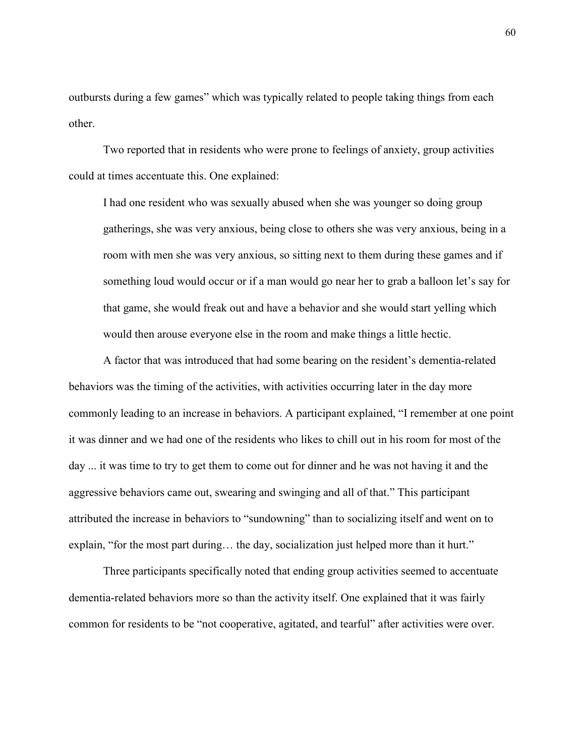outbursts during a few games" which was typically related to people taking things from each other.

Two reported that in residents who were prone to feelings of anxiety, group activities could at times accentuate this. One explained:

> I had one resident who was sexually abused when she was younger so doing group gatherings, she was very anxious, being close to others she was very anxious, being in a room with men she was very anxious, so sitting next to them during these games and if something loud would occur or if a man would go near her to grab a balloon let's say for that game, she would freak out and have a behavior and she would start yelling which would then arouse everyone else in the room and make things a little hectic.

A factor that was introduced that had some bearing on the resident's dementia-related behaviors was the timing of the activities, with activities occurring later in the day more commonly leading to an increase in behaviors. A participant explained, "I remember at one point it was dinner and we had one of the residents who likes to chill out in his room for most of the day ... it was time to try to get them to come out for dinner and he was not having it and the aggressive behaviors came out, swearing and swinging and all of that." This participant attributed the increase in behaviors to "sundowning" than to socializing itself and went on to explain, "for the most part during… the day, socialization just helped more than it hurt."

Three participants specifically noted that ending group activities seemed to accentuate dementia-related behaviors more so than the activity itself. One explained that it was fairly common for residents to be "not cooperative, agitated, and tearful" after activities were over.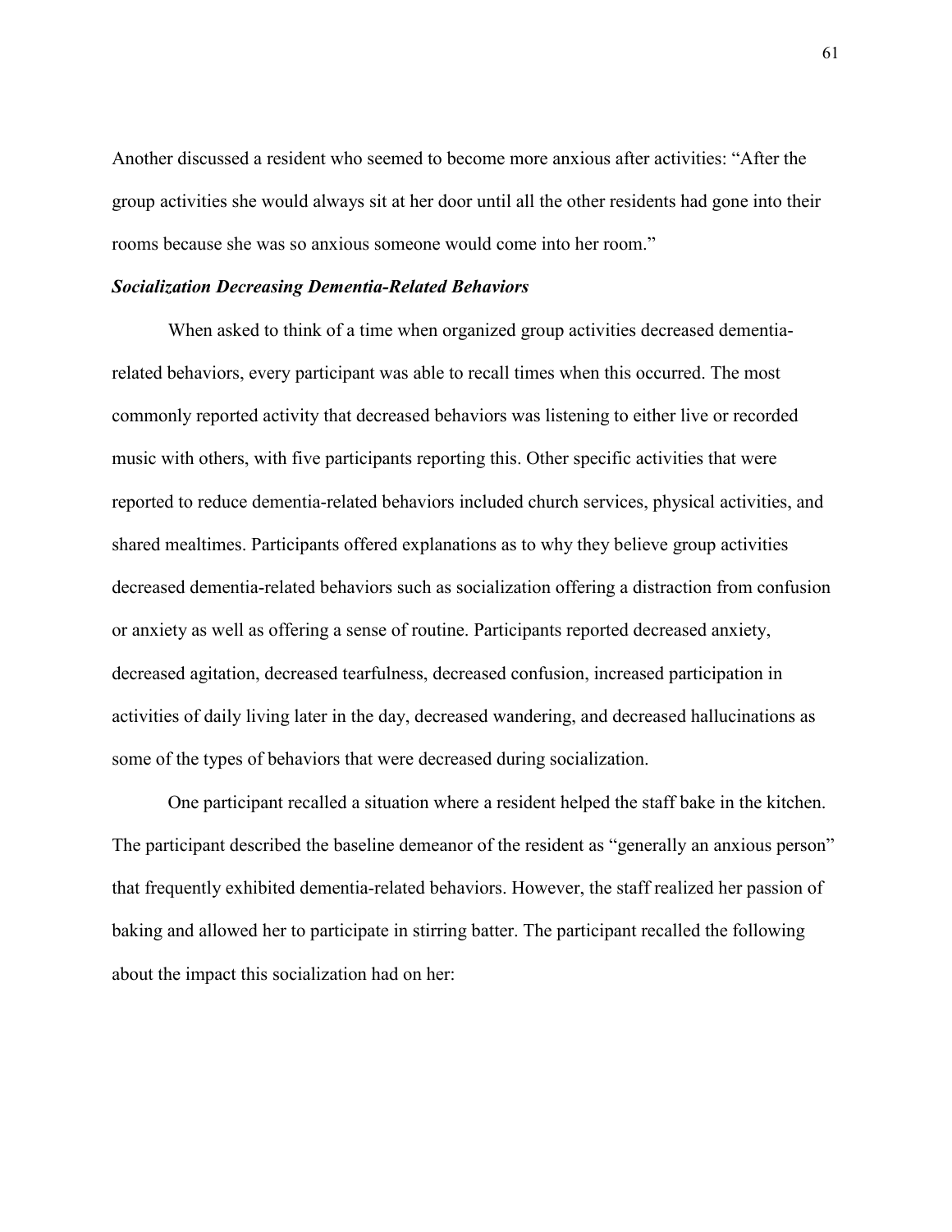Another discussed a resident who seemed to become more anxious after activities: “After the group activities she would always sit at her door until all the other residents had gone into their rooms because she was so anxious someone would come into her room.”

### ***Socialization Decreasing Dementia-Related Behaviors***

When asked to think of a time when organized group activities decreased dementia-related behaviors, every participant was able to recall times when this occurred. The most commonly reported activity that decreased behaviors was listening to either live or recorded music with others, with five participants reporting this. Other specific activities that were reported to reduce dementia-related behaviors included church services, physical activities, and shared mealtimes. Participants offered explanations as to why they believe group activities decreased dementia-related behaviors such as socialization offering a distraction from confusion or anxiety as well as offering a sense of routine. Participants reported decreased anxiety, decreased agitation, decreased tearfulness, decreased confusion, increased participation in activities of daily living later in the day, decreased wandering, and decreased hallucinations as some of the types of behaviors that were decreased during socialization.

One participant recalled a situation where a resident helped the staff bake in the kitchen. The participant described the baseline demeanor of the resident as “generally an anxious person” that frequently exhibited dementia-related behaviors. However, the staff realized her passion of baking and allowed her to participate in stirring batter. The participant recalled the following about the impact this socialization had on her: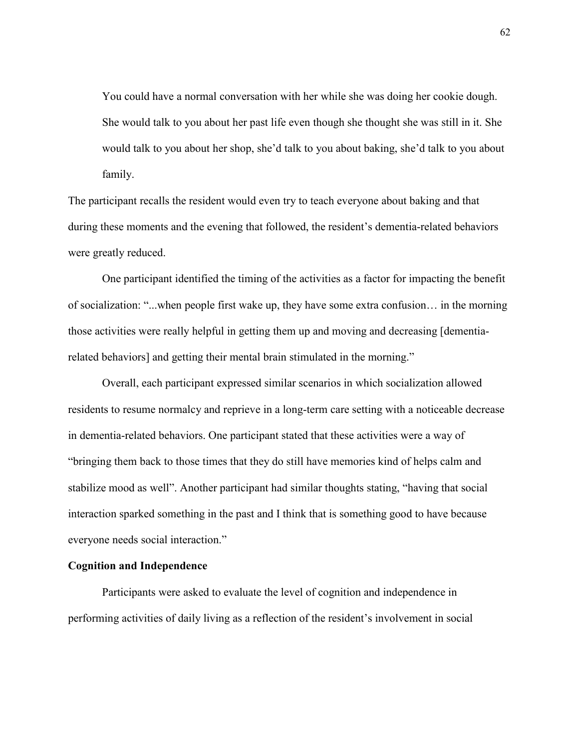> You could have a normal conversation with her while she was doing her cookie dough. She would talk to you about her past life even though she thought she was still in it. She would talk to you about her shop, she'd talk to you about baking, she'd talk to you about family.

The participant recalls the resident would even try to teach everyone about baking and that during these moments and the evening that followed, the resident's dementia-related behaviors were greatly reduced.

One participant identified the timing of the activities as a factor for impacting the benefit of socialization: "...when people first wake up, they have some extra confusion… in the morning those activities were really helpful in getting them up and moving and decreasing [dementia-related behaviors] and getting their mental brain stimulated in the morning."

Overall, each participant expressed similar scenarios in which socialization allowed residents to resume normalcy and reprieve in a long-term care setting with a noticeable decrease in dementia-related behaviors. One participant stated that these activities were a way of "bringing them back to those times that they do still have memories kind of helps calm and stabilize mood as well". Another participant had similar thoughts stating, "having that social interaction sparked something in the past and I think that is something good to have because everyone needs social interaction."

**Cognition and Independence**

Participants were asked to evaluate the level of cognition and independence in performing activities of daily living as a reflection of the resident's involvement in social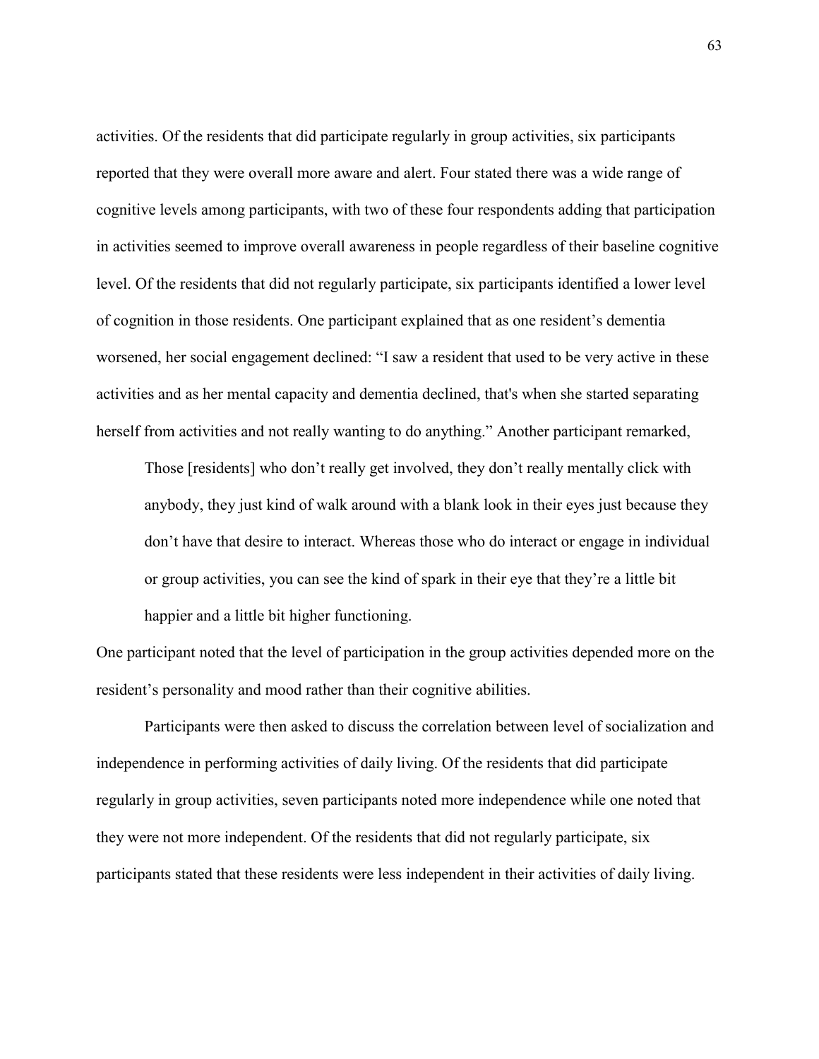activities. Of the residents that did participate regularly in group activities, six participants reported that they were overall more aware and alert. Four stated there was a wide range of cognitive levels among participants, with two of these four respondents adding that participation in activities seemed to improve overall awareness in people regardless of their baseline cognitive level. Of the residents that did not regularly participate, six participants identified a lower level of cognition in those residents. One participant explained that as one resident's dementia worsened, her social engagement declined: "I saw a resident that used to be very active in these activities and as her mental capacity and dementia declined, that's when she started separating herself from activities and not really wanting to do anything." Another participant remarked,

> Those [residents] who don't really get involved, they don't really mentally click with anybody, they just kind of walk around with a blank look in their eyes just because they don't have that desire to interact. Whereas those who do interact or engage in individual or group activities, you can see the kind of spark in their eye that they're a little bit happier and a little bit higher functioning.

One participant noted that the level of participation in the group activities depended more on the resident's personality and mood rather than their cognitive abilities.

Participants were then asked to discuss the correlation between level of socialization and independence in performing activities of daily living. Of the residents that did participate regularly in group activities, seven participants noted more independence while one noted that they were not more independent. Of the residents that did not regularly participate, six participants stated that these residents were less independent in their activities of daily living.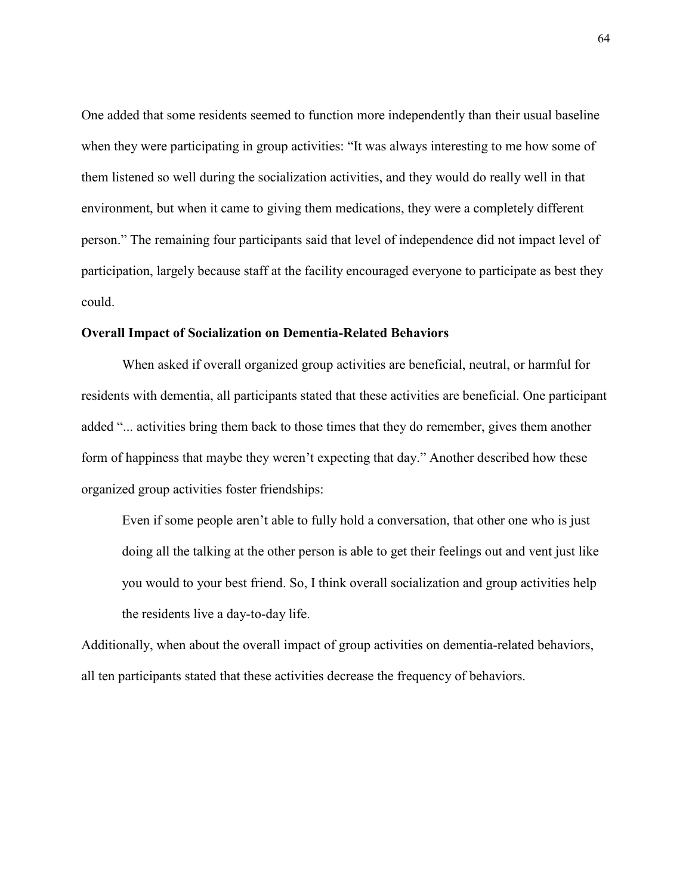One added that some residents seemed to function more independently than their usual baseline when they were participating in group activities: "It was always interesting to me how some of them listened so well during the socialization activities, and they would do really well in that environment, but when it came to giving them medications, they were a completely different person." The remaining four participants said that level of independence did not impact level of participation, largely because staff at the facility encouraged everyone to participate as best they could.

### Overall Impact of Socialization on Dementia-Related Behaviors

When asked if overall organized group activities are beneficial, neutral, or harmful for residents with dementia, all participants stated that these activities are beneficial. One participant added "... activities bring them back to those times that they do remember, gives them another form of happiness that maybe they weren't expecting that day." Another described how these organized group activities foster friendships:

> Even if some people aren't able to fully hold a conversation, that other one who is just doing all the talking at the other person is able to get their feelings out and vent just like you would to your best friend. So, I think overall socialization and group activities help the residents live a day-to-day life.

Additionally, when about the overall impact of group activities on dementia-related behaviors, all ten participants stated that these activities decrease the frequency of behaviors.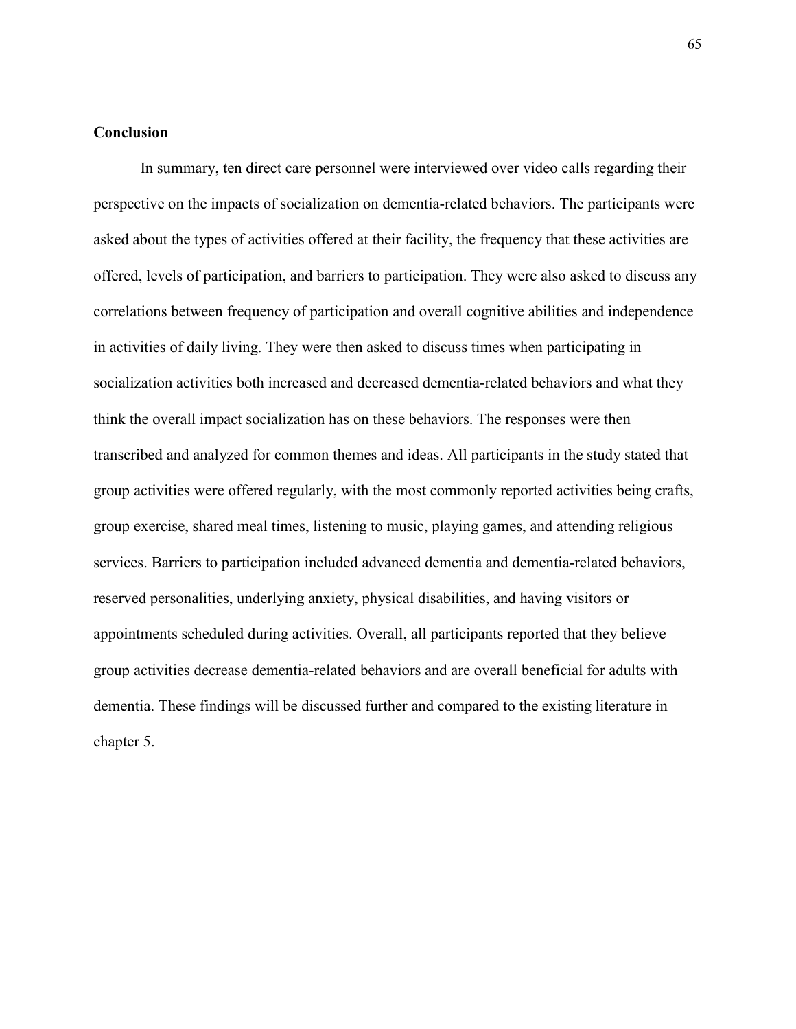### Conclusion

In summary, ten direct care personnel were interviewed over video calls regarding their perspective on the impacts of socialization on dementia-related behaviors. The participants were asked about the types of activities offered at their facility, the frequency that these activities are offered, levels of participation, and barriers to participation. They were also asked to discuss any correlations between frequency of participation and overall cognitive abilities and independence in activities of daily living. They were then asked to discuss times when participating in socialization activities both increased and decreased dementia-related behaviors and what they think the overall impact socialization has on these behaviors. The responses were then transcribed and analyzed for common themes and ideas. All participants in the study stated that group activities were offered regularly, with the most commonly reported activities being crafts, group exercise, shared meal times, listening to music, playing games, and attending religious services. Barriers to participation included advanced dementia and dementia-related behaviors, reserved personalities, underlying anxiety, physical disabilities, and having visitors or appointments scheduled during activities. Overall, all participants reported that they believe group activities decrease dementia-related behaviors and are overall beneficial for adults with dementia. These findings will be discussed further and compared to the existing literature in chapter 5.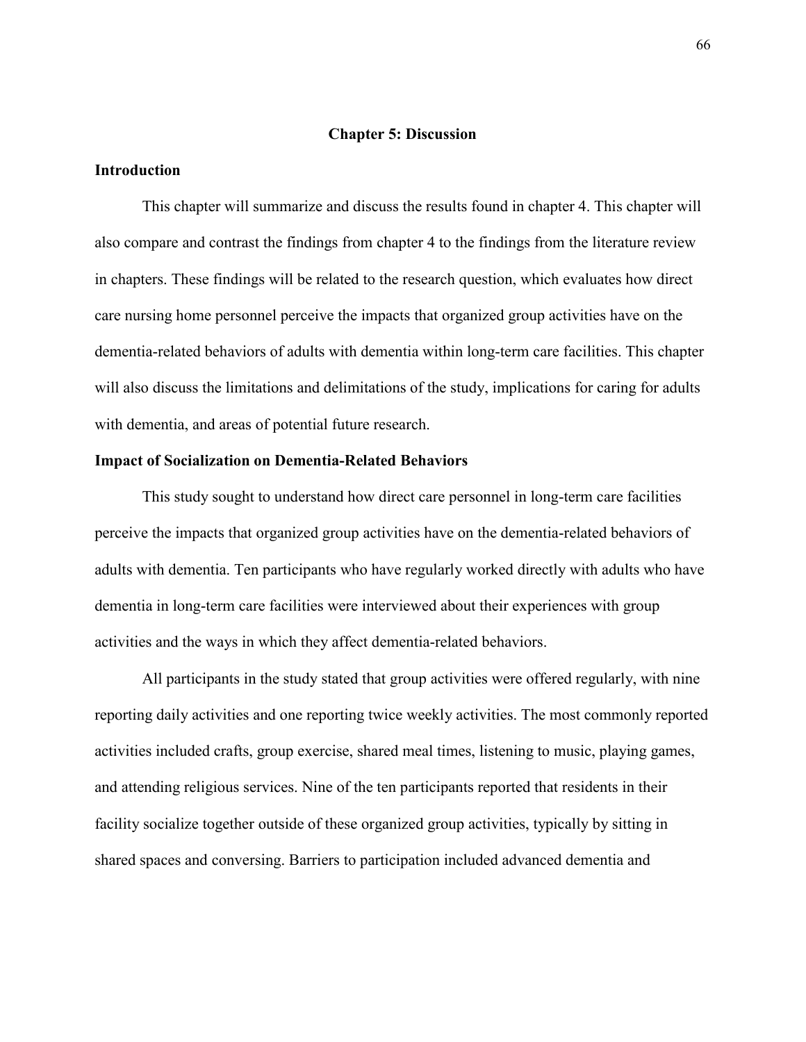# Chapter 5: Discussion

## Introduction

This chapter will summarize and discuss the results found in chapter 4. This chapter will also compare and contrast the findings from chapter 4 to the findings from the literature review in chapters. These findings will be related to the research question, which evaluates how direct care nursing home personnel perceive the impacts that organized group activities have on the dementia-related behaviors of adults with dementia within long-term care facilities. This chapter will also discuss the limitations and delimitations of the study, implications for caring for adults with dementia, and areas of potential future research.

## Impact of Socialization on Dementia-Related Behaviors

This study sought to understand how direct care personnel in long-term care facilities perceive the impacts that organized group activities have on the dementia-related behaviors of adults with dementia. Ten participants who have regularly worked directly with adults who have dementia in long-term care facilities were interviewed about their experiences with group activities and the ways in which they affect dementia-related behaviors.

All participants in the study stated that group activities were offered regularly, with nine reporting daily activities and one reporting twice weekly activities. The most commonly reported activities included crafts, group exercise, shared meal times, listening to music, playing games, and attending religious services. Nine of the ten participants reported that residents in their facility socialize together outside of these organized group activities, typically by sitting in shared spaces and conversing. Barriers to participation included advanced dementia and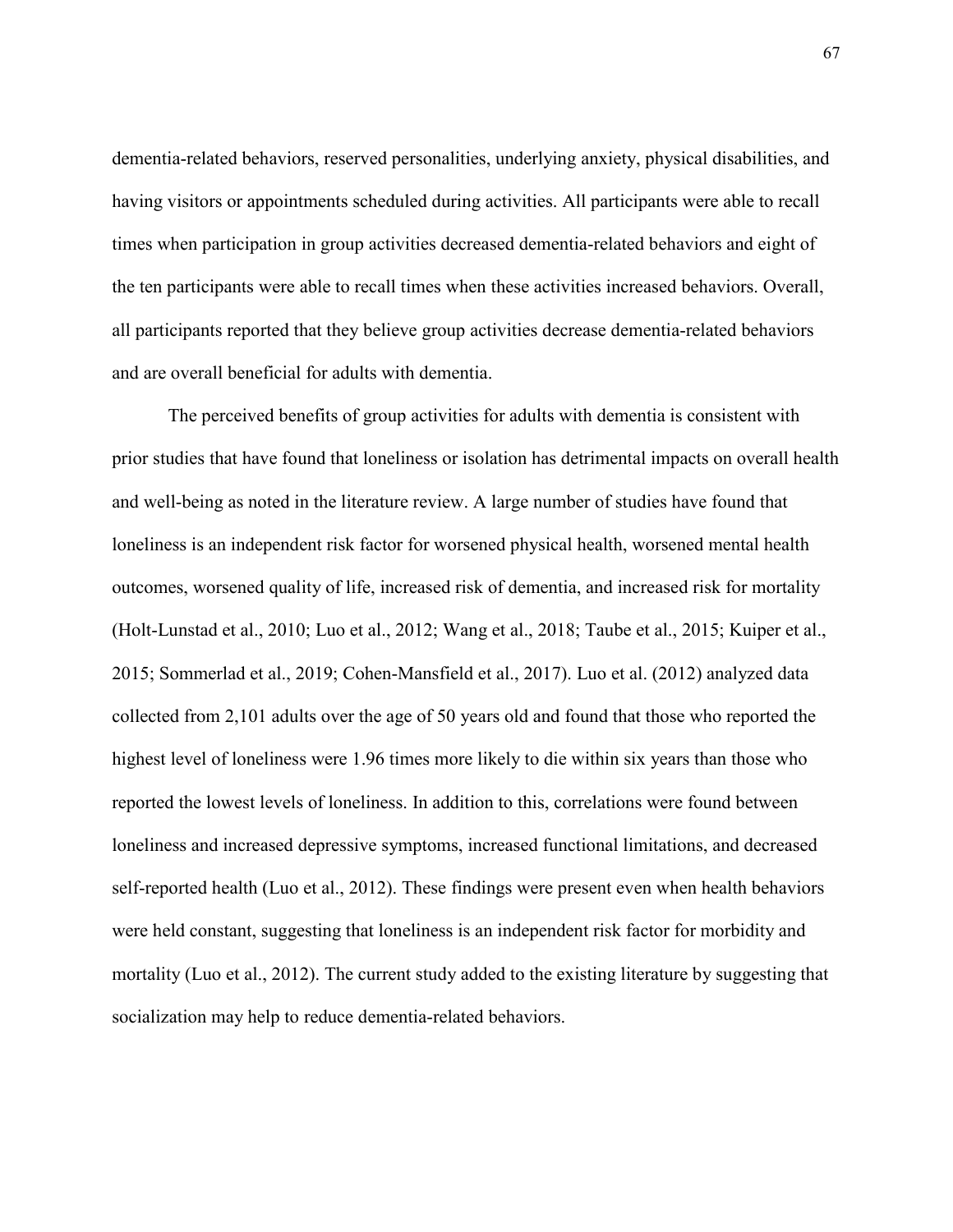dementia-related behaviors, reserved personalities, underlying anxiety, physical disabilities, and having visitors or appointments scheduled during activities. All participants were able to recall times when participation in group activities decreased dementia-related behaviors and eight of the ten participants were able to recall times when these activities increased behaviors. Overall, all participants reported that they believe group activities decrease dementia-related behaviors and are overall beneficial for adults with dementia.

The perceived benefits of group activities for adults with dementia is consistent with prior studies that have found that loneliness or isolation has detrimental impacts on overall health and well-being as noted in the literature review. A large number of studies have found that loneliness is an independent risk factor for worsened physical health, worsened mental health outcomes, worsened quality of life, increased risk of dementia, and increased risk for mortality (Holt-Lunstad et al., 2010; Luo et al., 2012; Wang et al., 2018; Taube et al., 2015; Kuiper et al., 2015; Sommerlad et al., 2019; Cohen-Mansfield et al., 2017). Luo et al. (2012) analyzed data collected from 2,101 adults over the age of 50 years old and found that those who reported the highest level of loneliness were 1.96 times more likely to die within six years than those who reported the lowest levels of loneliness. In addition to this, correlations were found between loneliness and increased depressive symptoms, increased functional limitations, and decreased self-reported health (Luo et al., 2012). These findings were present even when health behaviors were held constant, suggesting that loneliness is an independent risk factor for morbidity and mortality (Luo et al., 2012). The current study added to the existing literature by suggesting that socialization may help to reduce dementia-related behaviors.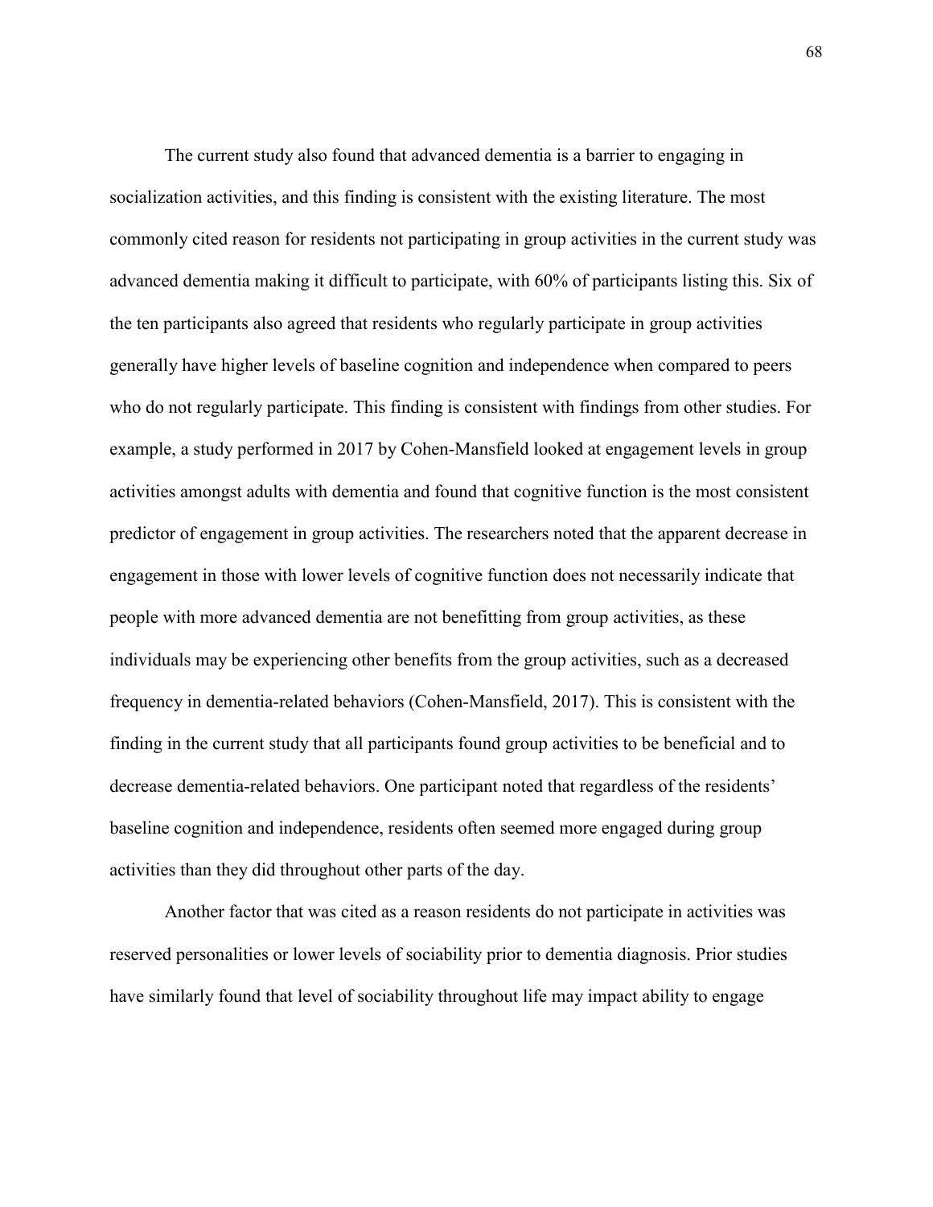The current study also found that advanced dementia is a barrier to engaging in socialization activities, and this finding is consistent with the existing literature. The most commonly cited reason for residents not participating in group activities in the current study was advanced dementia making it difficult to participate, with 60% of participants listing this. Six of the ten participants also agreed that residents who regularly participate in group activities generally have higher levels of baseline cognition and independence when compared to peers who do not regularly participate. This finding is consistent with findings from other studies. For example, a study performed in 2017 by Cohen-Mansfield looked at engagement levels in group activities amongst adults with dementia and found that cognitive function is the most consistent predictor of engagement in group activities. The researchers noted that the apparent decrease in engagement in those with lower levels of cognitive function does not necessarily indicate that people with more advanced dementia are not benefitting from group activities, as these individuals may be experiencing other benefits from the group activities, such as a decreased frequency in dementia-related behaviors (Cohen-Mansfield, 2017). This is consistent with the finding in the current study that all participants found group activities to be beneficial and to decrease dementia-related behaviors. One participant noted that regardless of the residents' baseline cognition and independence, residents often seemed more engaged during group activities than they did throughout other parts of the day.

Another factor that was cited as a reason residents do not participate in activities was reserved personalities or lower levels of sociability prior to dementia diagnosis. Prior studies have similarly found that level of sociability throughout life may impact ability to engage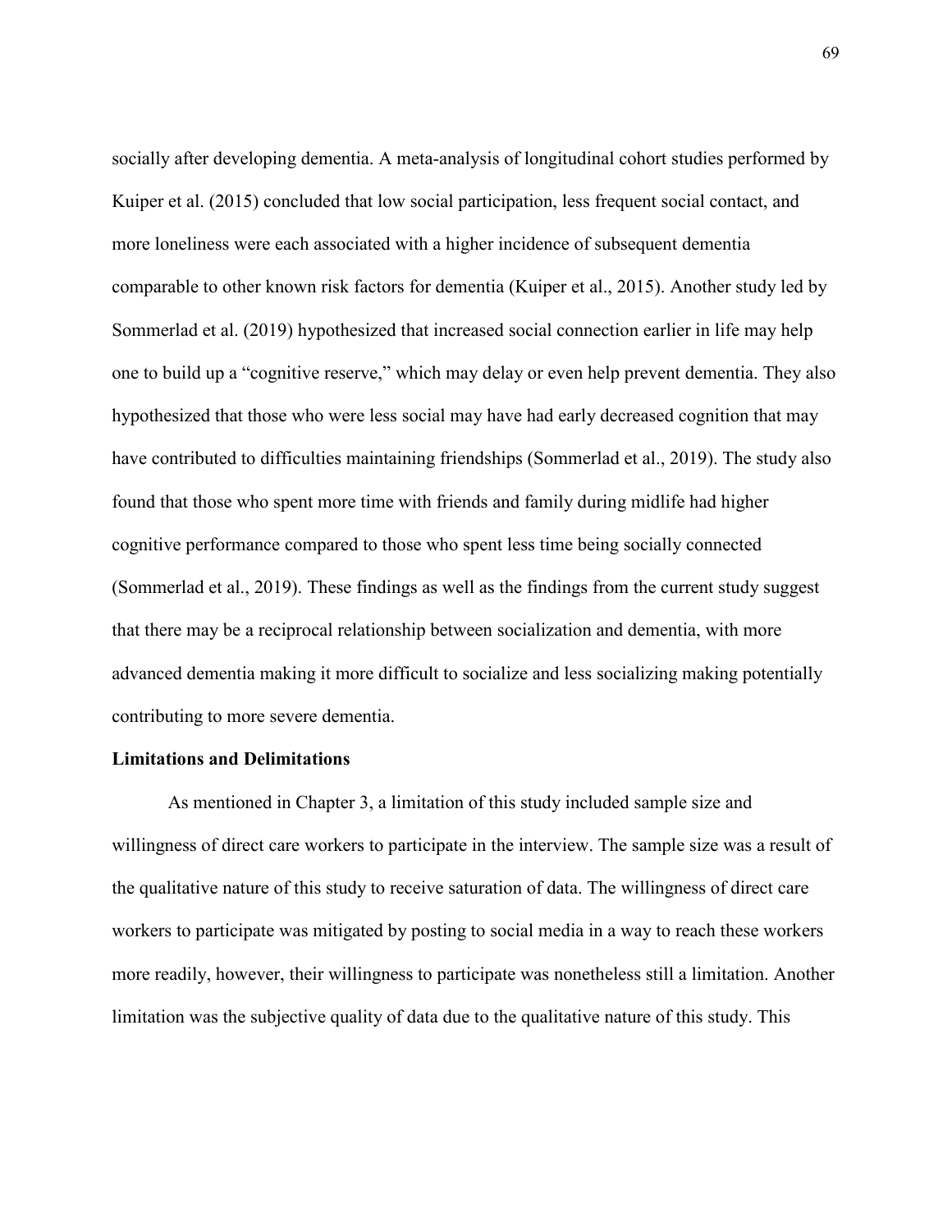socially after developing dementia. A meta-analysis of longitudinal cohort studies performed by Kuiper et al. (2015) concluded that low social participation, less frequent social contact, and more loneliness were each associated with a higher incidence of subsequent dementia comparable to other known risk factors for dementia (Kuiper et al., 2015). Another study led by Sommerlad et al. (2019) hypothesized that increased social connection earlier in life may help one to build up a "cognitive reserve," which may delay or even help prevent dementia. They also hypothesized that those who were less social may have had early decreased cognition that may have contributed to difficulties maintaining friendships (Sommerlad et al., 2019). The study also found that those who spent more time with friends and family during midlife had higher cognitive performance compared to those who spent less time being socially connected (Sommerlad et al., 2019). These findings as well as the findings from the current study suggest that there may be a reciprocal relationship between socialization and dementia, with more advanced dementia making it more difficult to socialize and less socializing making potentially contributing to more severe dementia.

**Limitations and Delimitations**

As mentioned in Chapter 3, a limitation of this study included sample size and willingness of direct care workers to participate in the interview. The sample size was a result of the qualitative nature of this study to receive saturation of data. The willingness of direct care workers to participate was mitigated by posting to social media in a way to reach these workers more readily, however, their willingness to participate was nonetheless still a limitation. Another limitation was the subjective quality of data due to the qualitative nature of this study. This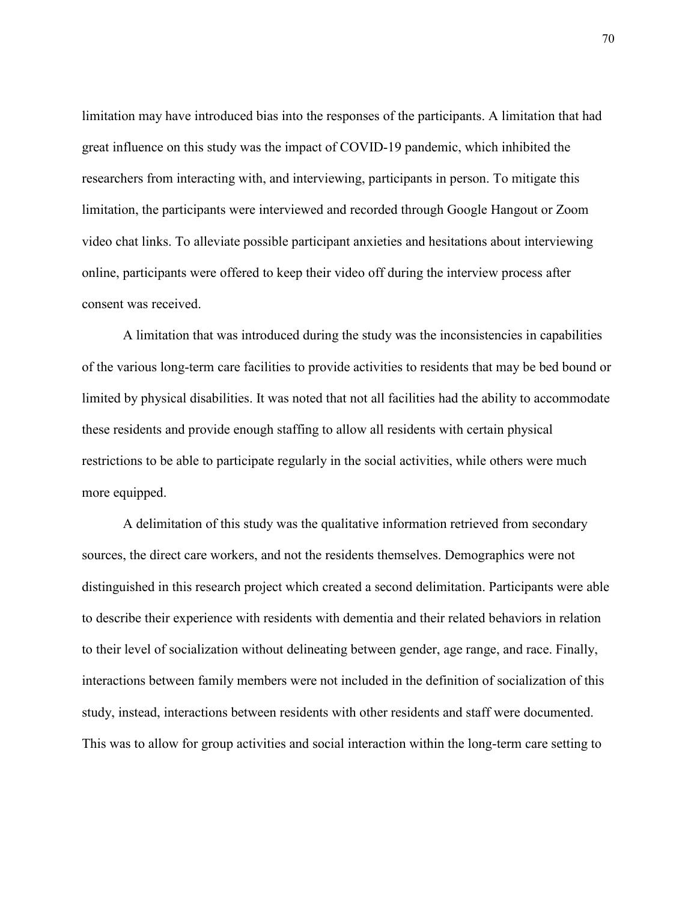limitation may have introduced bias into the responses of the participants. A limitation that had great influence on this study was the impact of COVID-19 pandemic, which inhibited the researchers from interacting with, and interviewing, participants in person. To mitigate this limitation, the participants were interviewed and recorded through Google Hangout or Zoom video chat links. To alleviate possible participant anxieties and hesitations about interviewing online, participants were offered to keep their video off during the interview process after consent was received.

A limitation that was introduced during the study was the inconsistencies in capabilities of the various long-term care facilities to provide activities to residents that may be bed bound or limited by physical disabilities. It was noted that not all facilities had the ability to accommodate these residents and provide enough staffing to allow all residents with certain physical restrictions to be able to participate regularly in the social activities, while others were much more equipped.

A delimitation of this study was the qualitative information retrieved from secondary sources, the direct care workers, and not the residents themselves. Demographics were not distinguished in this research project which created a second delimitation. Participants were able to describe their experience with residents with dementia and their related behaviors in relation to their level of socialization without delineating between gender, age range, and race. Finally, interactions between family members were not included in the definition of socialization of this study, instead, interactions between residents with other residents and staff were documented. This was to allow for group activities and social interaction within the long-term care setting to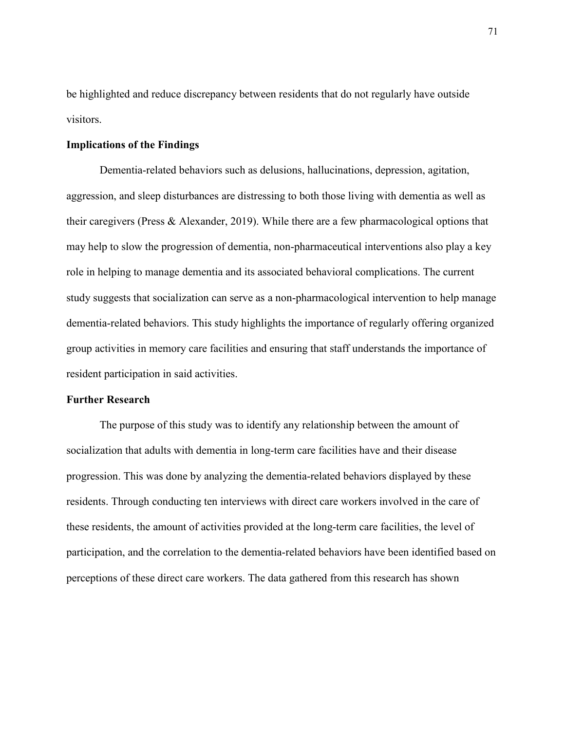be highlighted and reduce discrepancy between residents that do not regularly have outside visitors.

### Implications of the Findings

Dementia-related behaviors such as delusions, hallucinations, depression, agitation, aggression, and sleep disturbances are distressing to both those living with dementia as well as their caregivers (Press & Alexander, 2019). While there are a few pharmacological options that may help to slow the progression of dementia, non-pharmaceutical interventions also play a key role in helping to manage dementia and its associated behavioral complications. The current study suggests that socialization can serve as a non-pharmacological intervention to help manage dementia-related behaviors. This study highlights the importance of regularly offering organized group activities in memory care facilities and ensuring that staff understands the importance of resident participation in said activities.

### Further Research

The purpose of this study was to identify any relationship between the amount of socialization that adults with dementia in long-term care facilities have and their disease progression. This was done by analyzing the dementia-related behaviors displayed by these residents. Through conducting ten interviews with direct care workers involved in the care of these residents, the amount of activities provided at the long-term care facilities, the level of participation, and the correlation to the dementia-related behaviors have been identified based on perceptions of these direct care workers. The data gathered from this research has shown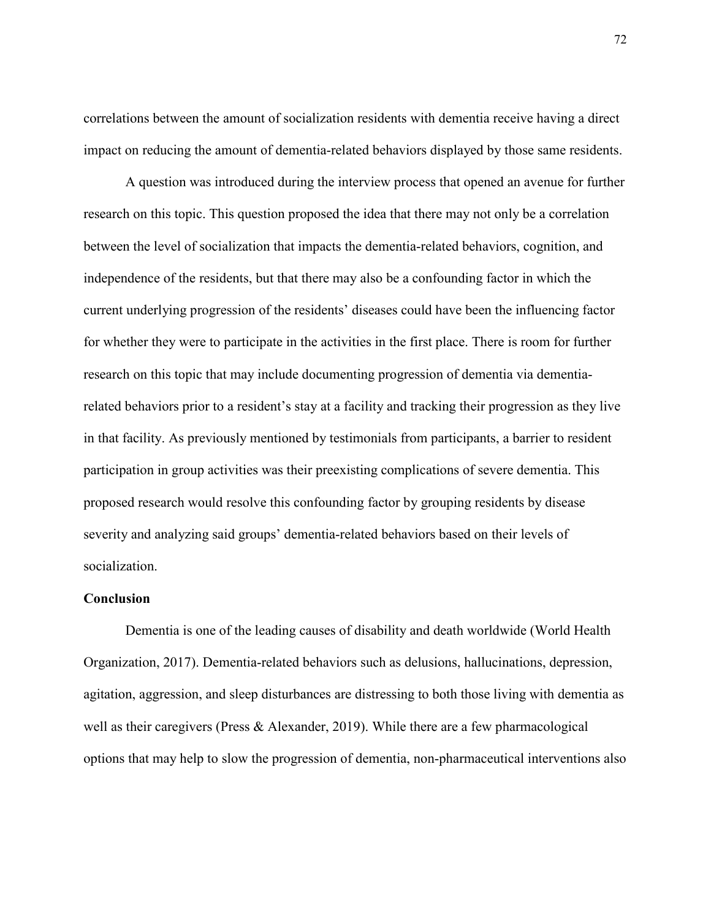correlations between the amount of socialization residents with dementia receive having a direct impact on reducing the amount of dementia-related behaviors displayed by those same residents.

A question was introduced during the interview process that opened an avenue for further research on this topic. This question proposed the idea that there may not only be a correlation between the level of socialization that impacts the dementia-related behaviors, cognition, and independence of the residents, but that there may also be a confounding factor in which the current underlying progression of the residents' diseases could have been the influencing factor for whether they were to participate in the activities in the first place. There is room for further research on this topic that may include documenting progression of dementia via dementia-related behaviors prior to a resident's stay at a facility and tracking their progression as they live in that facility. As previously mentioned by testimonials from participants, a barrier to resident participation in group activities was their preexisting complications of severe dementia. This proposed research would resolve this confounding factor by grouping residents by disease severity and analyzing said groups' dementia-related behaviors based on their levels of socialization.

**Conclusion**

Dementia is one of the leading causes of disability and death worldwide (World Health Organization, 2017). Dementia-related behaviors such as delusions, hallucinations, depression, agitation, aggression, and sleep disturbances are distressing to both those living with dementia as well as their caregivers (Press & Alexander, 2019). While there are a few pharmacological options that may help to slow the progression of dementia, non-pharmaceutical interventions also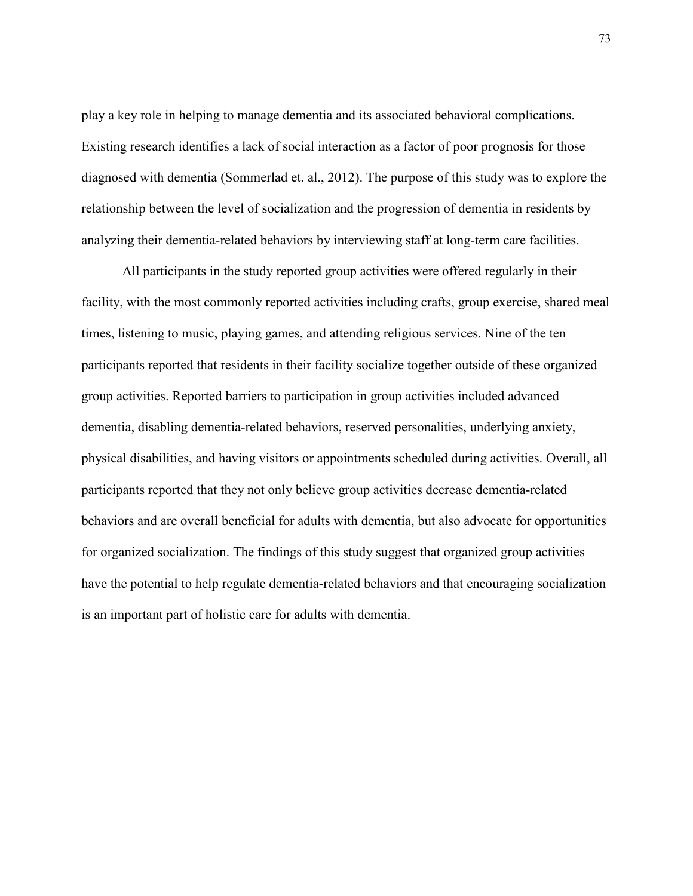play a key role in helping to manage dementia and its associated behavioral complications. Existing research identifies a lack of social interaction as a factor of poor prognosis for those diagnosed with dementia (Sommerlad et. al., 2012). The purpose of this study was to explore the relationship between the level of socialization and the progression of dementia in residents by analyzing their dementia-related behaviors by interviewing staff at long-term care facilities.

All participants in the study reported group activities were offered regularly in their facility, with the most commonly reported activities including crafts, group exercise, shared meal times, listening to music, playing games, and attending religious services. Nine of the ten participants reported that residents in their facility socialize together outside of these organized group activities. Reported barriers to participation in group activities included advanced dementia, disabling dementia-related behaviors, reserved personalities, underlying anxiety, physical disabilities, and having visitors or appointments scheduled during activities. Overall, all participants reported that they not only believe group activities decrease dementia-related behaviors and are overall beneficial for adults with dementia, but also advocate for opportunities for organized socialization. The findings of this study suggest that organized group activities have the potential to help regulate dementia-related behaviors and that encouraging socialization is an important part of holistic care for adults with dementia.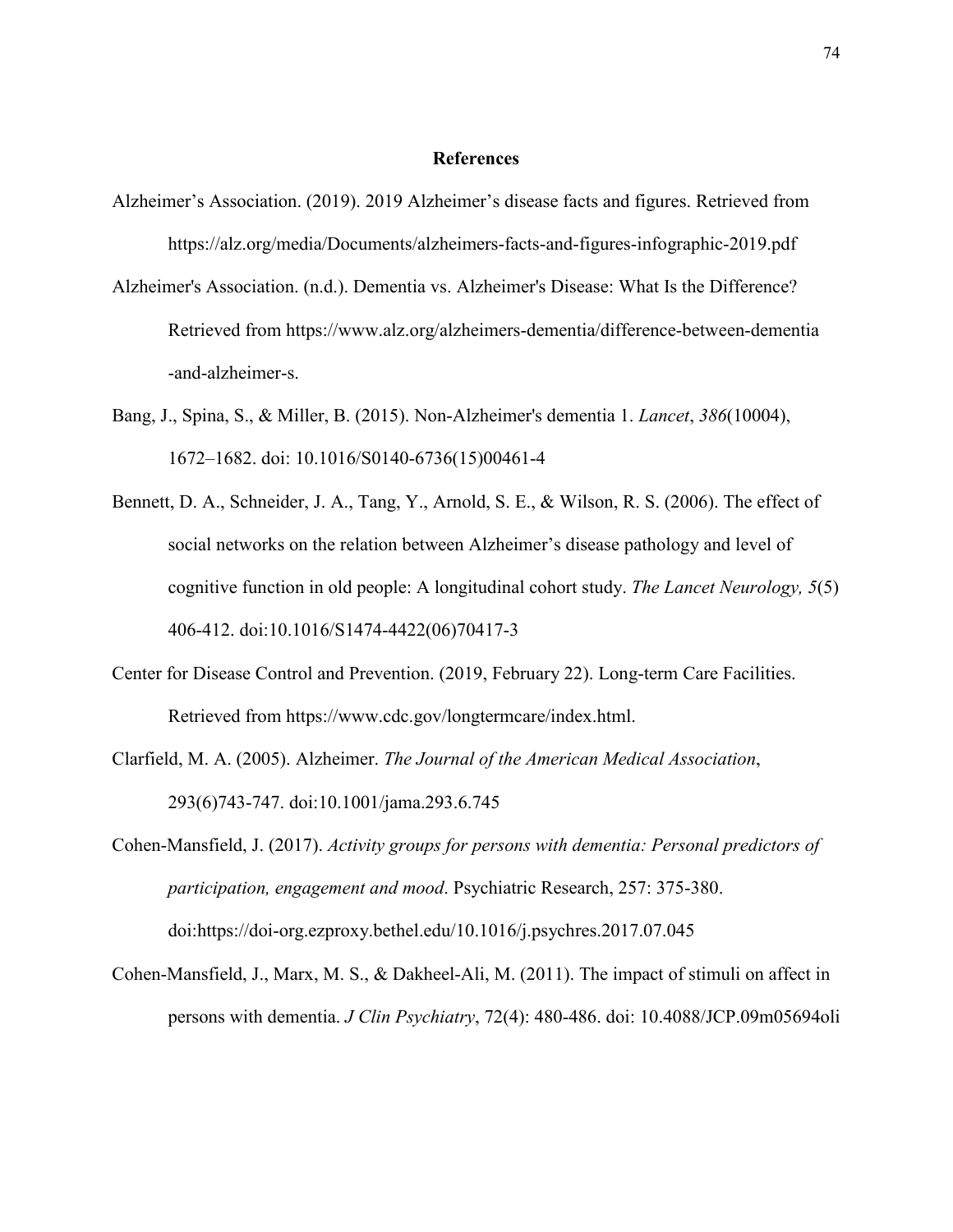## References

Alzheimer's Association. (2019). 2019 Alzheimer's disease facts and figures. Retrieved from https://alz.org/media/Documents/alzheimers-facts-and-figures-infographic-2019.pdf

Alzheimer's Association. (n.d.). Dementia vs. Alzheimer's Disease: What Is the Difference? Retrieved from https://www.alz.org/alzheimers-dementia/difference-between-dementia -and-alzheimer-s.

Bang, J., Spina, S., & Miller, B. (2015). Non-Alzheimer's dementia 1. *Lancet*, *386*(10004), 1672–1682. doi: 10.1016/S0140-6736(15)00461-4

Bennett, D. A., Schneider, J. A., Tang, Y., Arnold, S. E., & Wilson, R. S. (2006). The effect of social networks on the relation between Alzheimer's disease pathology and level of cognitive function in old people: A longitudinal cohort study. *The Lancet Neurology, 5*(5) 406-412. doi:10.1016/S1474-4422(06)70417-3

Center for Disease Control and Prevention. (2019, February 22). Long-term Care Facilities. Retrieved from https://www.cdc.gov/longtermcare/index.html.

Clarfield, M. A. (2005). Alzheimer. *The Journal of the American Medical Association*, 293(6)743-747. doi:10.1001/jama.293.6.745

Cohen-Mansfield, J. (2017). *Activity groups for persons with dementia: Personal predictors of participation, engagement and mood*. Psychiatric Research, 257: 375-380. doi:https://doi-org.ezproxy.bethel.edu/10.1016/j.psychres.2017.07.045

Cohen-Mansfield, J., Marx, M. S., & Dakheel-Ali, M. (2011). The impact of stimuli on affect in persons with dementia. *J Clin Psychiatry*, 72(4): 480-486. doi: 10.4088/JCP.09m05694oli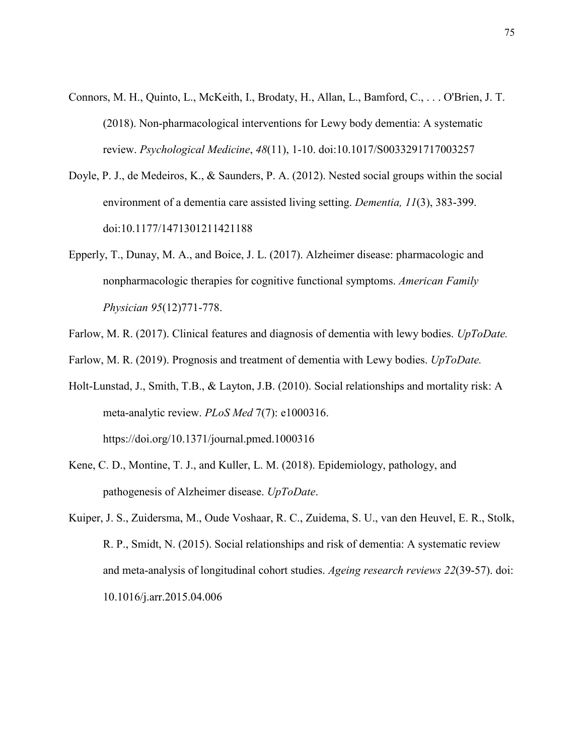Connors, M. H., Quinto, L., McKeith, I., Brodaty, H., Allan, L., Bamford, C., . . . O'Brien, J. T. (2018). Non-pharmacological interventions for Lewy body dementia: A systematic review. *Psychological Medicine*, *48*(11), 1-10. doi:10.1017/S0033291717003257

Doyle, P. J., de Medeiros, K., & Saunders, P. A. (2012). Nested social groups within the social environment of a dementia care assisted living setting. *Dementia, 11*(3), 383-399. doi:10.1177/1471301211421188

Epperly, T., Dunay, M. A., and Boice, J. L. (2017). Alzheimer disease: pharmacologic and nonpharmacologic therapies for cognitive functional symptoms. *American Family Physician 95*(12)771-778.

Farlow, M. R. (2017). Clinical features and diagnosis of dementia with lewy bodies. *UpToDate.*

Farlow, M. R. (2019). Prognosis and treatment of dementia with Lewy bodies. *UpToDate.*

Holt-Lunstad, J., Smith, T.B., & Layton, J.B. (2010). Social relationships and mortality risk: A meta-analytic review. *PLoS Med* 7(7): e1000316. https://doi.org/10.1371/journal.pmed.1000316

Kene, C. D., Montine, T. J., and Kuller, L. M. (2018). Epidemiology, pathology, and pathogenesis of Alzheimer disease. *UpToDate*.

Kuiper, J. S., Zuidersma, M., Oude Voshaar, R. C., Zuidema, S. U., van den Heuvel, E. R., Stolk, R. P., Smidt, N. (2015). Social relationships and risk of dementia: A systematic review and meta-analysis of longitudinal cohort studies. *Ageing research reviews 22*(39-57). doi: 10.1016/j.arr.2015.04.006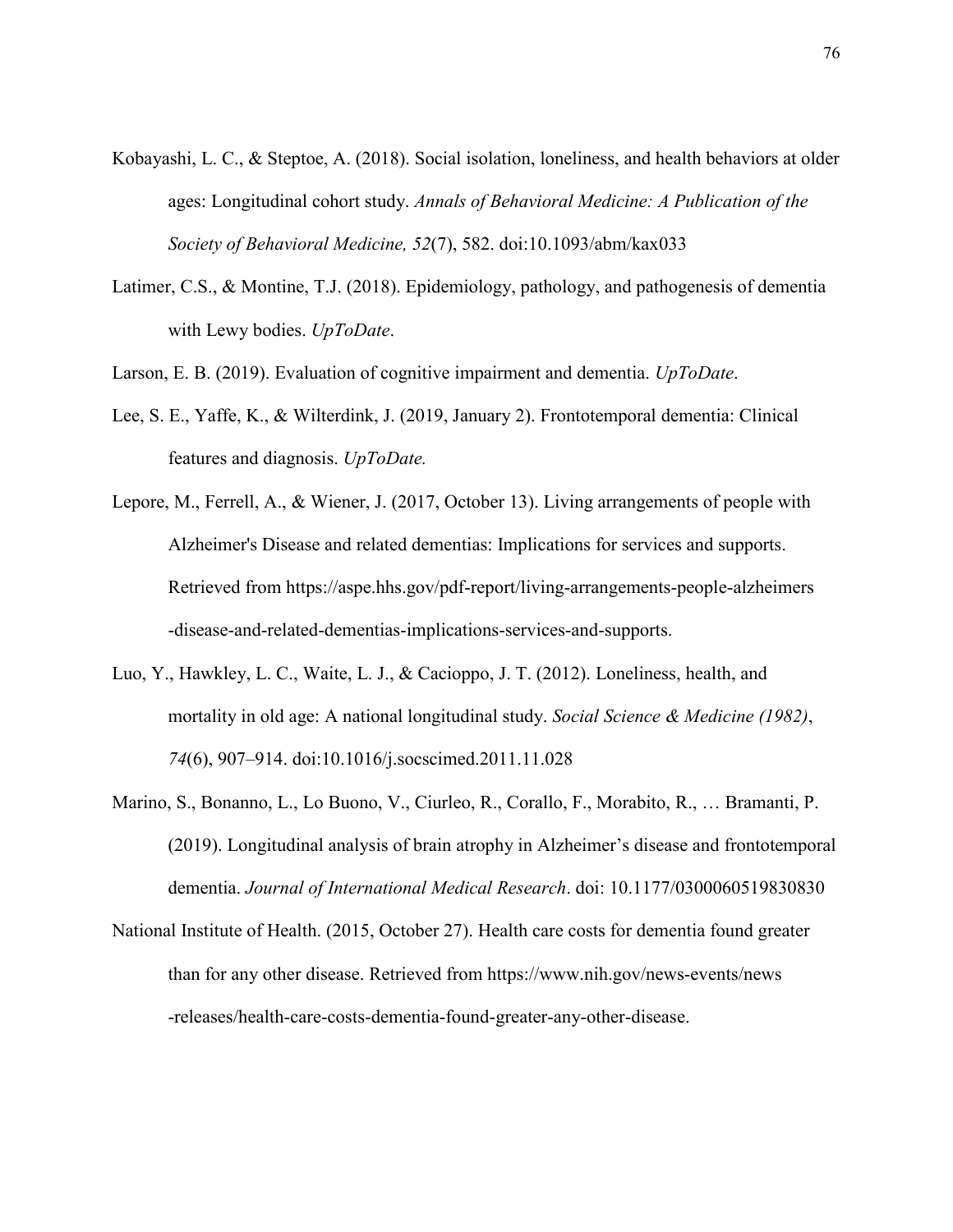Kobayashi, L. C., & Steptoe, A. (2018). Social isolation, loneliness, and health behaviors at older ages: Longitudinal cohort study. *Annals of Behavioral Medicine: A Publication of the Society of Behavioral Medicine, 52*(7), 582. doi:10.1093/abm/kax033

Latimer, C.S., & Montine, T.J. (2018). Epidemiology, pathology, and pathogenesis of dementia with Lewy bodies. *UpToDate*.

Larson, E. B. (2019). Evaluation of cognitive impairment and dementia. *UpToDate*.

Lee, S. E., Yaffe, K., & Wilterdink, J. (2019, January 2). Frontotemporal dementia: Clinical features and diagnosis. *UpToDate.*

Lepore, M., Ferrell, A., & Wiener, J. (2017, October 13). Living arrangements of people with Alzheimer's Disease and related dementias: Implications for services and supports. Retrieved from https://aspe.hhs.gov/pdf-report/living-arrangements-people-alzheimers-disease-and-related-dementias-implications-services-and-supports.

Luo, Y., Hawkley, L. C., Waite, L. J., & Cacioppo, J. T. (2012). Loneliness, health, and mortality in old age: A national longitudinal study. *Social Science & Medicine (1982)*, *74*(6), 907–914. doi:10.1016/j.socscimed.2011.11.028

Marino, S., Bonanno, L., Lo Buono, V., Ciurleo, R., Corallo, F., Morabito, R., … Bramanti, P. (2019). Longitudinal analysis of brain atrophy in Alzheimer's disease and frontotemporal dementia. *Journal of International Medical Research*. doi: 10.1177/0300060519830830

National Institute of Health. (2015, October 27). Health care costs for dementia found greater than for any other disease. Retrieved from https://www.nih.gov/news-events/news-releases/health-care-costs-dementia-found-greater-any-other-disease.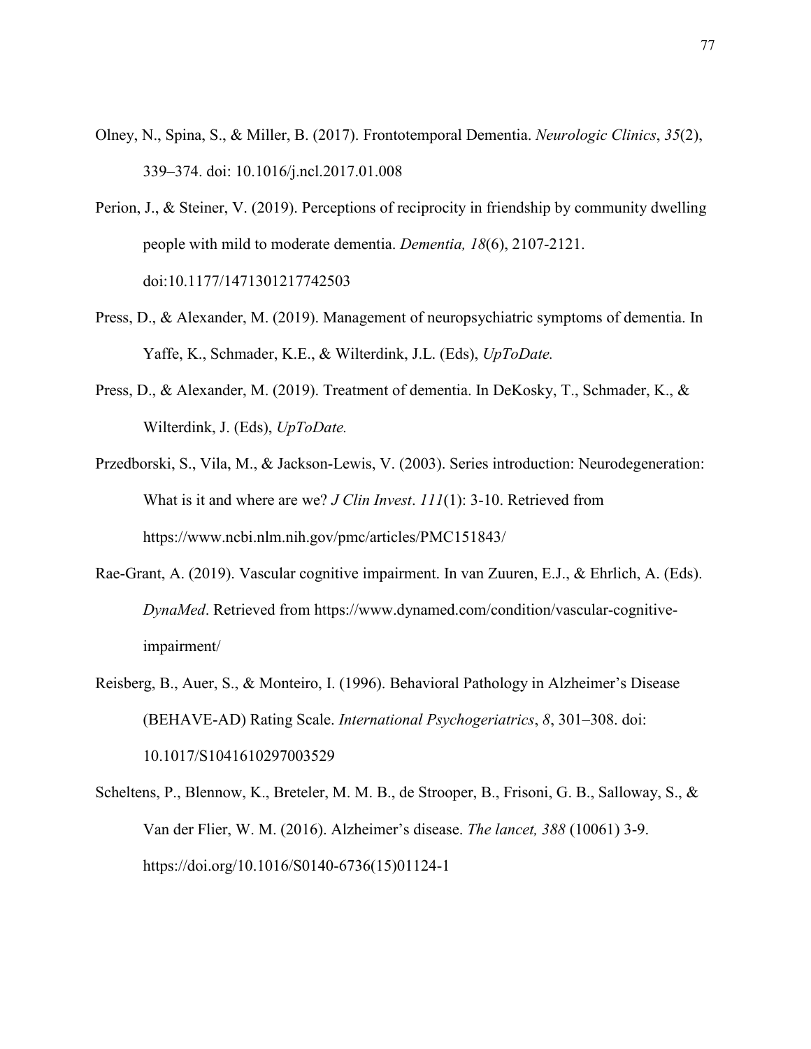Olney, N., Spina, S., & Miller, B. (2017). Frontotemporal Dementia. *Neurologic Clinics*, *35*(2), 339–374. doi: 10.1016/j.ncl.2017.01.008

Perion, J., & Steiner, V. (2019). Perceptions of reciprocity in friendship by community dwelling people with mild to moderate dementia. *Dementia, 18*(6), 2107-2121. doi:10.1177/1471301217742503

Press, D., & Alexander, M. (2019). Management of neuropsychiatric symptoms of dementia. In Yaffe, K., Schmader, K.E., & Wilterdink, J.L. (Eds), *UpToDate.*

Press, D., & Alexander, M. (2019). Treatment of dementia. In DeKosky, T., Schmader, K., & Wilterdink, J. (Eds), *UpToDate.*

Przedborski, S., Vila, M., & Jackson-Lewis, V. (2003). Series introduction: Neurodegeneration: What is it and where are we? *J Clin Invest*. *111*(1): 3-10. Retrieved from https://www.ncbi.nlm.nih.gov/pmc/articles/PMC151843/

Rae-Grant, A. (2019). Vascular cognitive impairment. In van Zuuren, E.J., & Ehrlich, A. (Eds). *DynaMed*. Retrieved from https://www.dynamed.com/condition/vascular-cognitive-impairment/

Reisberg, B., Auer, S., & Monteiro, I. (1996). Behavioral Pathology in Alzheimer's Disease (BEHAVE-AD) Rating Scale. *International Psychogeriatrics*, *8*, 301–308. doi: 10.1017/S1041610297003529

Scheltens, P., Blennow, K., Breteler, M. M. B., de Strooper, B., Frisoni, G. B., Salloway, S., & Van der Flier, W. M. (2016). Alzheimer's disease. *The lancet, 388* (10061) 3-9. https://doi.org/10.1016/S0140-6736(15)01124-1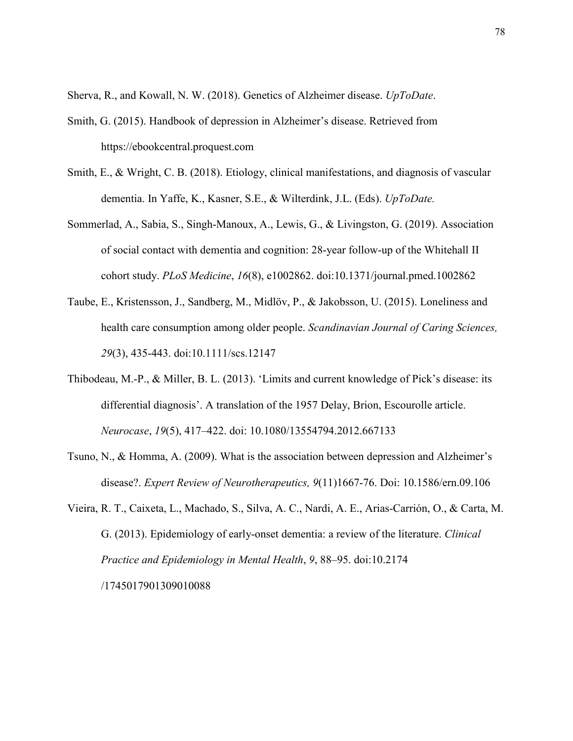Sherva, R., and Kowall, N. W. (2018). Genetics of Alzheimer disease. *UpToDate*.

Smith, G. (2015). Handbook of depression in Alzheimer's disease. Retrieved from https://ebookcentral.proquest.com

Smith, E., & Wright, C. B. (2018). Etiology, clinical manifestations, and diagnosis of vascular dementia. In Yaffe, K., Kasner, S.E., & Wilterdink, J.L. (Eds). *UpToDate.*

Sommerlad, A., Sabia, S., Singh-Manoux, A., Lewis, G., & Livingston, G. (2019). Association of social contact with dementia and cognition: 28-year follow-up of the Whitehall II cohort study. *PLoS Medicine*, *16*(8), e1002862. doi:10.1371/journal.pmed.1002862

Taube, E., Kristensson, J., Sandberg, M., Midlöv, P., & Jakobsson, U. (2015). Loneliness and health care consumption among older people. *Scandinavian Journal of Caring Sciences, 29*(3), 435-443. doi:10.1111/scs.12147

Thibodeau, M.-P., & Miller, B. L. (2013). 'Limits and current knowledge of Pick's disease: its differential diagnosis'. A translation of the 1957 Delay, Brion, Escourolle article. *Neurocase*, *19*(5), 417–422. doi: 10.1080/13554794.2012.667133

Tsuno, N., & Homma, A. (2009). What is the association between depression and Alzheimer's disease?. *Expert Review of Neurotherapeutics, 9*(11)1667-76. Doi: 10.1586/ern.09.106

Vieira, R. T., Caixeta, L., Machado, S., Silva, A. C., Nardi, A. E., Arias-Carrión, O., & Carta, M. G. (2013). Epidemiology of early-onset dementia: a review of the literature. *Clinical Practice and Epidemiology in Mental Health*, *9*, 88–95. doi:10.2174 /1745017901309010088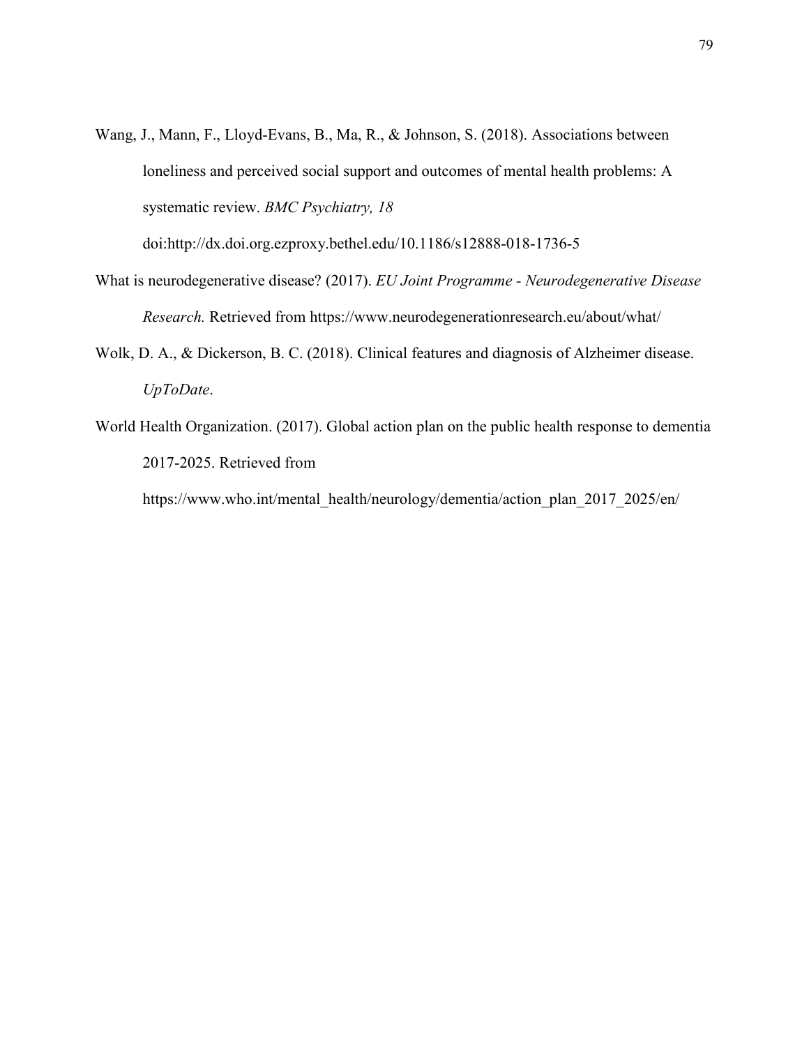Wang, J., Mann, F., Lloyd-Evans, B., Ma, R., & Johnson, S. (2018). Associations between loneliness and perceived social support and outcomes of mental health problems: A systematic review. *BMC Psychiatry, 18* doi:http://dx.doi.org.ezproxy.bethel.edu/10.1186/s12888-018-1736-5

What is neurodegenerative disease? (2017). *EU Joint Programme - Neurodegenerative Disease Research.* Retrieved from https://www.neurodegenerationresearch.eu/about/what/

Wolk, D. A., & Dickerson, B. C. (2018). Clinical features and diagnosis of Alzheimer disease. *UpToDate*.

World Health Organization. (2017). Global action plan on the public health response to dementia 2017-2025. Retrieved from https://www.who.int/mental_health/neurology/dementia/action_plan_2017_2025/en/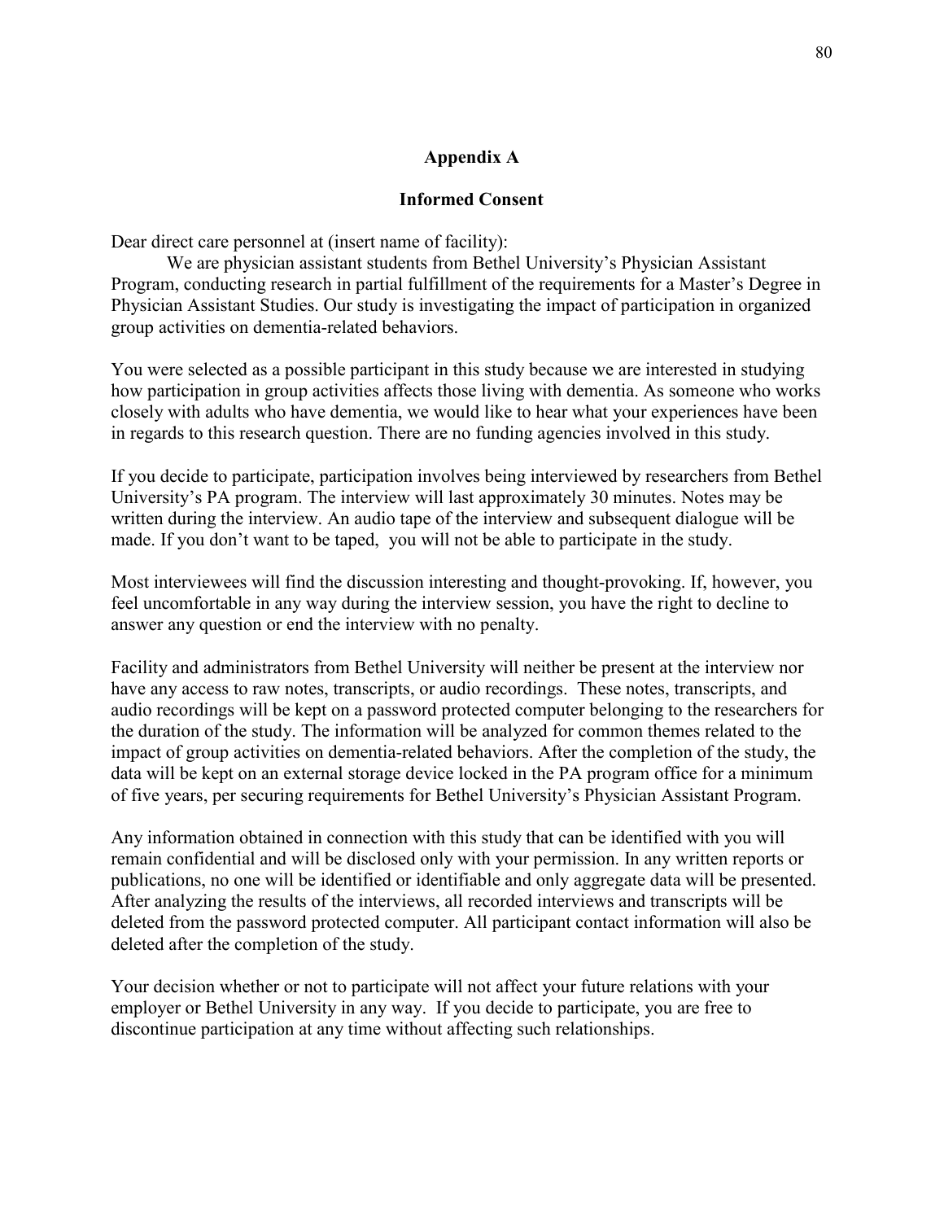## Appendix A

### Informed Consent

Dear direct care personnel at (insert name of facility):

We are physician assistant students from Bethel University's Physician Assistant Program, conducting research in partial fulfillment of the requirements for a Master's Degree in Physician Assistant Studies. Our study is investigating the impact of participation in organized group activities on dementia-related behaviors.

You were selected as a possible participant in this study because we are interested in studying how participation in group activities affects those living with dementia. As someone who works closely with adults who have dementia, we would like to hear what your experiences have been in regards to this research question. There are no funding agencies involved in this study.

If you decide to participate, participation involves being interviewed by researchers from Bethel University's PA program. The interview will last approximately 30 minutes. Notes may be written during the interview. An audio tape of the interview and subsequent dialogue will be made. If you don't want to be taped, you will not be able to participate in the study.

Most interviewees will find the discussion interesting and thought-provoking. If, however, you feel uncomfortable in any way during the interview session, you have the right to decline to answer any question or end the interview with no penalty.

Facility and administrators from Bethel University will neither be present at the interview nor have any access to raw notes, transcripts, or audio recordings. These notes, transcripts, and audio recordings will be kept on a password protected computer belonging to the researchers for the duration of the study. The information will be analyzed for common themes related to the impact of group activities on dementia-related behaviors. After the completion of the study, the data will be kept on an external storage device locked in the PA program office for a minimum of five years, per securing requirements for Bethel University's Physician Assistant Program.

Any information obtained in connection with this study that can be identified with you will remain confidential and will be disclosed only with your permission. In any written reports or publications, no one will be identified or identifiable and only aggregate data will be presented. After analyzing the results of the interviews, all recorded interviews and transcripts will be deleted from the password protected computer. All participant contact information will also be deleted after the completion of the study.

Your decision whether or not to participate will not affect your future relations with your employer or Bethel University in any way. If you decide to participate, you are free to discontinue participation at any time without affecting such relationships.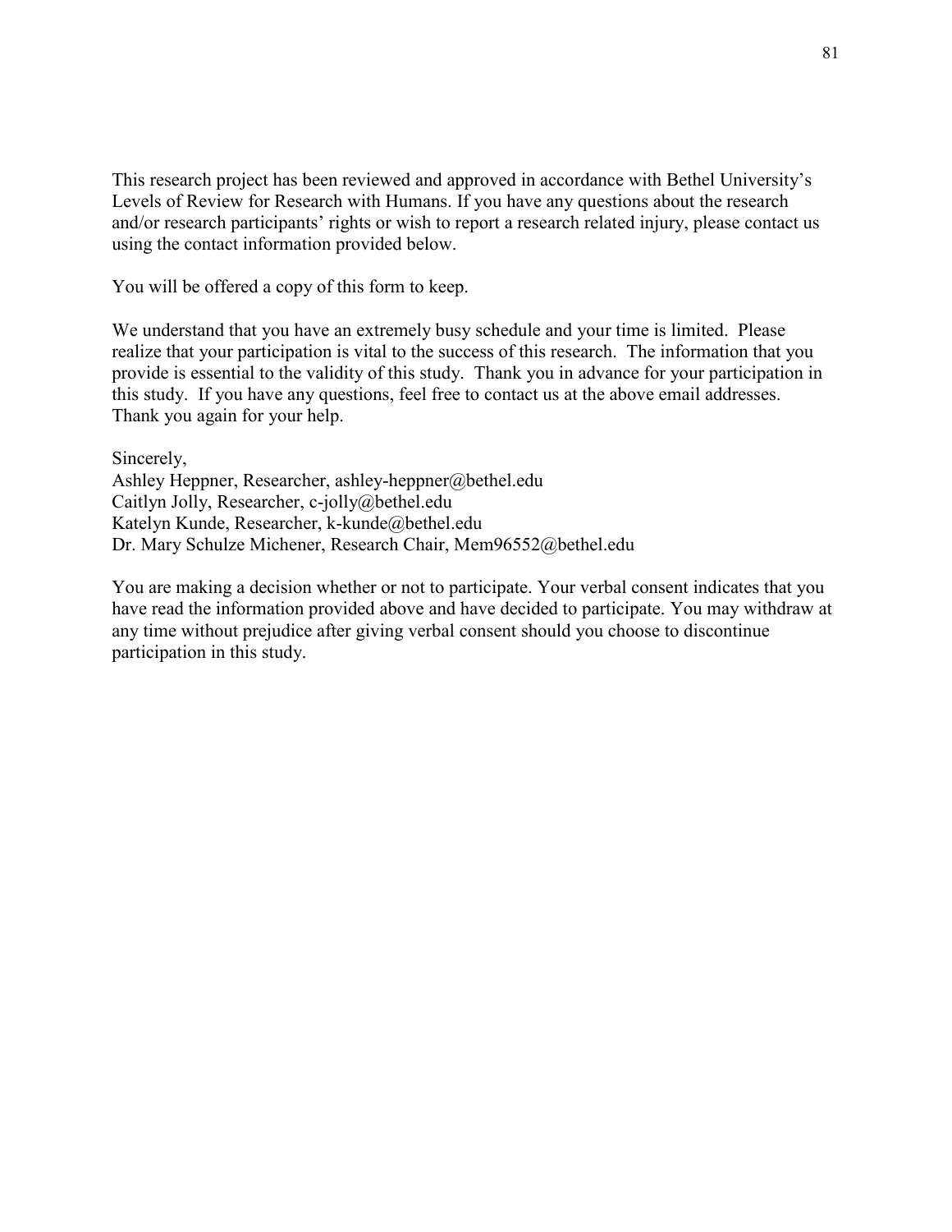This research project has been reviewed and approved in accordance with Bethel University's Levels of Review for Research with Humans. If you have any questions about the research and/or research participants' rights or wish to report a research related injury, please contact us using the contact information provided below.

You will be offered a copy of this form to keep.

We understand that you have an extremely busy schedule and your time is limited. Please realize that your participation is vital to the success of this research. The information that you provide is essential to the validity of this study. Thank you in advance for your participation in this study. If you have any questions, feel free to contact us at the above email addresses. Thank you again for your help.

Sincerely,  
Ashley Heppner, Researcher, ashley-heppner@bethel.edu  
Caitlyn Jolly, Researcher, c-jolly@bethel.edu  
Katelyn Kunde, Researcher, k-kunde@bethel.edu  
Dr. Mary Schulze Michener, Research Chair, Mem96552@bethel.edu

You are making a decision whether or not to participate. Your verbal consent indicates that you have read the information provided above and have decided to participate. You may withdraw at any time without prejudice after giving verbal consent should you choose to discontinue participation in this study.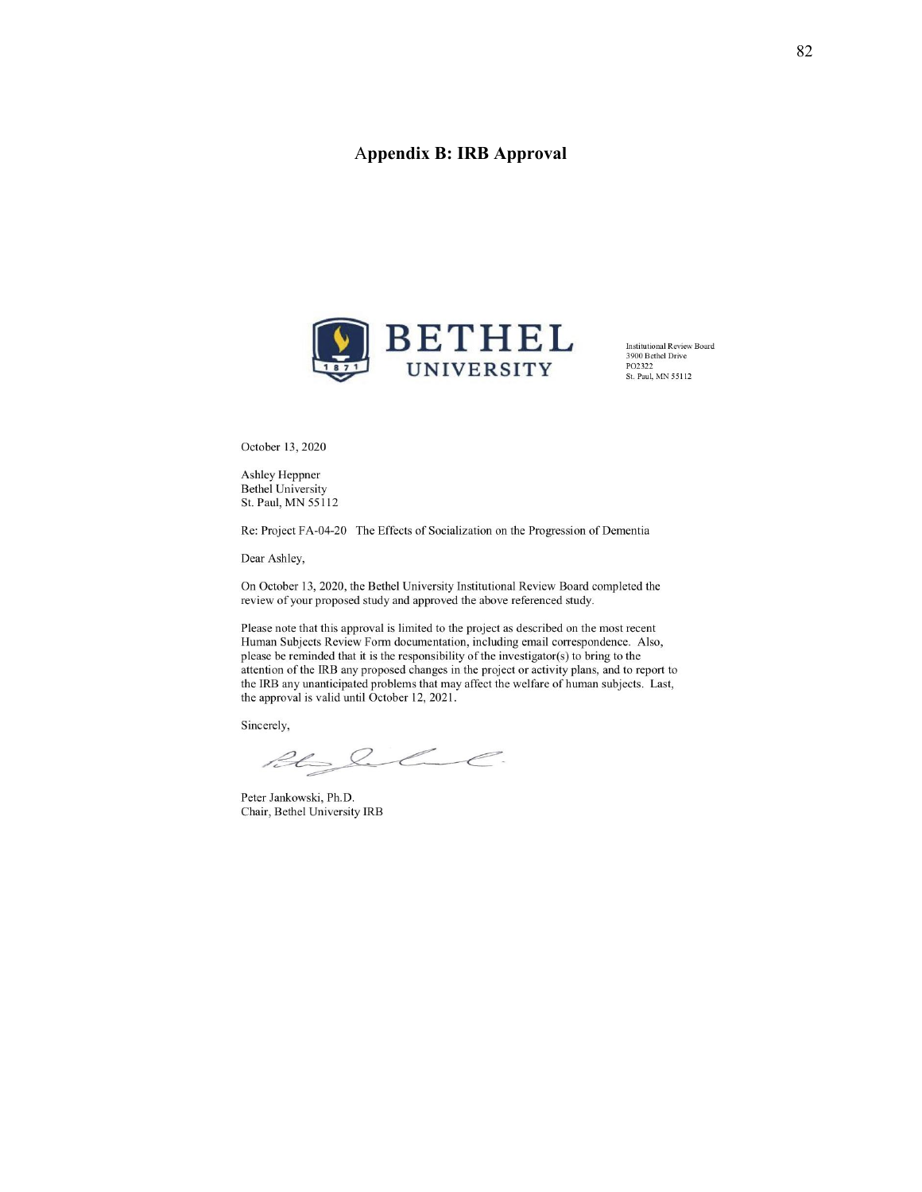## Appendix B: IRB Approval

BETHEL UNIVERSITY

Institutional Review Board
3900 Bethel Drive
PO2322
St. Paul, MN 55112

October 13, 2020

Ashley Heppner
Bethel University
St. Paul, MN 55112

Re: Project FA-04-20 The Effects of Socialization on the Progression of Dementia

Dear Ashley,

On October 13, 2020, the Bethel University Institutional Review Board completed the review of your proposed study and approved the above referenced study.

Please note that this approval is limited to the project as described on the most recent Human Subjects Review Form documentation, including email correspondence. Also, please be reminded that it is the responsibility of the investigator(s) to bring to the attention of the IRB any proposed changes in the project or activity plans, and to report to the IRB any unanticipated problems that may affect the welfare of human subjects. Last, the approval is valid until October 12, 2021.

Sincerely,

Peter Jankowski, Ph.D.
Chair, Bethel University IRB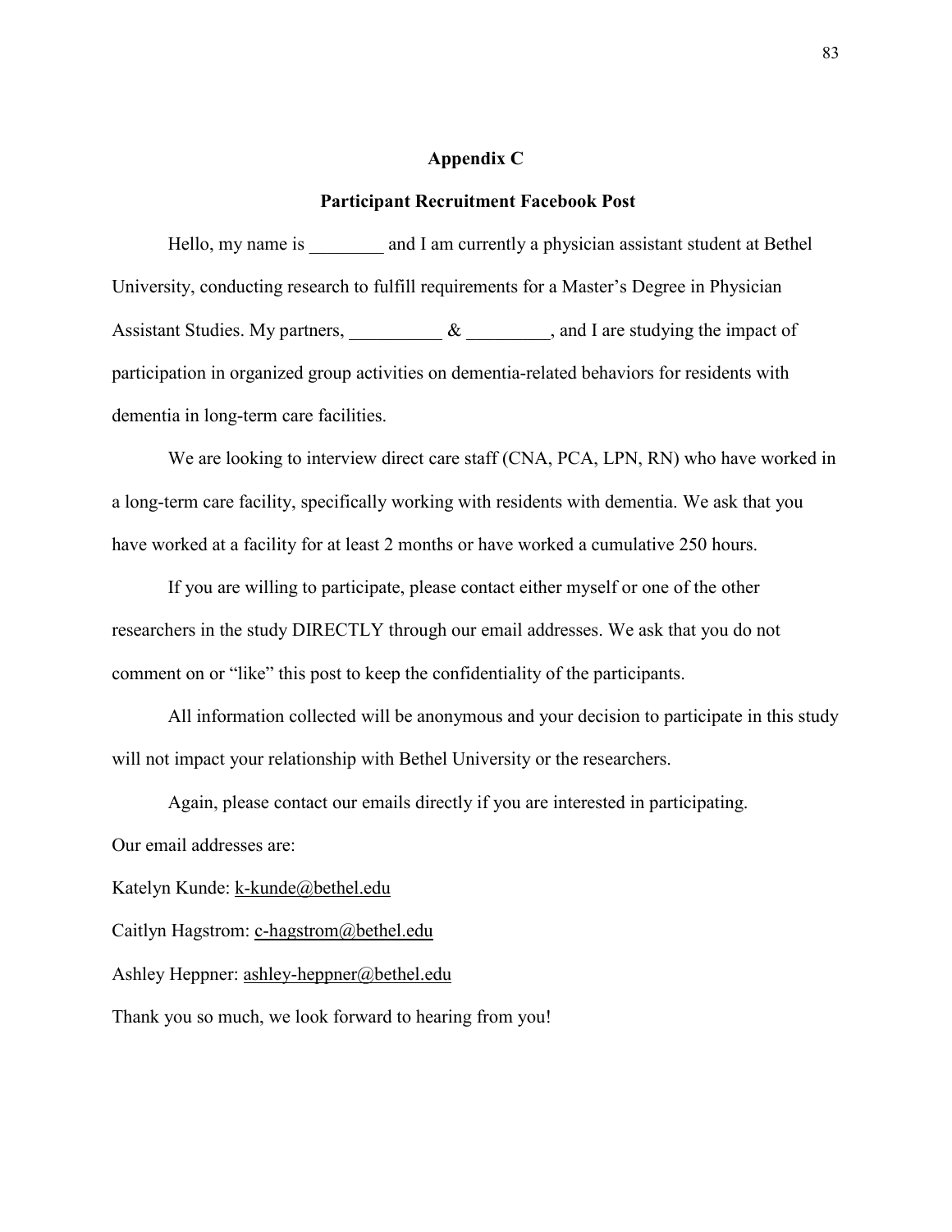# Appendix C

## Participant Recruitment Facebook Post

Hello, my name is ________ and I am currently a physician assistant student at Bethel University, conducting research to fulfill requirements for a Master's Degree in Physician Assistant Studies. My partners, __________ & _________, and I are studying the impact of participation in organized group activities on dementia-related behaviors for residents with dementia in long-term care facilities.

We are looking to interview direct care staff (CNA, PCA, LPN, RN) who have worked in a long-term care facility, specifically working with residents with dementia. We ask that you have worked at a facility for at least 2 months or have worked a cumulative 250 hours.

If you are willing to participate, please contact either myself or one of the other researchers in the study DIRECTLY through our email addresses. We ask that you do not comment on or "like" this post to keep the confidentiality of the participants.

All information collected will be anonymous and your decision to participate in this study will not impact your relationship with Bethel University or the researchers.

Again, please contact our emails directly if you are interested in participating.

Our email addresses are:

Katelyn Kunde: k-kunde@bethel.edu

Caitlyn Hagstrom: c-hagstrom@bethel.edu

Ashley Heppner: ashley-heppner@bethel.edu

Thank you so much, we look forward to hearing from you!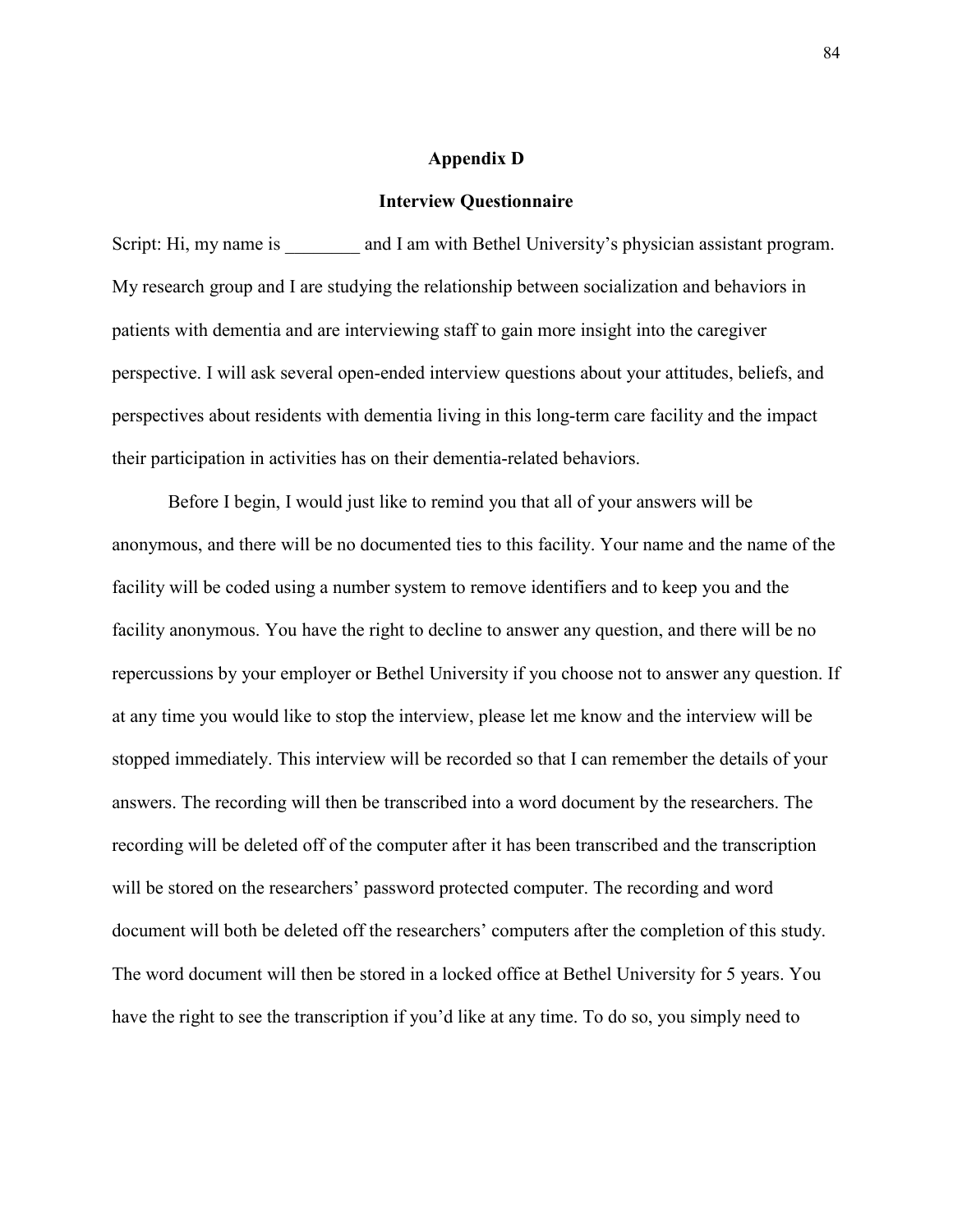## Appendix D

## Interview Questionnaire

Script: Hi, my name is ________ and I am with Bethel University's physician assistant program. My research group and I are studying the relationship between socialization and behaviors in patients with dementia and are interviewing staff to gain more insight into the caregiver perspective. I will ask several open-ended interview questions about your attitudes, beliefs, and perspectives about residents with dementia living in this long-term care facility and the impact their participation in activities has on their dementia-related behaviors.

Before I begin, I would just like to remind you that all of your answers will be anonymous, and there will be no documented ties to this facility. Your name and the name of the facility will be coded using a number system to remove identifiers and to keep you and the facility anonymous. You have the right to decline to answer any question, and there will be no repercussions by your employer or Bethel University if you choose not to answer any question. If at any time you would like to stop the interview, please let me know and the interview will be stopped immediately. This interview will be recorded so that I can remember the details of your answers. The recording will then be transcribed into a word document by the researchers. The recording will be deleted off of the computer after it has been transcribed and the transcription will be stored on the researchers' password protected computer. The recording and word document will both be deleted off the researchers' computers after the completion of this study. The word document will then be stored in a locked office at Bethel University for 5 years. You have the right to see the transcription if you'd like at any time. To do so, you simply need to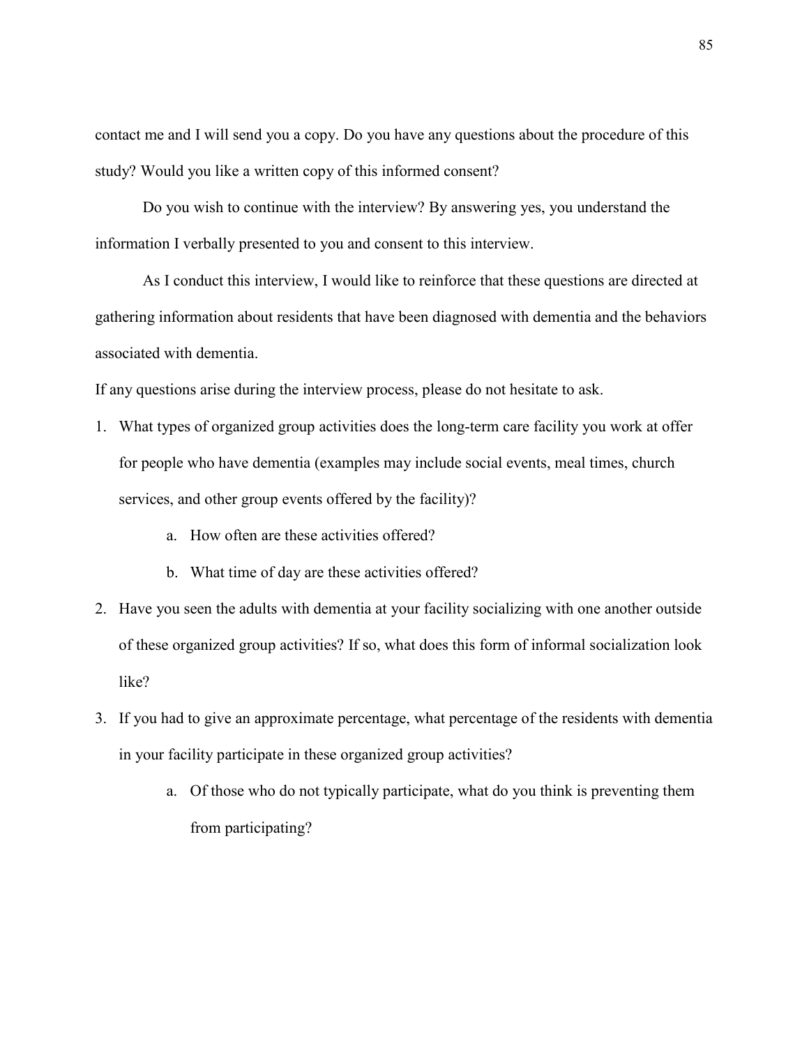contact me and I will send you a copy. Do you have any questions about the procedure of this study? Would you like a written copy of this informed consent?

Do you wish to continue with the interview? By answering yes, you understand the information I verbally presented to you and consent to this interview.

As I conduct this interview, I would like to reinforce that these questions are directed at gathering information about residents that have been diagnosed with dementia and the behaviors associated with dementia.

If any questions arise during the interview process, please do not hesitate to ask.

1. What types of organized group activities does the long-term care facility you work at offer for people who have dementia (examples may include social events, meal times, church services, and other group events offered by the facility)?
    a. How often are these activities offered?
    b. What time of day are these activities offered?
2. Have you seen the adults with dementia at your facility socializing with one another outside of these organized group activities? If so, what does this form of informal socialization look like?
3. If you had to give an approximate percentage, what percentage of the residents with dementia in your facility participate in these organized group activities?
    a. Of those who do not typically participate, what do you think is preventing them from participating?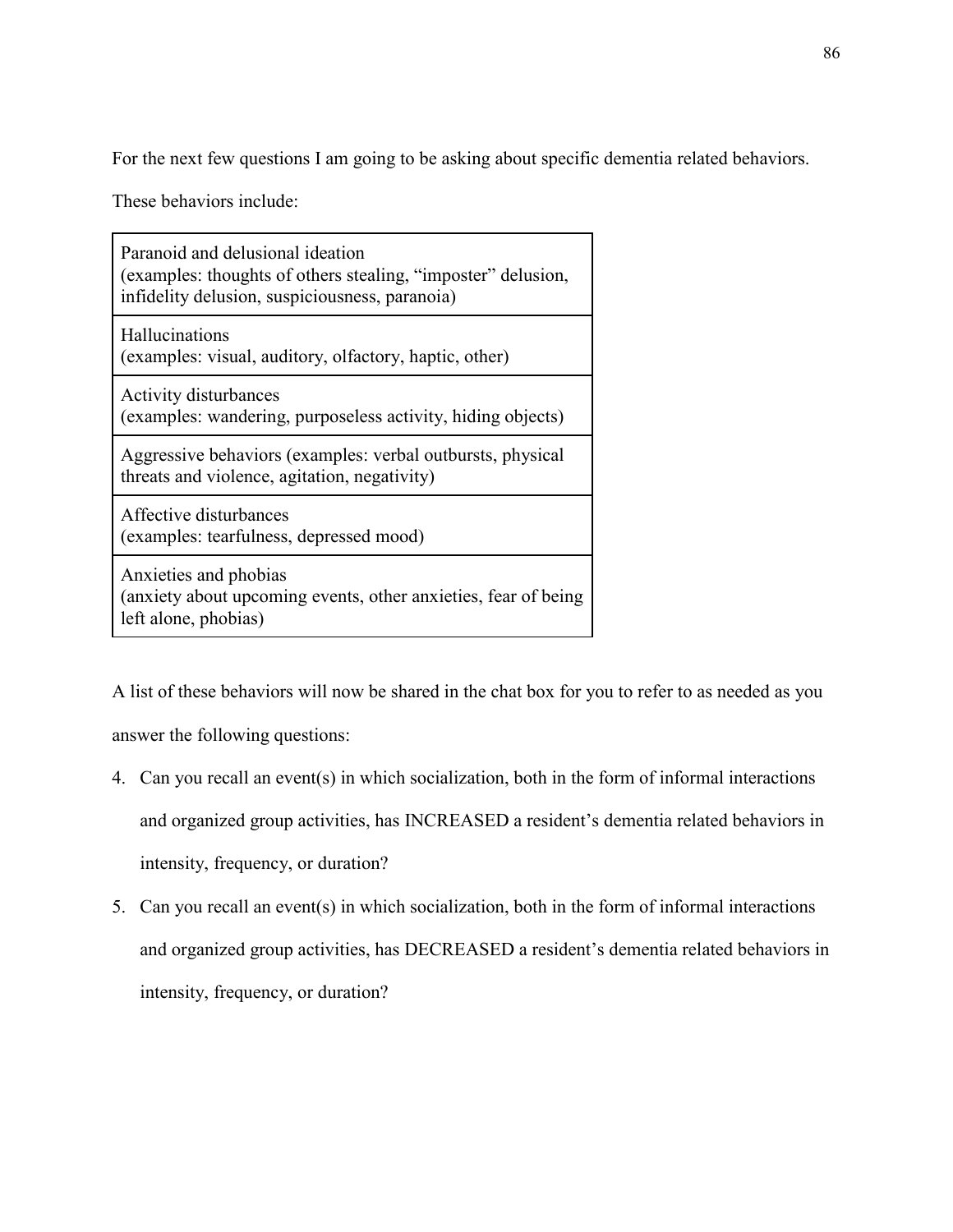For the next few questions I am going to be asking about specific dementia related behaviors.

These behaviors include:

| |
|---|
| Paranoid and delusional ideation (examples: thoughts of others stealing, "imposter" delusion, infidelity delusion, suspiciousness, paranoia) |
| Hallucinations (examples: visual, auditory, olfactory, haptic, other) |
| Activity disturbances (examples: wandering, purposeless activity, hiding objects) |
| Aggressive behaviors (examples: verbal outbursts, physical threats and violence, agitation, negativity) |
| Affective disturbances (examples: tearfulness, depressed mood) |
| Anxieties and phobias (anxiety about upcoming events, other anxieties, fear of being left alone, phobias) |

A list of these behaviors will now be shared in the chat box for you to refer to as needed as you answer the following questions:

4. Can you recall an event(s) in which socialization, both in the form of informal interactions and organized group activities, has INCREASED a resident's dementia related behaviors in intensity, frequency, or duration?
5. Can you recall an event(s) in which socialization, both in the form of informal interactions and organized group activities, has DECREASED a resident's dementia related behaviors in intensity, frequency, or duration?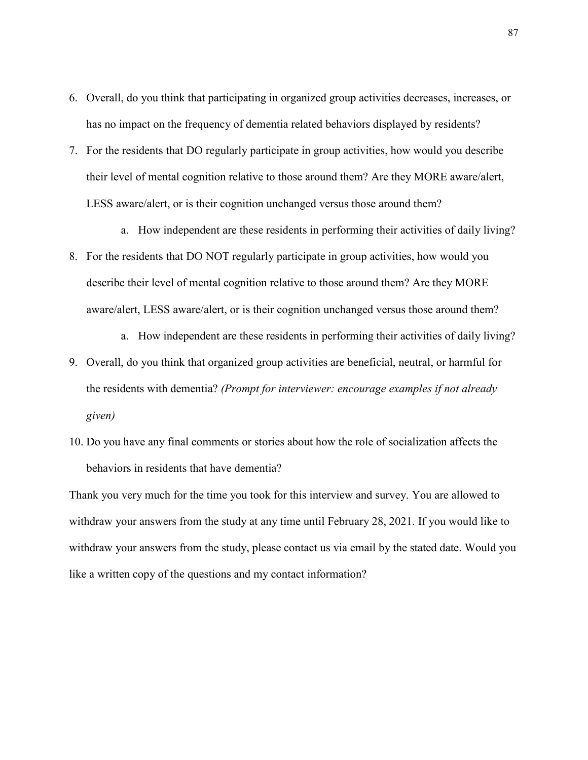6. Overall, do you think that participating in organized group activities decreases, increases, or has no impact on the frequency of dementia related behaviors displayed by residents?
7. For the residents that DO regularly participate in group activities, how would you describe their level of mental cognition relative to those around them? Are they MORE aware/alert, LESS aware/alert, or is their cognition unchanged versus those around them?
    a. How independent are these residents in performing their activities of daily living?
8. For the residents that DO NOT regularly participate in group activities, how would you describe their level of mental cognition relative to those around them? Are they MORE aware/alert, LESS aware/alert, or is their cognition unchanged versus those around them?
    a. How independent are these residents in performing their activities of daily living?
9. Overall, do you think that organized group activities are beneficial, neutral, or harmful for the residents with dementia? *(Prompt for interviewer: encourage examples if not already given)*
10. Do you have any final comments or stories about how the role of socialization affects the behaviors in residents that have dementia?

Thank you very much for the time you took for this interview and survey. You are allowed to withdraw your answers from the study at any time until February 28, 2021. If you would like to withdraw your answers from the study, please contact us via email by the stated date. Would you like a written copy of the questions and my contact information?